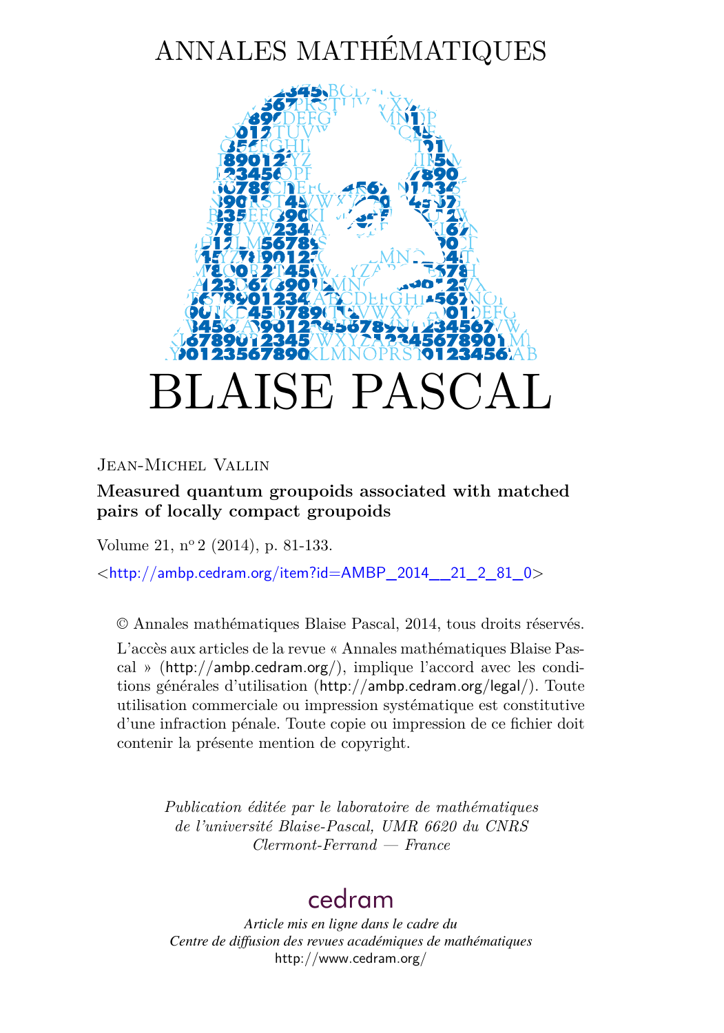# ANNALES MATHÉMATIQUES

# BLAISE PASCAL

Jean-Michel Vallin

**Measured quantum groupoids associated with matched pairs of locally compact groupoids**

Volume 21, n$^{\text{o}}$ 2 (2014), p. 81-133.

<http://ambp.cedram.org/item?id=AMBP_2014__21_2_81_0>

© Annales mathématiques Blaise Pascal, 2014, tous droits réservés.

L'accès aux articles de la revue « Annales mathématiques Blaise Pascal » (http://ambp.cedram.org/), implique l'accord avec les conditions générales d'utilisation (http://ambp.cedram.org/legal/). Toute utilisation commerciale ou impression systématique est constitutive d'une infraction pénale. Toute copie ou impression de ce fichier doit contenir la présente mention de copyright.

*Publication éditée par le laboratoire de mathématiques de l'université Blaise-Pascal, UMR 6620 du CNRS Clermont-Ferrand — France*

cedram

*Article mis en ligne dans le cadre du Centre de diffusion des revues académiques de mathématiques*
http://www.cedram.org/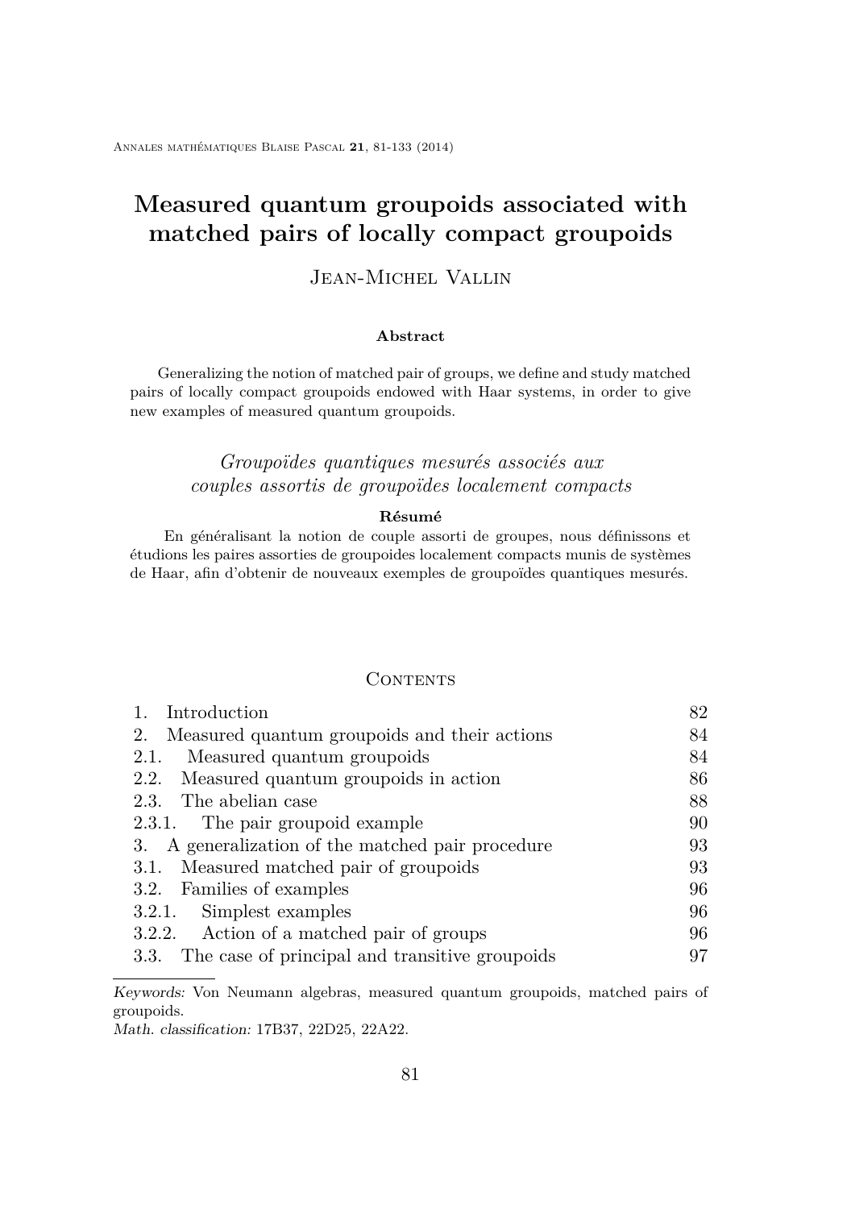# Measured quantum groupoids associated with matched pairs of locally compact groupoids

Jean-Michel Vallin

**Abstract**

Generalizing the notion of matched pair of groups, we define and study matched pairs of locally compact groupoids endowed with Haar systems, in order to give new examples of measured quantum groupoids.

*Groupoïdes quantiques mesurés associés aux couples assortis de groupoïdes localement compacts*

**Résumé**

En généralisant la notion de couple assorti de groupes, nous définissons et étudions les paires assorties de groupoides localement compacts munis de systèmes de Haar, afin d'obtenir de nouveaux exemples de groupoïdes quantiques mesurés.

## Contents

| | |
|---|---|
| 1. Introduction | 82 |
| 2. Measured quantum groupoids and their actions | 84 |
| 2.1. Measured quantum groupoids | 84 |
| 2.2. Measured quantum groupoids in action | 86 |
| 2.3. The abelian case | 88 |
| 2.3.1. The pair groupoid example | 90 |
| 3. A generalization of the matched pair procedure | 93 |
| 3.1. Measured matched pair of groupoids | 93 |
| 3.2. Families of examples | 96 |
| 3.2.1. Simplest examples | 96 |
| 3.2.2. Action of a matched pair of groups | 96 |
| 3.3. The case of principal and transitive groupoids | 97 |

*Keywords:* Von Neumann algebras, measured quantum groupoids, matched pairs of groupoids.

*Math. classification:* 17B37, 22D25, 22A22.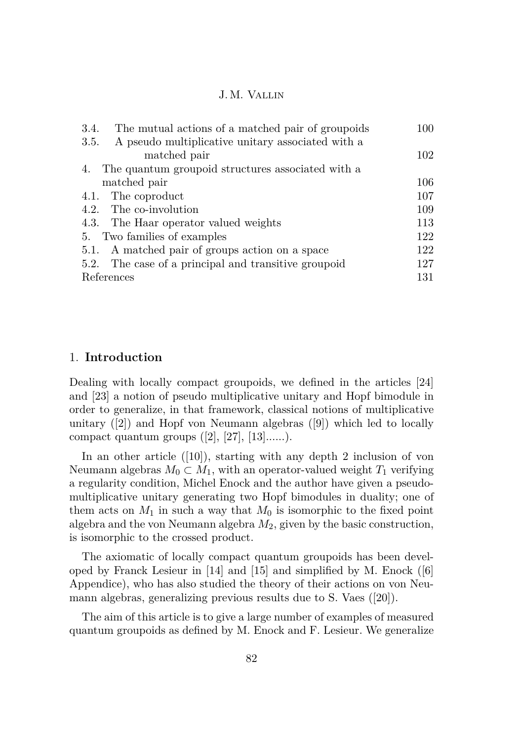| | |
|---|---|
| 3.4. The mutual actions of a matched pair of groupoids | 100 |
| 3.5. A pseudo multiplicative unitary associated with a matched pair | 102 |
| 4. The quantum groupoid structures associated with a matched pair | 106 |
| 4.1. The coproduct | 107 |
| 4.2. The co-involution | 109 |
| 4.3. The Haar operator valued weights | 113 |
| 5. Two families of examples | 122 |
| 5.1. A matched pair of groups action on a space | 122 |
| 5.2. The case of a principal and transitive groupoid | 127 |
| References | 131 |

## 1. **Introduction**

Dealing with locally compact groupoids, we defined in the articles [24] and [23] a notion of pseudo multiplicative unitary and Hopf bimodule in order to generalize, in that framework, classical notions of multiplicative unitary ([2]) and Hopf von Neumann algebras ([9]) which led to locally compact quantum groups ([2], [27], [13]......).

In an other article ([10]), starting with any depth 2 inclusion of von Neumann algebras $M_0 \subset M_1$, with an operator-valued weight $T_1$ verifying a regularity condition, Michel Enock and the author have given a pseudo-multiplicative unitary generating two Hopf bimodules in duality; one of them acts on $M_1$ in such a way that $M_0$ is isomorphic to the fixed point algebra and the von Neumann algebra $M_2$, given by the basic construction, is isomorphic to the crossed product.

The axiomatic of locally compact quantum groupoids has been developed by Franck Lesieur in [14] and [15] and simplified by M. Enock ([6] Appendice), who has also studied the theory of their actions on von Neumann algebras, generalizing previous results due to S. Vaes ([20]).

The aim of this article is to give a large number of examples of measured quantum groupoids as defined by M. Enock and F. Lesieur. We generalize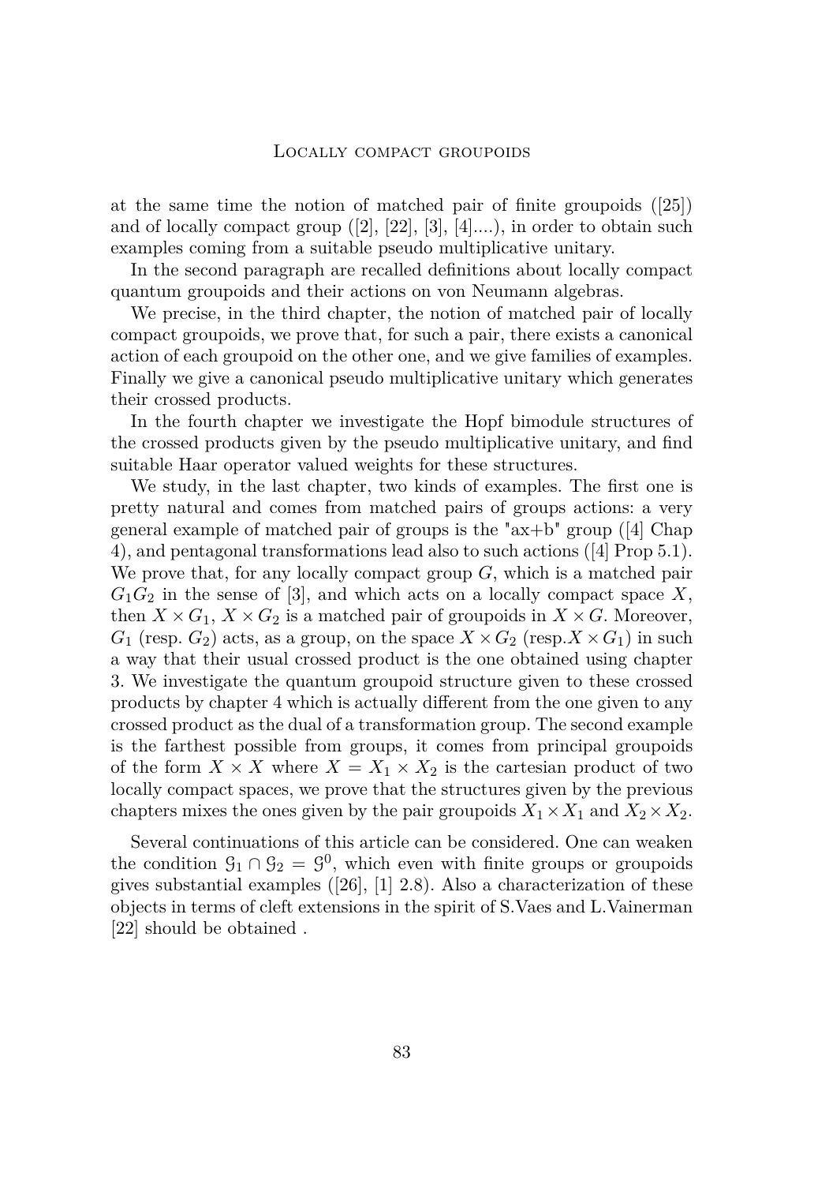at the same time the notion of matched pair of finite groupoids ([25]) and of locally compact group ([2], [22], [3], [4]....), in order to obtain such examples coming from a suitable pseudo multiplicative unitary.

In the second paragraph are recalled definitions about locally compact quantum groupoids and their actions on von Neumann algebras.

We precise, in the third chapter, the notion of matched pair of locally compact groupoids, we prove that, for such a pair, there exists a canonical action of each groupoid on the other one, and we give families of examples. Finally we give a canonical pseudo multiplicative unitary which generates their crossed products.

In the fourth chapter we investigate the Hopf bimodule structures of the crossed products given by the pseudo multiplicative unitary, and find suitable Haar operator valued weights for these structures.

We study, in the last chapter, two kinds of examples. The first one is pretty natural and comes from matched pairs of groups actions: a very general example of matched pair of groups is the "ax+b" group ([4] Chap 4), and pentagonal transformations lead also to such actions ([4] Prop 5.1). We prove that, for any locally compact group $G$, which is a matched pair $G_1G_2$ in the sense of [3], and which acts on a locally compact space $X$, then $X \times G_1$, $X \times G_2$ is a matched pair of groupoids in $X \times G$. Moreover, $G_1$ (resp. $G_2$) acts, as a group, on the space $X \times G_2$ (resp.$X \times G_1$) in such a way that their usual crossed product is the one obtained using chapter 3. We investigate the quantum groupoid structure given to these crossed products by chapter 4 which is actually different from the one given to any crossed product as the dual of a transformation group. The second example is the farthest possible from groups, it comes from principal groupoids of the form $X \times X$ where $X = X_1 \times X_2$ is the cartesian product of two locally compact spaces, we prove that the structures given by the previous chapters mixes the ones given by the pair groupoids $X_1 \times X_1$ and $X_2 \times X_2$.

Several continuations of this article can be considered. One can weaken the condition $\mathcal{G}_1 \cap \mathcal{G}_2 = \mathcal{G}^0$, which even with finite groups or groupoids gives substantial examples ([26], [1] 2.8). Also a characterization of these objects in terms of cleft extensions in the spirit of S.Vaes and L.Vainerman [22] should be obtained .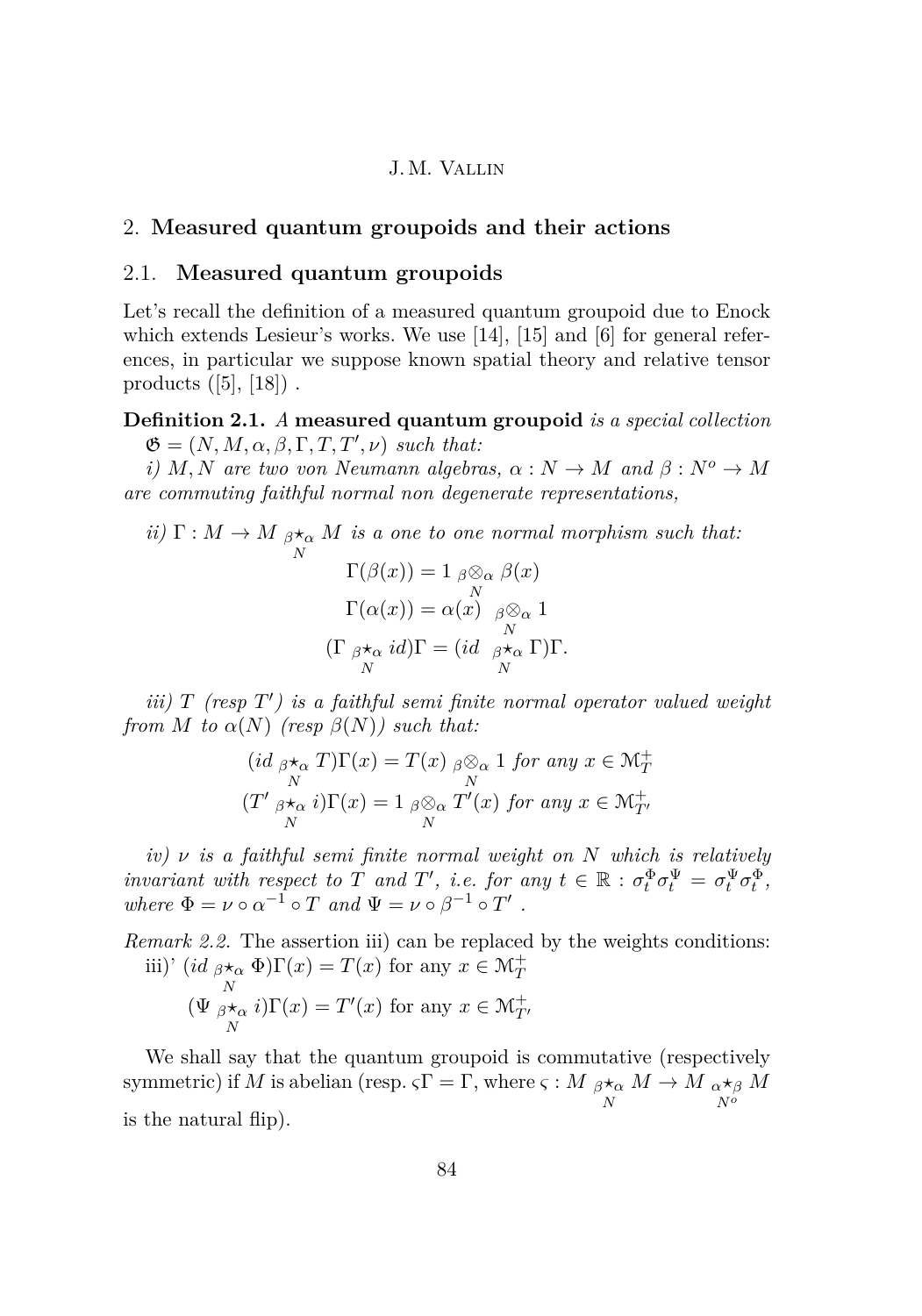## 2. **Measured quantum groupoids and their actions**

### 2.1. **Measured quantum groupoids**

Let's recall the definition of a measured quantum groupoid due to Enock which extends Lesieur's works. We use [14], [15] and [6] for general references, in particular we suppose known spatial theory and relative tensor products ([5], [18]) .

**Definition 2.1.** *A* **measured quantum groupoid** *is a special collection* $\mathfrak{G} = (N, M, \alpha, \beta, \Gamma, T, T', \nu)$ *such that:*

*i) $M, N$ are two von Neumann algebras, $\alpha : N \to M$ and $\beta : N^o \to M$ are commuting faithful normal non degenerate representations,*

*ii) $\Gamma : M \to M \underset{N}{{}_\beta\star_\alpha} M$ is a one to one normal morphism such that:*

$$\Gamma(\beta(x)) = 1 \underset{N}{{}_\beta\otimes_\alpha} \beta(x)$$

$$\Gamma(\alpha(x)) = \alpha(x) \underset{N}{{}_\beta\otimes_\alpha} 1$$

$$(\Gamma \underset{N}{{}_\beta\star_\alpha} id)\Gamma = (id \underset{N}{{}_\beta\star_\alpha} \Gamma)\Gamma.$$

*iii) $T$ (resp $T'$) is a faithful semi finite normal operator valued weight from $M$ to $\alpha(N)$ (resp $\beta(N)$) such that:*

$$(id \underset{N}{{}_\beta\star_\alpha} T)\Gamma(x) = T(x) \underset{N}{{}_\beta\otimes_\alpha} 1 \text{ for any } x \in \mathcal{M}_T^+$$

$$(T' \underset{N}{{}_\beta\star_\alpha} i)\Gamma(x) = 1 \underset{N}{{}_\beta\otimes_\alpha} T'(x) \text{ for any } x \in \mathcal{M}_{T'}^+$$

*iv) $\nu$ is a faithful semi finite normal weight on $N$ which is relatively invariant with respect to $T$ and $T'$, i.e. for any $t \in \mathbb{R}$ : $\sigma_t^\Phi \sigma_t^\Psi = \sigma_t^\Psi \sigma_t^\Phi$, where $\Phi = \nu \circ \alpha^{-1} \circ T$ and $\Psi = \nu \circ \beta^{-1} \circ T'$ .*

*Remark 2.2.* The assertion iii) can be replaced by the weights conditions:
iii)' $(id \underset{N}{{}_\beta\star_\alpha} \Phi)\Gamma(x) = T(x)$ for any $x \in \mathcal{M}_T^+$

$(\Psi \underset{N}{{}_\beta\star_\alpha} i)\Gamma(x) = T'(x)$ for any $x \in \mathcal{M}_{T'}^+$

We shall say that the quantum groupoid is commutative (respectively symmetric) if $M$ is abelian (resp. $\varsigma\Gamma = \Gamma$, where $\varsigma : M \underset{N}{{}_\beta\star_\alpha} M \to M \underset{N^o}{{}_\alpha\star_\beta} M$ is the natural flip).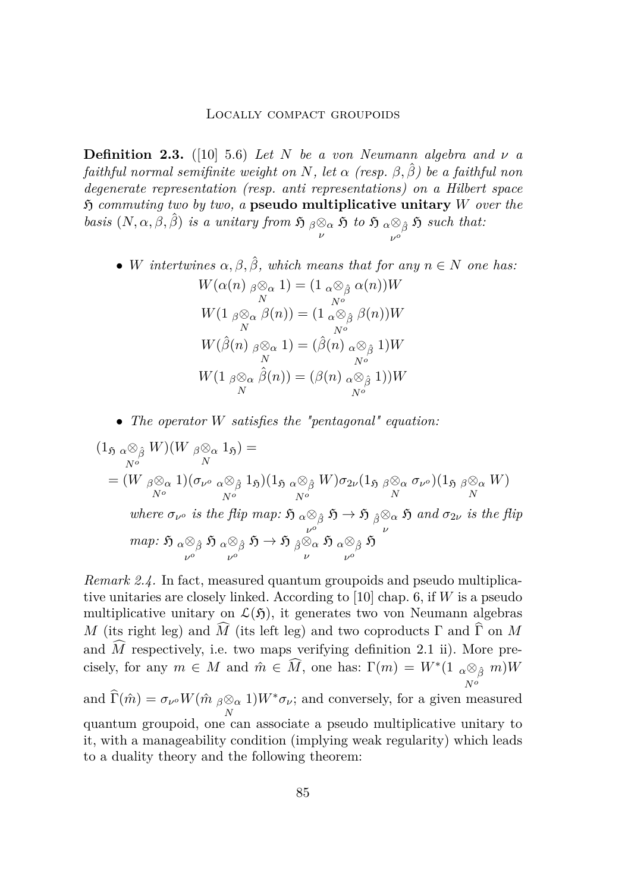**Definition 2.3.** ([10] 5.6) *Let $N$ be a von Neumann algebra and $\nu$ a faithful normal semifinite weight on $N$, let $\alpha$ (resp. $\beta, \hat{\beta}$) be a faithful non degenerate representation (resp. anti representations) on a Hilbert space $\mathfrak{H}$ commuting two by two, a* **pseudo multiplicative unitary** *$W$ over the basis $(N, \alpha, \beta, \hat{\beta})$ is a unitary from $\mathfrak{H} \underset{\nu}{{}_\beta\otimes_\alpha} \mathfrak{H}$ to $\mathfrak{H} \underset{\nu^o}{{}_\alpha\otimes_{\hat{\beta}}} \mathfrak{H}$ such that:*

- *$W$ intertwines $\alpha, \beta, \hat{\beta}$, which means that for any $n \in N$ one has:*

$$W(\alpha(n) \underset{N}{{}_\beta\otimes_\alpha} 1) = (1 \underset{N^o}{{}_\alpha\otimes_{\hat{\beta}}} \alpha(n))W$$

$$W(1 \underset{N}{{}_\beta\otimes_\alpha} \beta(n)) = (1 \underset{N^o}{{}_\alpha\otimes_{\hat{\beta}}} \beta(n))W$$

$$W(\hat{\beta}(n) \underset{N}{{}_\beta\otimes_\alpha} 1) = (\hat{\beta}(n) \underset{N^o}{{}_\alpha\otimes_{\hat{\beta}}} 1)W$$

$$W(1 \underset{N}{{}_\beta\otimes_\alpha} \hat{\beta}(n)) = (\beta(n) \underset{N^o}{{}_\alpha\otimes_{\hat{\beta}}} 1))W$$

- *The operator $W$ satisfies the "pentagonal" equation:*

$$(1_{\mathfrak{H}} \underset{N^o}{{}_\alpha\otimes_{\hat{\beta}}} W)(W \underset{N}{{}_\beta\otimes_\alpha} 1_{\mathfrak{H}}) =$$

$$= (W \underset{N^o}{{}_\beta\otimes_\alpha} 1)(\sigma_{\nu^o} \underset{N^o}{{}_\alpha\otimes_{\hat{\beta}}} 1_{\mathfrak{H}})(1_{\mathfrak{H}} \underset{N^o}{{}_\alpha\otimes_{\hat{\beta}}} W)\sigma_{2\nu}(1_{\mathfrak{H}} \underset{N}{{}_\beta\otimes_\alpha} \sigma_{\nu^o})(1_{\mathfrak{H}} \underset{N}{{}_\beta\otimes_\alpha} W)$$

*where $\sigma_{\nu^o}$ is the flip map: $\mathfrak{H} \underset{\nu^o}{{}_\alpha\otimes_{\hat{\beta}}} \mathfrak{H} \to \mathfrak{H} \underset{\nu}{{}_{\hat{\beta}}\otimes_\alpha} \mathfrak{H}$ and $\sigma_{2\nu}$ is the flip map: $\mathfrak{H} \underset{\nu^o}{{}_\alpha\otimes_{\hat{\beta}}} \mathfrak{H} \underset{\nu^o}{{}_\alpha\otimes_{\hat{\beta}}} \mathfrak{H} \to \mathfrak{H} \underset{\nu}{{}_{\hat{\beta}}\otimes_\alpha} \mathfrak{H} \underset{\nu^o}{{}_\alpha\otimes_{\hat{\beta}}} \mathfrak{H}$*

*Remark 2.4.* In fact, measured quantum groupoids and pseudo multiplicative unitaries are closely linked. According to [10] chap. 6, if $W$ is a pseudo multiplicative unitary on $\mathcal{L}(\mathfrak{H})$, it generates two von Neumann algebras $M$ (its right leg) and $\widehat{M}$ (its left leg) and two coproducts $\Gamma$ and $\widehat{\Gamma}$ on $M$ and $\widehat{M}$ respectively, i.e. two maps verifying definition 2.1 ii). More precisely, for any $m \in M$ and $\hat{m} \in \widehat{M}$, one has: $\Gamma(m) = W^*(1 \underset{N^o}{{}_\alpha\otimes_{\hat{\beta}}} m)W$ and $\widehat{\Gamma}(\hat{m}) = \sigma_{\nu^o} W(\hat{m} \underset{N}{{}_\beta\otimes_\alpha} 1)W^*\sigma_\nu$; and conversely, for a given measured quantum groupoid, one can associate a pseudo multiplicative unitary to it, with a manageability condition (implying weak regularity) which leads to a duality theory and the following theorem: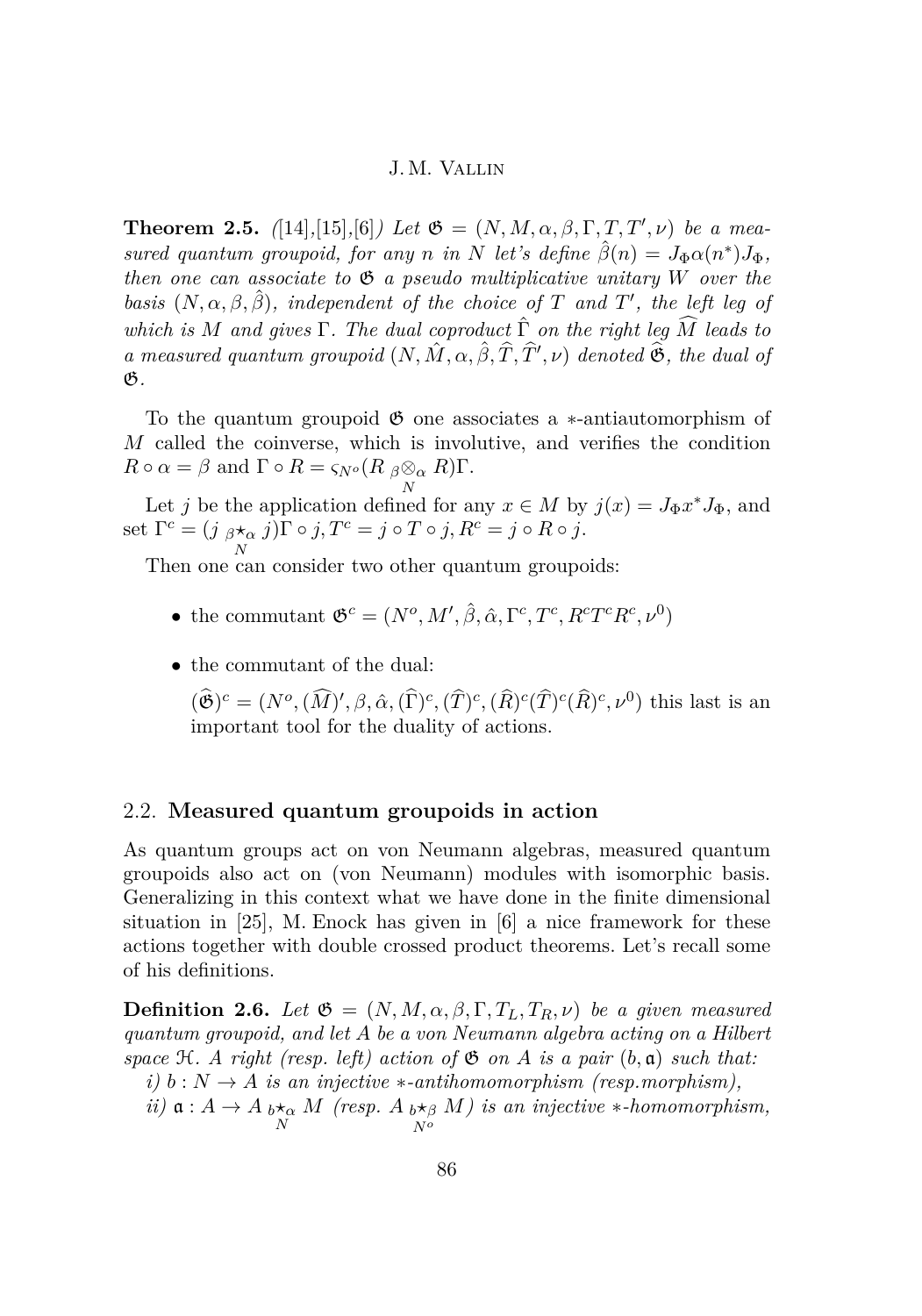**Theorem 2.5.** *([14],[15],[6]) Let $\mathfrak{G} = (N, M, \alpha, \beta, \Gamma, T, T', \nu)$ be a measured quantum groupoid, for any $n$ in $N$ let's define $\hat{\beta}(n) = J_\Phi \alpha(n^*) J_\Phi$, then one can associate to $\mathfrak{G}$ a pseudo multiplicative unitary $W$ over the basis $(N, \alpha, \beta, \hat{\beta})$, independent of the choice of $T$ and $T'$, the left leg of which is $M$ and gives $\Gamma$. The dual coproduct $\hat{\Gamma}$ on the right leg $\widehat{M}$ leads to a measured quantum groupoid $(N, \hat{M}, \alpha, \hat{\beta}, \widehat{T}, \widehat{T}', \nu)$ denoted $\widehat{\mathfrak{G}}$, the dual of $\mathfrak{G}$.*

To the quantum groupoid $\mathfrak{G}$ one associates a $*$-antiautomorphism of $M$ called the coinverse, which is involutive, and verifies the condition $R \circ \alpha = \beta$ and $\Gamma \circ R = \varsigma_{N^o}(R \underset{N}{{}_\beta\otimes_\alpha} R)\Gamma$.

Let $j$ be the application defined for any $x \in M$ by $j(x) = J_\Phi x^* J_\Phi$, and set $\Gamma^c = (j \underset{N}{{}_\beta\star_\alpha} j)\Gamma \circ j, T^c = j \circ T \circ j, R^c = j \circ R \circ j$.

Then one can consider two other quantum groupoids:

- the commutant $\mathfrak{G}^c = (N^o, M', \hat{\beta}, \hat{\alpha}, \Gamma^c, T^c, R^c T^c R^c, \nu^0)$
- the commutant of the dual:

  $(\widehat{\mathfrak{G}})^c = (N^o, (\widehat{M})', \beta, \hat{\alpha}, (\widehat{\Gamma})^c, (\widehat{T})^c, (\widehat{R})^c(\widehat{T})^c(\widehat{R})^c, \nu^0)$ this last is an important tool for the duality of actions.

## 2.2. **Measured quantum groupoids in action**

As quantum groups act on von Neumann algebras, measured quantum groupoids also act on (von Neumann) modules with isomorphic basis. Generalizing in this context what we have done in the finite dimensional situation in [25], M. Enock has given in [6] a nice framework for these actions together with double crossed product theorems. Let's recall some of his definitions.

**Definition 2.6.** *Let $\mathfrak{G} = (N, M, \alpha, \beta, \Gamma, T_L, T_R, \nu)$ be a given measured quantum groupoid, and let $A$ be a von Neumann algebra acting on a Hilbert space $\mathcal{H}$. A right (resp. left) action of $\mathfrak{G}$ on $A$ is a pair $(b, \mathfrak{a})$ such that:*
*i) $b : N \to A$ is an injective $*$-antihomomorphism (resp.morphism),*
*ii) $\mathfrak{a} : A \to A \underset{N}{{}_b\star_\alpha} M$ (resp. $A \underset{N^o}{{}_b\star_\beta} M$) is an injective $*$-homomorphism,*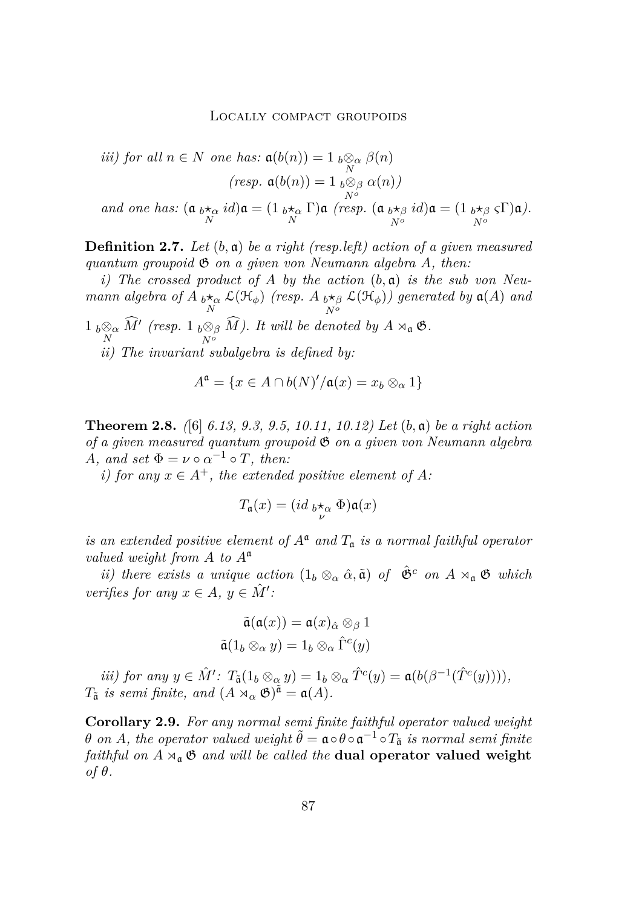*iii) for all $n \in N$ one has:* $\mathfrak{a}(b(n)) = 1 \underset{N}{{}_b\otimes_\alpha} \beta(n)$

$$(\textit{resp. } \mathfrak{a}(b(n)) = 1 \underset{N^o}{{}_b\otimes_\beta} \alpha(n))$$

*and one has:* $(\mathfrak{a} \underset{N}{{}_b\star_\alpha} id)\mathfrak{a} = (1 \underset{N}{{}_b\star_\alpha} \Gamma)\mathfrak{a}$ *(resp.* $(\mathfrak{a} \underset{N^o}{{}_b\star_\beta} id)\mathfrak{a} = (1 \underset{N^o}{{}_b\star_\beta} \varsigma\Gamma)\mathfrak{a}$*).*

**Definition 2.7.** *Let $(b, \mathfrak{a})$ be a right (resp.left) action of a given measured quantum groupoid $\mathfrak{G}$ on a given von Neumann algebra $A$, then:*

*i) The crossed product of $A$ by the action $(b, \mathfrak{a})$ is the sub von Neumann algebra of $A \underset{N}{{}_b\star_\alpha} \mathcal{L}(\mathcal{H}_\phi)$ (resp. $A \underset{N^o}{{}_b\star_\beta} \mathcal{L}(\mathcal{H}_\phi)$) generated by $\mathfrak{a}(A)$ and $1 \underset{N}{{}_b\otimes_\alpha} \widehat{M}'$ (resp. $1 \underset{N^o}{{}_b\otimes_\beta} \widehat{M}$). It will be denoted by $A \rtimes_\mathfrak{a} \mathfrak{G}$.*

*ii) The invariant subalgebra is defined by:*

$$A^\mathfrak{a} = \{x \in A \cap b(N)'/\mathfrak{a}(x) = x_b \otimes_\alpha 1\}$$

**Theorem 2.8.** *([6] 6.13, 9.3, 9.5, 10.11, 10.12) Let $(b, \mathfrak{a})$ be a right action of a given measured quantum groupoid $\mathfrak{G}$ on a given von Neumann algebra $A$, and set $\Phi = \nu \circ \alpha^{-1} \circ T$, then:*

*i) for any $x \in A^+$, the extended positive element of $A$:*

$$T_\mathfrak{a}(x) = (id \underset{\nu}{{}_b\star_\alpha} \Phi)\mathfrak{a}(x)$$

*is an extended positive element of $A^\mathfrak{a}$ and $T_\mathfrak{a}$ is a normal faithful operator valued weight from $A$ to $A^\mathfrak{a}$*

*ii) there exists a unique action $(1_b \otimes_\alpha \hat{\alpha}, \tilde{\mathfrak{a}})$ of $\hat{\mathfrak{G}}^c$ on $A \rtimes_\mathfrak{a} \mathfrak{G}$ which verifies for any $x \in A$, $y \in \hat{M}'$:*

$$\tilde{\mathfrak{a}}(\mathfrak{a}(x)) = \mathfrak{a}(x)_{\hat{\alpha}} \otimes_\beta 1$$

$$\tilde{\mathfrak{a}}(1_b \otimes_\alpha y) = 1_b \otimes_\alpha \hat{\Gamma}^c(y)$$

*iii) for any $y \in \hat{M}'$: $T_{\tilde{\mathfrak{a}}}(1_b \otimes_\alpha y) = 1_b \otimes_\alpha \hat{T}^c(y) = \mathfrak{a}(b(\beta^{-1}(\hat{T}^c(y))))$, $T_{\tilde{\mathfrak{a}}}$ is semi finite, and $(A \rtimes_\alpha \mathfrak{G})^{\tilde{\mathfrak{a}}} = \mathfrak{a}(A)$.*

**Corollary 2.9.** *For any normal semi finite faithful operator valued weight $\theta$ on $A$, the operator valued weight $\tilde{\theta} = \mathfrak{a} \circ \theta \circ \mathfrak{a}^{-1} \circ T_{\tilde{\mathfrak{a}}}$ is normal semi finite faithful on $A \rtimes_\mathfrak{a} \mathfrak{G}$ and will be called the* **dual operator valued weight** *of $\theta$.*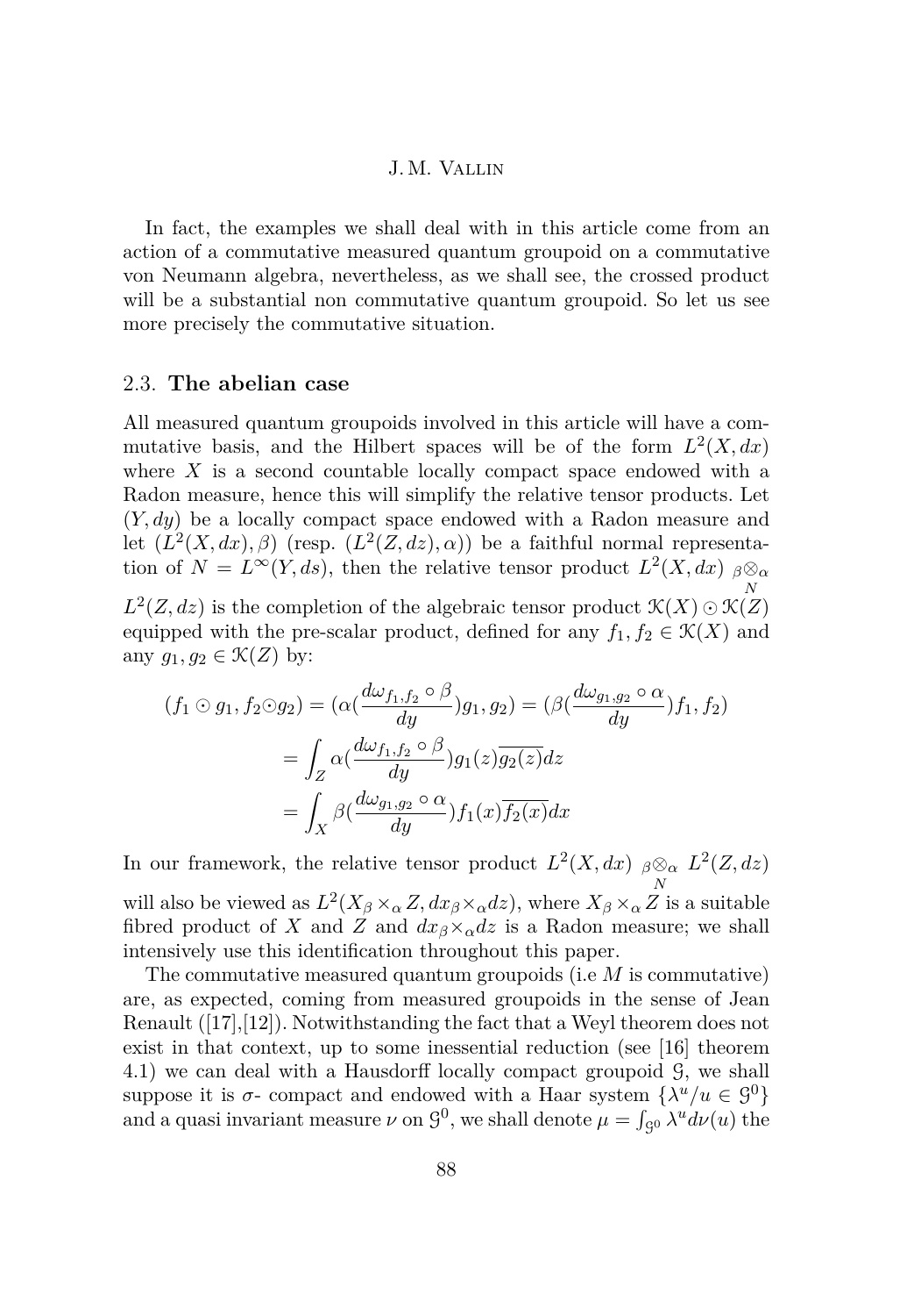In fact, the examples we shall deal with in this article come from an action of a commutative measured quantum groupoid on a commutative von Neumann algebra, nevertheless, as we shall see, the crossed product will be a substantial non commutative quantum groupoid. So let us see more precisely the commutative situation.

## 2.3. The abelian case

All measured quantum groupoids involved in this article will have a commutative basis, and the Hilbert spaces will be of the form $L^2(X, dx)$ where $X$ is a second countable locally compact space endowed with a Radon measure, hence this will simplify the relative tensor products. Let $(Y, dy)$ be a locally compact space endowed with a Radon measure and let $(L^2(X, dx), \beta)$ (resp. $(L^2(Z, dz), \alpha)$) be a faithful normal representation of $N = L^\infty(Y, ds)$, then the relative tensor product $L^2(X, dx) \underset{N}{{}_\beta\otimes_\alpha} L^2(Z, dz)$ is the completion of the algebraic tensor product $\mathcal{K}(X) \odot \mathcal{K}(Z)$ equipped with the pre-scalar product, defined for any $f_1, f_2 \in \mathcal{K}(X)$ and any $g_1, g_2 \in \mathcal{K}(Z)$ by:

$$
\begin{aligned}
(f_1 \odot g_1, f_2 \odot g_2) &= (\alpha(\frac{d\omega_{f_1,f_2} \circ \beta}{dy})g_1, g_2) = (\beta(\frac{d\omega_{g_1,g_2} \circ \alpha}{dy})f_1, f_2) \\
&= \int_Z \alpha(\frac{d\omega_{f_1,f_2} \circ \beta}{dy})g_1(z)\overline{g_2(z)}dz \\
&= \int_X \beta(\frac{d\omega_{g_1,g_2} \circ \alpha}{dy})f_1(x)\overline{f_2(x)}dx
\end{aligned}
$$

In our framework, the relative tensor product $L^2(X, dx) \underset{N}{{}_\beta\otimes_\alpha} L^2(Z, dz)$ will also be viewed as $L^2(X_\beta \times_\alpha Z, dx_\beta \times_\alpha dz)$, where $X_\beta \times_\alpha Z$ is a suitable fibred product of $X$ and $Z$ and $dx_\beta \times_\alpha dz$ is a Radon measure; we shall intensively use this identification throughout this paper.

The commutative measured quantum groupoids (i.e $M$ is commutative) are, as expected, coming from measured groupoids in the sense of Jean Renault ([17],[12]). Notwithstanding the fact that a Weyl theorem does not exist in that context, up to some inessential reduction (see [16] theorem 4.1) we can deal with a Hausdorff locally compact groupoid $\mathcal{G}$, we shall suppose it is $\sigma$- compact and endowed with a Haar system $\{\lambda^u / u \in \mathcal{G}^0\}$ and a quasi invariant measure $\nu$ on $\mathcal{G}^0$, we shall denote $\mu = \int_{\mathcal{G}^0} \lambda^u d\nu(u)$ the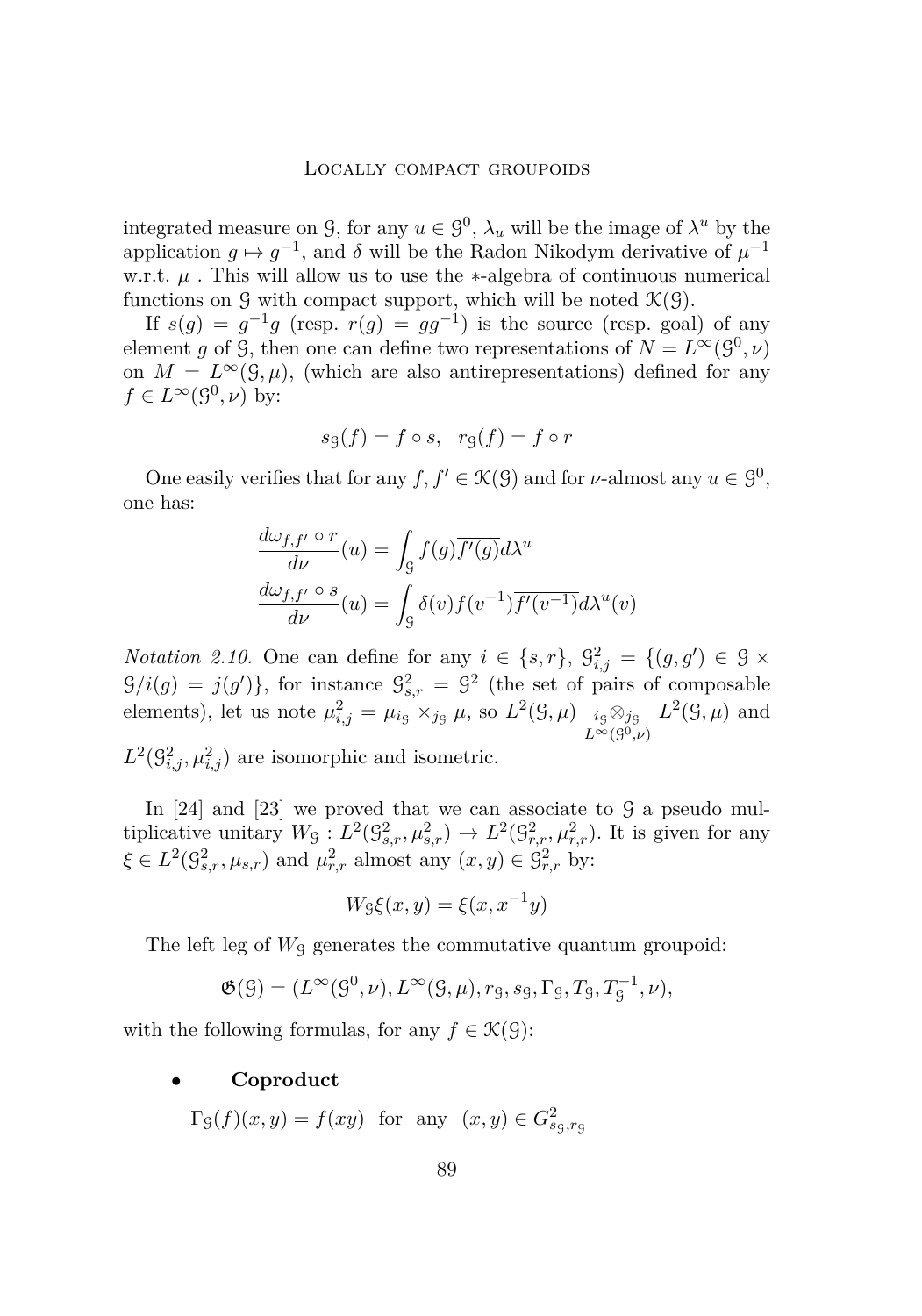integrated measure on $\mathcal{G}$, for any $u \in \mathcal{G}^0$, $\lambda_u$ will be the image of $\lambda^u$ by the application $g \mapsto g^{-1}$, and $\delta$ will be the Radon Nikodym derivative of $\mu^{-1}$ w.r.t. $\mu$ . This will allow us to use the $*$-algebra of continuous numerical functions on $\mathcal{G}$ with compact support, which will be noted $\mathcal{K}(\mathcal{G})$.

If $s(g) = g^{-1}g$ (resp. $r(g) = gg^{-1}$) is the source (resp. goal) of any element $g$ of $\mathcal{G}$, then one can define two representations of $N = L^\infty(\mathcal{G}^0, \nu)$ on $M = L^\infty(\mathcal{G}, \mu)$, (which are also antirepresentations) defined for any $f \in L^\infty(\mathcal{G}^0, \nu)$ by:

$$s_\mathcal{G}(f) = f \circ s, \quad r_\mathcal{G}(f) = f \circ r$$

One easily verifies that for any $f, f' \in \mathcal{K}(\mathcal{G})$ and for $\nu$-almost any $u \in \mathcal{G}^0$, one has:

$$\frac{d\omega_{f,f'} \circ r}{d\nu}(u) = \int_\mathcal{G} f(g)\overline{f'(g)} d\lambda^u$$

$$\frac{d\omega_{f,f'} \circ s}{d\nu}(u) = \int_\mathcal{G} \delta(v) f(v^{-1})\overline{f'(v^{-1})} d\lambda^u(v)$$

*Notation 2.10.* One can define for any $i \in \{s, r\}$, $\mathcal{G}^2_{i,j} = \{(g, g') \in \mathcal{G} \times \mathcal{G} / i(g) = j(g')\}$, for instance $\mathcal{G}^2_{s,r} = \mathcal{G}^2$ (the set of pairs of composable elements), let us note $\mu^2_{i,j} = \mu_{i_\mathcal{G}} \times_{j_\mathcal{G}} \mu$, so $L^2(\mathcal{G}, \mu) \underset{L^\infty(\mathcal{G}^0,\nu)}{{}_{i_\mathcal{G}}\otimes_{j_\mathcal{G}}} L^2(\mathcal{G}, \mu)$ and $L^2(\mathcal{G}^2_{i,j}, \mu^2_{i,j})$ are isomorphic and isometric.

In [24] and [23] we proved that we can associate to $\mathcal{G}$ a pseudo multiplicative unitary $W_\mathcal{G} : L^2(\mathcal{G}^2_{s,r}, \mu^2_{s,r}) \to L^2(\mathcal{G}^2_{r,r}, \mu^2_{r,r})$. It is given for any $\xi \in L^2(\mathcal{G}^2_{s,r}, \mu_{s,r})$ and $\mu^2_{r,r}$ almost any $(x, y) \in \mathcal{G}^2_{r,r}$ by:

$$W_\mathcal{G}\xi(x, y) = \xi(x, x^{-1}y)$$

The left leg of $W_\mathcal{G}$ generates the commutative quantum groupoid:

$$\mathfrak{G}(\mathcal{G}) = (L^\infty(\mathcal{G}^0, \nu), L^\infty(\mathcal{G}, \mu), r_\mathcal{G}, s_\mathcal{G}, \Gamma_\mathcal{G}, T_\mathcal{G}, T_\mathcal{G}^{-1}, \nu),$$

with the following formulas, for any $f \in \mathcal{K}(\mathcal{G})$:

- **Coproduct**

  $\Gamma_\mathcal{G}(f)(x, y) = f(xy)$ for any $(x, y) \in G^2_{s_\mathcal{G}, r_\mathcal{G}}$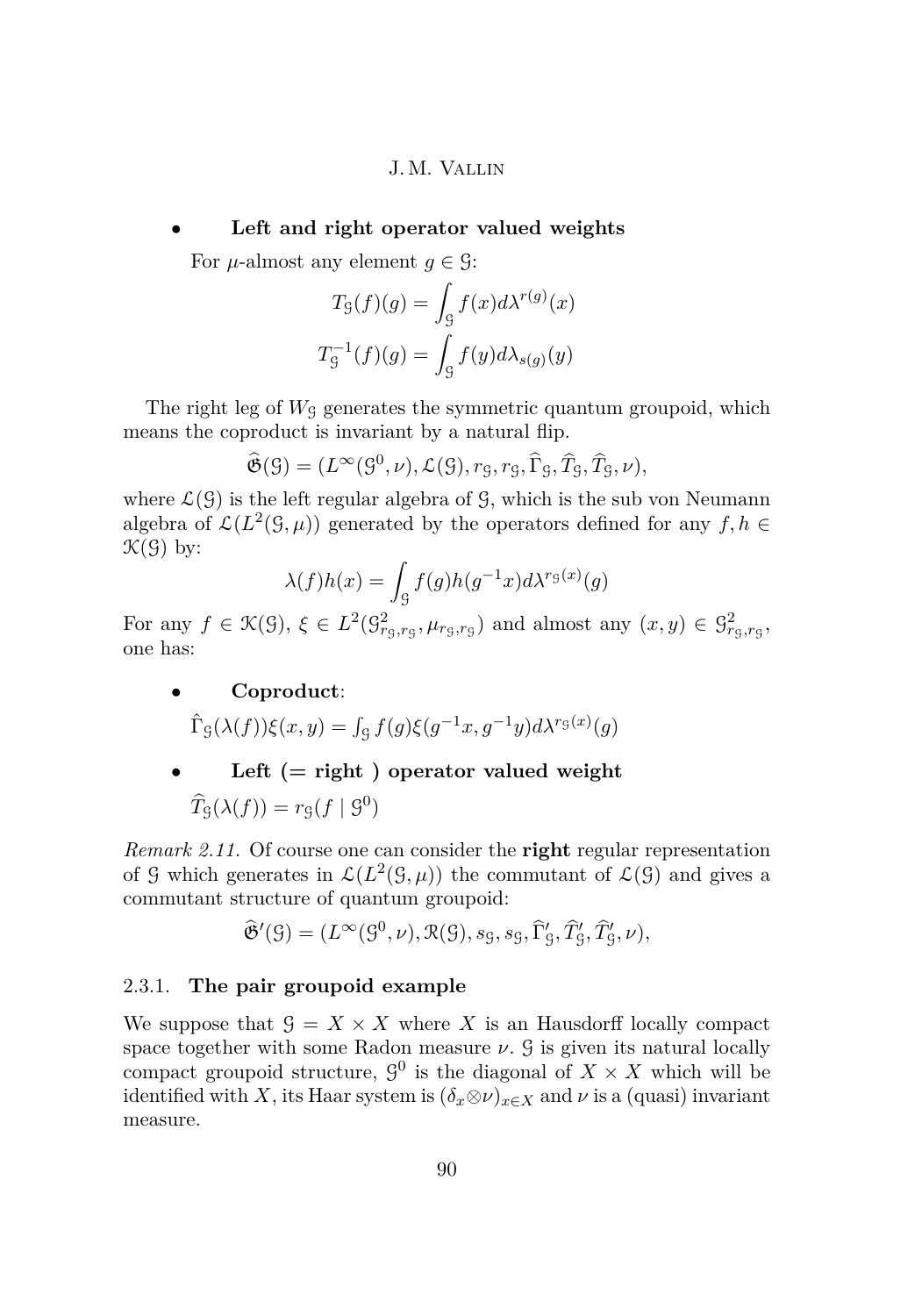- **Left and right operator valued weights**

  For $\mu$-almost any element $g \in \mathcal{G}$:

$$T_{\mathcal{G}}(f)(g) = \int_{\mathcal{G}} f(x) d\lambda^{r(g)}(x)$$

$$T_{\mathcal{G}}^{-1}(f)(g) = \int_{\mathcal{G}} f(y) d\lambda_{s(g)}(y)$$

The right leg of $W_{\mathcal{G}}$ generates the symmetric quantum groupoid, which means the coproduct is invariant by a natural flip.

$$\widehat{\mathfrak{G}}(\mathcal{G}) = (L^{\infty}(\mathcal{G}^0, \nu), \mathcal{L}(\mathcal{G}), r_{\mathcal{G}}, r_{\mathcal{G}}, \widehat{\Gamma}_{\mathcal{G}}, \widehat{T}_{\mathcal{G}}, \widehat{T}_{\mathcal{G}}, \nu),$$

where $\mathcal{L}(\mathcal{G})$ is the left regular algebra of $\mathcal{G}$, which is the sub von Neumann algebra of $\mathcal{L}(L^2(\mathcal{G}, \mu))$ generated by the operators defined for any $f, h \in \mathcal{K}(\mathcal{G})$ by:

$$\lambda(f)h(x) = \int_{\mathcal{G}} f(g) h(g^{-1}x) d\lambda^{r_{\mathcal{G}}(x)}(g)$$

For any $f \in \mathcal{K}(\mathcal{G})$, $\xi \in L^2(\mathcal{G}^2_{r_{\mathcal{G}}, r_{\mathcal{G}}}, \mu_{r_{\mathcal{G}}, r_{\mathcal{G}}})$ and almost any $(x, y) \in \mathcal{G}^2_{r_{\mathcal{G}}, r_{\mathcal{G}}}$, one has:

- **Coproduct**:

  $\hat{\Gamma}_{\mathcal{G}}(\lambda(f))\xi(x, y) = \int_{\mathcal{G}} f(g)\xi(g^{-1}x, g^{-1}y) d\lambda^{r_{\mathcal{G}}(x)}(g)$

- **Left (= right ) operator valued weight**

  $\widehat{T}_{\mathcal{G}}(\lambda(f)) = r_{\mathcal{G}}(f \mid \mathcal{G}^0)$

*Remark 2.11.* Of course one can consider the **right** regular representation of $\mathcal{G}$ which generates in $\mathcal{L}(L^2(\mathcal{G}, \mu))$ the commutant of $\mathcal{L}(\mathcal{G})$ and gives a commutant structure of quantum groupoid:

$$\widehat{\mathfrak{G}}'(\mathcal{G}) = (L^{\infty}(\mathcal{G}^0, \nu), \mathcal{R}(\mathcal{G}), s_{\mathcal{G}}, s_{\mathcal{G}}, \widehat{\Gamma}'_{\mathcal{G}}, \widehat{T}'_{\mathcal{G}}, \widehat{T}'_{\mathcal{G}}, \nu),$$

### 2.3.1. **The pair groupoid example**

We suppose that $\mathcal{G} = X \times X$ where $X$ is an Hausdorff locally compact space together with some Radon measure $\nu$. $\mathcal{G}$ is given its natural locally compact groupoid structure, $\mathcal{G}^0$ is the diagonal of $X \times X$ which will be identified with $X$, its Haar system is $(\delta_x \otimes \nu)_{x \in X}$ and $\nu$ is a (quasi) invariant measure.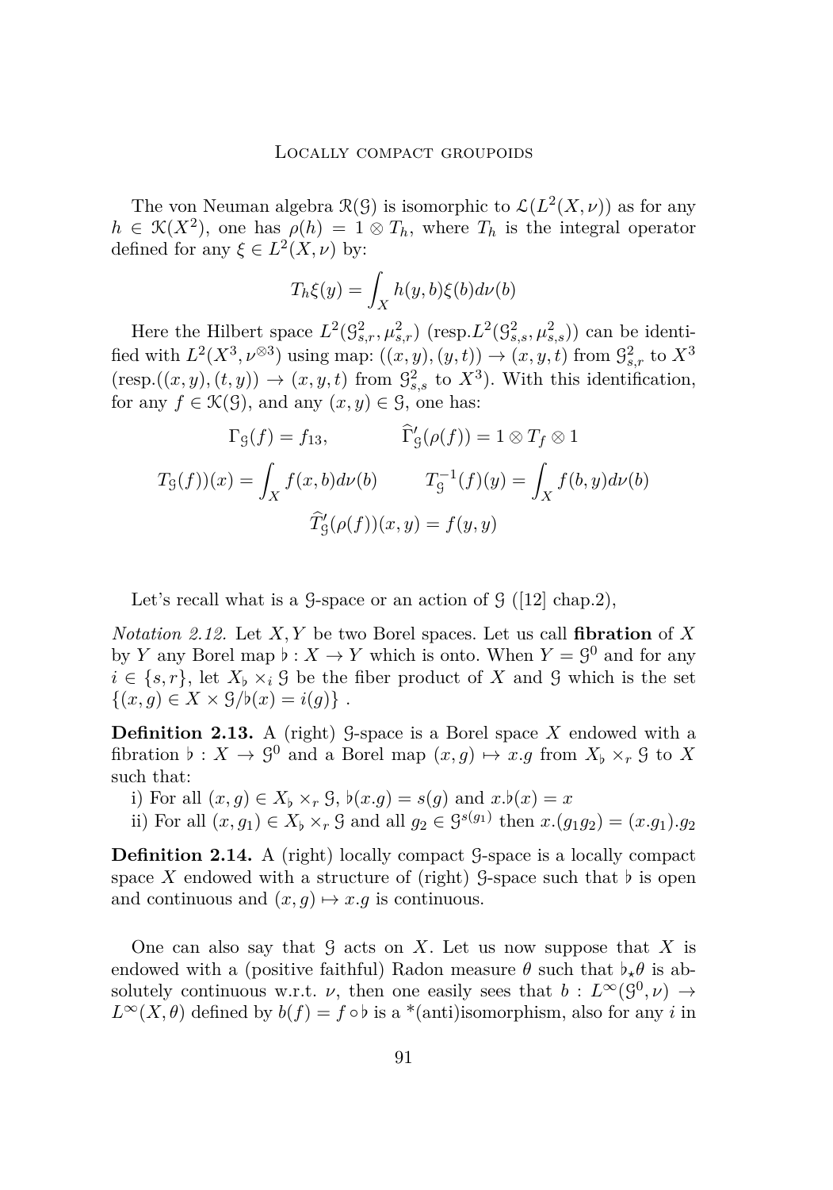The von Neuman algebra $\mathcal{R}(\mathcal{G})$ is isomorphic to $\mathcal{L}(L^2(X,\nu))$ as for any $h \in \mathcal{K}(X^2)$, one has $\rho(h) = 1 \otimes T_h$, where $T_h$ is the integral operator defined for any $\xi \in L^2(X,\nu)$ by:

$$T_h\xi(y) = \int_X h(y,b)\xi(b)d\nu(b)$$

Here the Hilbert space $L^2(\mathcal{G}^2_{s,r}, \mu^2_{s,r})$ (resp.$L^2(\mathcal{G}^2_{s,s}, \mu^2_{s,s})$) can be identified with $L^2(X^3, \nu^{\otimes 3})$ using map: $((x,y),(y,t)) \to (x,y,t)$ from $\mathcal{G}^2_{s,r}$ to $X^3$ (resp.$((x,y),(t,y)) \to (x,y,t)$ from $\mathcal{G}^2_{s,s}$ to $X^3$). With this identification, for any $f \in \mathcal{K}(\mathcal{G})$, and any $(x,y) \in \mathcal{G}$, one has:

$$\Gamma_{\mathcal{G}}(f) = f_{13}, \qquad \widehat{\Gamma}'_{\mathcal{G}}(\rho(f)) = 1 \otimes T_f \otimes 1$$

$$T_{\mathcal{G}}(f))(x) = \int_X f(x,b)d\nu(b) \qquad T^{-1}_{\mathcal{G}}(f)(y) = \int_X f(b,y)d\nu(b)$$

$$\widehat{T}'_{\mathcal{G}}(\rho(f))(x,y) = f(y,y)$$

Let's recall what is a $\mathcal{G}$-space or an action of $\mathcal{G}$ ([12] chap.2),

*Notation 2.12.* Let $X, Y$ be two Borel spaces. Let us call **fibration** of $X$ by $Y$ any Borel map $\flat : X \to Y$ which is onto. When $Y = \mathcal{G}^0$ and for any $i \in \{s, r\}$, let $X_\flat \times_i \mathcal{G}$ be the fiber product of $X$ and $\mathcal{G}$ which is the set $\{(x,g) \in X \times \mathcal{G} / \flat(x) = i(g)\}$ .

**Definition 2.13.** A (right) $\mathcal{G}$-space is a Borel space $X$ endowed with a fibration $\flat : X \to \mathcal{G}^0$ and a Borel map $(x,g) \mapsto x.g$ from $X_\flat \times_r \mathcal{G}$ to $X$ such that:

i) For all $(x,g) \in X_\flat \times_r \mathcal{G}$, $\flat(x.g) = s(g)$ and $x.\flat(x) = x$

ii) For all $(x,g_1) \in X_\flat \times_r \mathcal{G}$ and all $g_2 \in \mathcal{G}^{s(g_1)}$ then $x.(g_1 g_2) = (x.g_1).g_2$

**Definition 2.14.** A (right) locally compact $\mathcal{G}$-space is a locally compact space $X$ endowed with a structure of (right) $\mathcal{G}$-space such that $\flat$ is open and continuous and $(x,g) \mapsto x.g$ is continuous.

One can also say that $\mathcal{G}$ acts on $X$. Let us now suppose that $X$ is endowed with a (positive faithful) Radon measure $\theta$ such that $\flat_\star\theta$ is absolutely continuous w.r.t. $\nu$, then one easily sees that $b : L^\infty(\mathcal{G}^0, \nu) \to L^\infty(X, \theta)$ defined by $b(f) = f \circ \flat$ is a \*(anti)isomorphism, also for any $i$ in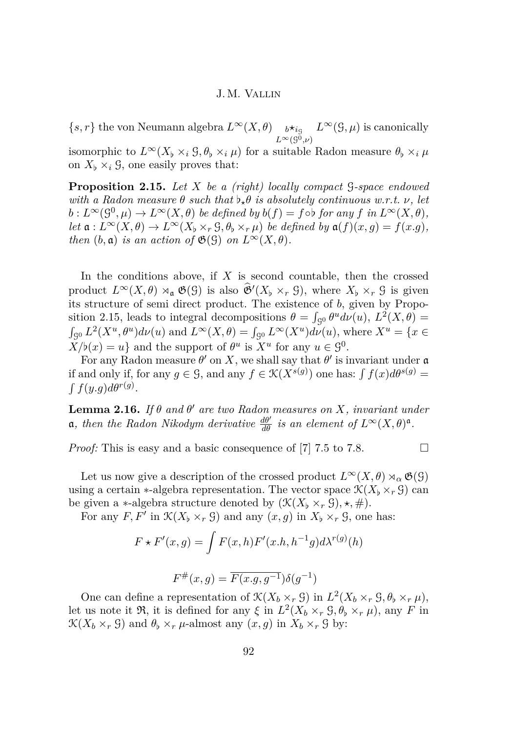$\{s,r\}$ the von Neumann algebra $L^\infty(X,\theta) \underset{L^\infty(\mathcal{G}^0,\nu)}{{}_b\star_{i_\mathcal{G}}} L^\infty(\mathcal{G},\mu)$ is canonically isomorphic to $L^\infty(X_\flat \times_i \mathcal{G}, \theta_\flat \times_i \mu)$ for a suitable Radon measure $\theta_\flat \times_i \mu$ on $X_\flat \times_i \mathcal{G}$, one easily proves that:

**Proposition 2.15.** *Let $X$ be a (right) locally compact $\mathcal{G}$-space endowed with a Radon measure $\theta$ such that $\flat_\star\theta$ is absolutely continuous w.r.t. $\nu$, let $b : L^\infty(\mathcal{G}^0,\mu) \to L^\infty(X,\theta)$ be defined by $b(f) = f\circ\flat$ for any $f$ in $L^\infty(X,\theta)$, let $\mathfrak{a} : L^\infty(X,\theta) \to L^\infty(X_\flat \times_r \mathcal{G}, \theta_\flat \times_r \mu)$ be defined by $\mathfrak{a}(f)(x,g) = f(x.g)$, then $(b,\mathfrak{a})$ is an action of $\mathfrak{G}(\mathcal{G})$ on $L^\infty(X,\theta)$.*

In the conditions above, if $X$ is second countable, then the crossed product $L^\infty(X,\theta) \rtimes_\mathfrak{a} \mathfrak{G}(\mathcal{G})$ is also $\widehat{\mathfrak{G}}'(X_\flat \times_r \mathcal{G})$, where $X_\flat \times_r \mathcal{G}$ is given its structure of semi direct product. The existence of $b$, given by Proposition 2.15, leads to integral decompositions $\theta = \int_{\mathcal{G}^0} \theta^u d\nu(u)$, $L^2(X,\theta) = \int_{\mathcal{G}^0} L^2(X^u,\theta^u)d\nu(u)$ and $L^\infty(X,\theta) = \int_{\mathcal{G}^0} L^\infty(X^u)d\nu(u)$, where $X^u = \{x \in X/\flat(x) = u\}$ and the support of $\theta^u$ is $X^u$ for any $u \in \mathcal{G}^0$.

For any Radon measure $\theta'$ on $X$, we shall say that $\theta'$ is invariant under $\mathfrak{a}$ if and only if, for any $g \in \mathcal{G}$, and any $f \in \mathcal{K}(X^{s(g)})$ one has: $\int f(x)d\theta^{s(g)} = \int f(y.g)d\theta^{r(g)}$.

**Lemma 2.16.** *If $\theta$ and $\theta'$ are two Radon measures on $X$, invariant under $\mathfrak{a}$, then the Radon Nikodym derivative $\frac{d\theta'}{d\theta}$ is an element of $L^\infty(X,\theta)^\mathfrak{a}$.*

*Proof:* This is easy and a basic consequence of [7] 7.5 to 7.8. $\square$

Let us now give a description of the crossed product $L^\infty(X,\theta) \rtimes_\alpha \mathfrak{G}(\mathcal{G})$ using a certain $*$-algebra representation. The vector space $\mathcal{K}(X_\flat \times_r \mathcal{G})$ can be given a $*$-algebra structure denoted by $(\mathcal{K}(X_\flat \times_r \mathcal{G}), \star, \#)$.

For any $F, F'$ in $\mathcal{K}(X_\flat \times_r \mathcal{G})$ and any $(x,g)$ in $X_\flat \times_r \mathcal{G}$, one has:

$$F \star F'(x,g) = \int F(x,h)F'(x.h, h^{-1}g)d\lambda^{r(g)}(h)$$

$$F^\#(x,g) = \overline{F(x.g,g^{-1})}\delta(g^{-1})$$

One can define a representation of $\mathcal{K}(X_b \times_r \mathcal{G})$ in $L^2(X_b \times_r \mathcal{G}, \theta_\flat \times_r \mu)$, let us note it $\mathfrak{R}$, it is defined for any $\xi$ in $L^2(X_b \times_r \mathcal{G}, \theta_\flat \times_r \mu)$, any $F$ in $\mathcal{K}(X_b \times_r \mathcal{G})$ and $\theta_\flat \times_r \mu$-almost any $(x,g)$ in $X_b \times_r \mathcal{G}$ by: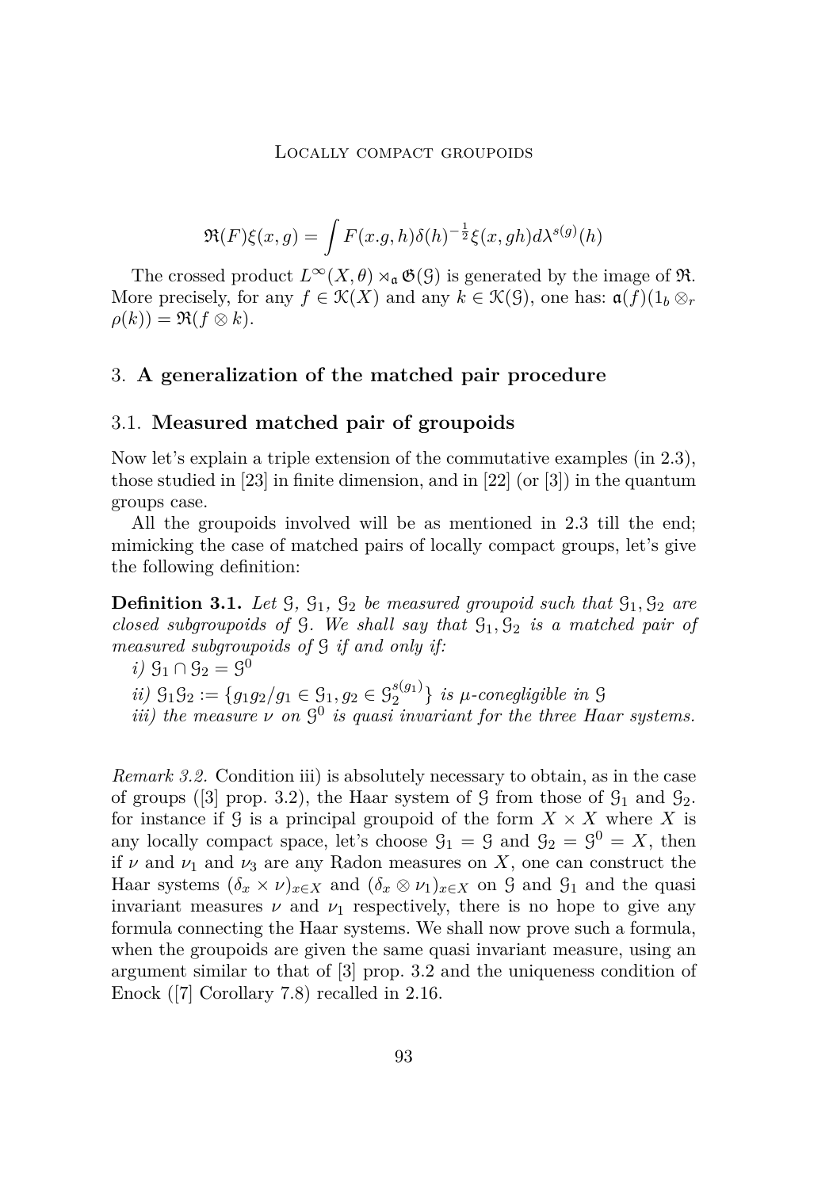$$\mathfrak{R}(F)\xi(x,g) = \int F(x.g,h)\delta(h)^{-\frac{1}{2}}\xi(x,gh)d\lambda^{s(g)}(h)$$

The crossed product $L^\infty(X,\theta) \rtimes_{\mathfrak{a}} \mathfrak{G}(\mathcal{G})$ is generated by the image of $\mathfrak{R}$. More precisely, for any $f \in \mathcal{K}(X)$ and any $k \in \mathcal{K}(\mathcal{G})$, one has: $\mathfrak{a}(f)(1_b \otimes_r \rho(k)) = \mathfrak{R}(f \otimes k)$.

## 3. **A generalization of the matched pair procedure**

### 3.1. **Measured matched pair of groupoids**

Now let's explain a triple extension of the commutative examples (in 2.3), those studied in [23] in finite dimension, and in [22] (or [3]) in the quantum groups case.

All the groupoids involved will be as mentioned in 2.3 till the end; mimicking the case of matched pairs of locally compact groups, let's give the following definition:

**Definition 3.1.** *Let $\mathcal{G}$, $\mathcal{G}_1$, $\mathcal{G}_2$ be measured groupoid such that $\mathcal{G}_1, \mathcal{G}_2$ are closed subgroupoids of $\mathcal{G}$. We shall say that $\mathcal{G}_1, \mathcal{G}_2$ is a matched pair of measured subgroupoids of $\mathcal{G}$ if and only if:*

*i) $\mathcal{G}_1 \cap \mathcal{G}_2 = \mathcal{G}^0$*

*ii) $\mathcal{G}_1\mathcal{G}_2 := \{g_1g_2/g_1 \in \mathcal{G}_1, g_2 \in \mathcal{G}_2^{s(g_1)}\}$ is $\mu$-conegligible in $\mathcal{G}$*

*iii) the measure $\nu$ on $\mathcal{G}^0$ is quasi invariant for the three Haar systems.*

*Remark 3.2.* Condition iii) is absolutely necessary to obtain, as in the case of groups ([3] prop. 3.2), the Haar system of $\mathcal{G}$ from those of $\mathcal{G}_1$ and $\mathcal{G}_2$. for instance if $\mathcal{G}$ is a principal groupoid of the form $X \times X$ where $X$ is any locally compact space, let's choose $\mathcal{G}_1 = \mathcal{G}$ and $\mathcal{G}_2 = \mathcal{G}^0 = X$, then if $\nu$ and $\nu_1$ and $\nu_3$ are any Radon measures on $X$, one can construct the Haar systems $(\delta_x \times \nu)_{x\in X}$ and $(\delta_x \otimes \nu_1)_{x\in X}$ on $\mathcal{G}$ and $\mathcal{G}_1$ and the quasi invariant measures $\nu$ and $\nu_1$ respectively, there is no hope to give any formula connecting the Haar systems. We shall now prove such a formula, when the groupoids are given the same quasi invariant measure, using an argument similar to that of [3] prop. 3.2 and the uniqueness condition of Enock ([7] Corollary 7.8) recalled in 2.16.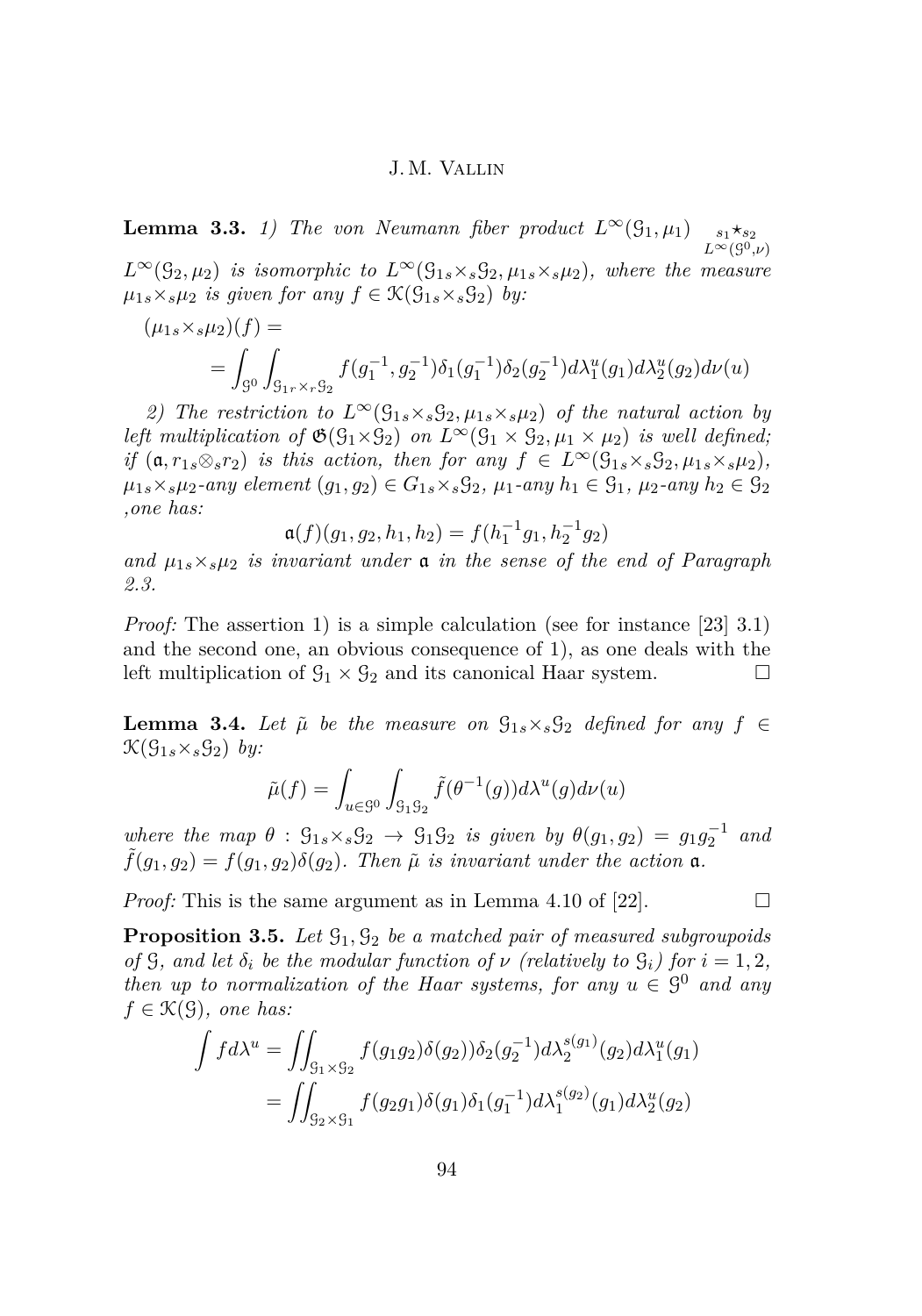**Lemma 3.3.** *1) The von Neumann fiber product $L^\infty(\mathcal{G}_1,\mu_1) \underset{L^\infty(\mathcal{G}^0,\nu)}{{}_{s_1}\star_{s_2}} L^\infty(\mathcal{G}_2,\mu_2)$ is isomorphic to $L^\infty(\mathcal{G}_1{}_s\times_s\mathcal{G}_2, \mu_1{}_s\times_s\mu_2)$, where the measure $\mu_1{}_s\times_s\mu_2$ is given for any $f \in \mathcal{K}(\mathcal{G}_1{}_s\times_s\mathcal{G}_2)$ by:*

$$(\mu_1{}_s\times_s\mu_2)(f) = \\ = \int_{\mathcal{G}^0}\int_{\mathcal{G}_1{}_r\times_r\mathcal{G}_2} f(g_1^{-1}, g_2^{-1})\delta_1(g_1^{-1})\delta_2(g_2^{-1})d\lambda_1^u(g_1)d\lambda_2^u(g_2)d\nu(u)$$

*2) The restriction to $L^\infty(\mathcal{G}_1{}_s\times_s\mathcal{G}_2, \mu_1{}_s\times_s\mu_2)$ of the natural action by left multiplication of $\mathfrak{G}(\mathcal{G}_1\times\mathcal{G}_2)$ on $L^\infty(\mathcal{G}_1\times\mathcal{G}_2, \mu_1\times\mu_2)$ is well defined; if $(\mathfrak{a}, r_1{}_s\otimes_s r_2)$ is this action, then for any $f \in L^\infty(\mathcal{G}_1{}_s\times_s\mathcal{G}_2, \mu_1{}_s\times_s\mu_2)$, $\mu_1{}_s\times_s\mu_2$-any element $(g_1,g_2) \in G_1{}_s\times_s\mathcal{G}_2$, $\mu_1$-any $h_1 \in \mathcal{G}_1$, $\mu_2$-any $h_2 \in \mathcal{G}_2$ ,one has:*

$$\mathfrak{a}(f)(g_1,g_2,h_1,h_2) = f(h_1^{-1}g_1, h_2^{-1}g_2)$$

*and $\mu_1{}_s\times_s\mu_2$ is invariant under $\mathfrak{a}$ in the sense of the end of Paragraph 2.3.*

*Proof:* The assertion 1) is a simple calculation (see for instance [23] 3.1) and the second one, an obvious consequence of 1), as one deals with the left multiplication of $\mathcal{G}_1\times\mathcal{G}_2$ and its canonical Haar system. □

**Lemma 3.4.** *Let $\tilde{\mu}$ be the measure on $\mathcal{G}_1{}_s\times_s\mathcal{G}_2$ defined for any $f \in \mathcal{K}(\mathcal{G}_1{}_s\times_s\mathcal{G}_2)$ by:*

$$\tilde{\mu}(f) = \int_{u\in\mathcal{G}^0}\int_{\mathcal{G}_1\mathcal{G}_2} \tilde{f}(\theta^{-1}(g))d\lambda^u(g)d\nu(u)$$

*where the map $\theta : \mathcal{G}_1{}_s\times_s\mathcal{G}_2 \to \mathcal{G}_1\mathcal{G}_2$ is given by $\theta(g_1,g_2) = g_1g_2^{-1}$ and $\tilde{f}(g_1,g_2) = f(g_1,g_2)\delta(g_2)$. Then $\tilde{\mu}$ is invariant under the action $\mathfrak{a}$.*

*Proof:* This is the same argument as in Lemma 4.10 of [22]. □

**Proposition 3.5.** *Let $\mathcal{G}_1,\mathcal{G}_2$ be a matched pair of measured subgroupoids of $\mathcal{G}$, and let $\delta_i$ be the modular function of $\nu$ (relatively to $\mathcal{G}_i$) for $i = 1,2$, then up to normalization of the Haar systems, for any $u \in \mathcal{G}^0$ and any $f \in \mathcal{K}(\mathcal{G})$, one has:*

$$\begin{aligned}\int f d\lambda^u &= \iint_{\mathcal{G}_1\times\mathcal{G}_2} f(g_1g_2)\delta(g_2))\delta_2(g_2^{-1})d\lambda_2^{s(g_1)}(g_2)d\lambda_1^u(g_1) \\ &= \iint_{\mathcal{G}_2\times\mathcal{G}_1} f(g_2g_1)\delta(g_1)\delta_1(g_1^{-1})d\lambda_1^{s(g_2)}(g_1)d\lambda_2^u(g_2)\end{aligned}$$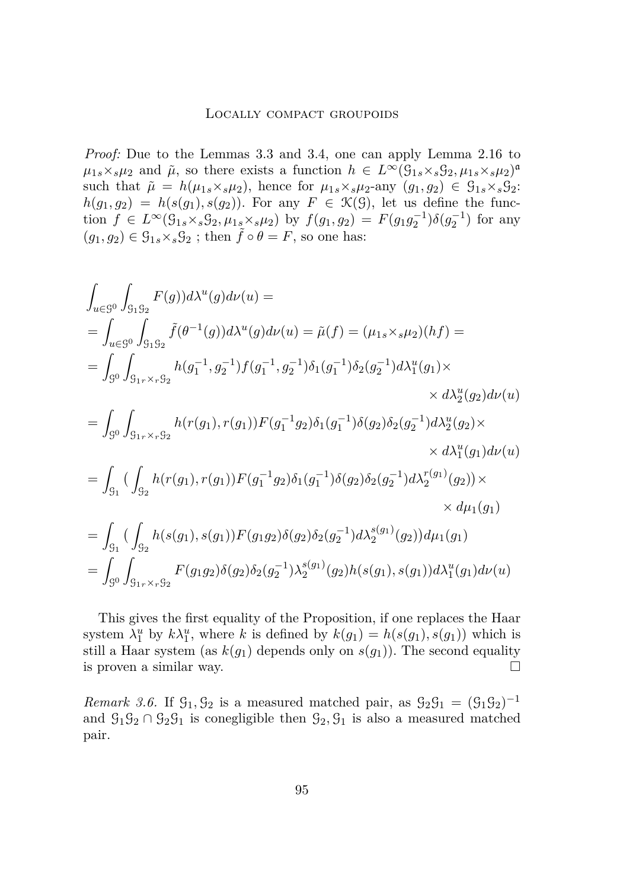*Proof:* Due to the Lemmas 3.3 and 3.4, one can apply Lemma 2.16 to $\mu_1{}_s\times_s\mu_2$ and $\tilde{\mu}$, so there exists a function $h \in L^\infty(\mathcal{G}_1{}_s\times_s\mathcal{G}_2, \mu_1{}_s\times_s\mu_2)^{\mathfrak{a}}$ such that $\tilde{\mu} = h(\mu_1{}_s\times_s\mu_2)$, hence for $\mu_1{}_s\times_s\mu_2$-any $(g_1, g_2) \in \mathcal{G}_1{}_s\times_s\mathcal{G}_2$: $h(g_1, g_2) = h(s(g_1), s(g_2))$. For any $F \in \mathcal{K}(\mathcal{G})$, let us define the function $f \in L^\infty(\mathcal{G}_1{}_s\times_s\mathcal{G}_2, \mu_1{}_s\times_s\mu_2)$ by $f(g_1, g_2) = F(g_1 g_2^{-1})\delta(g_2^{-1})$ for any $(g_1, g_2) \in \mathcal{G}_1{}_s\times_s\mathcal{G}_2$ ; then $\tilde{f} \circ \theta = F$, so one has:

$$
\begin{aligned}
&\int_{u\in\mathcal{G}^0}\int_{\mathcal{G}_1\mathcal{G}_2} F(g))d\lambda^u(g)d\nu(u) = \\
&= \int_{u\in\mathcal{G}^0}\int_{\mathcal{G}_1\mathcal{G}_2} \tilde{f}(\theta^{-1}(g))d\lambda^u(g)d\nu(u) = \tilde{\mu}(f) = (\mu_1{}_s\times_s\mu_2)(hf) = \\
&= \int_{\mathcal{G}^0}\int_{\mathcal{G}_1{}_r\times_r\mathcal{G}_2} h(g_1^{-1}, g_2^{-1})f(g_1^{-1}, g_2^{-1})\delta_1(g_1^{-1})\delta_2(g_2^{-1})d\lambda_1^u(g_1)\times \\
&\qquad\qquad\qquad\qquad\qquad\qquad\qquad\qquad\qquad\qquad\times d\lambda_2^u(g_2)d\nu(u) \\
&= \int_{\mathcal{G}^0}\int_{\mathcal{G}_1{}_r\times_r\mathcal{G}_2} h(r(g_1), r(g_1))F(g_1^{-1}g_2)\delta_1(g_1^{-1})\delta(g_2)\delta_2(g_2^{-1})d\lambda_2^u(g_2)\times \\
&\qquad\qquad\qquad\qquad\qquad\qquad\qquad\qquad\qquad\qquad\times d\lambda_1^u(g_1)d\nu(u) \\
&= \int_{\mathcal{G}_1}(\int_{\mathcal{G}_2} h(r(g_1), r(g_1))F(g_1^{-1}g_2)\delta_1(g_1^{-1})\delta(g_2)\delta_2(g_2^{-1})d\lambda_2^{r(g_1)}(g_2))\times \\
&\qquad\qquad\qquad\qquad\qquad\qquad\qquad\qquad\qquad\qquad\times d\mu_1(g_1) \\
&= \int_{\mathcal{G}_1}(\int_{\mathcal{G}_2} h(s(g_1), s(g_1))F(g_1g_2)\delta(g_2)\delta_2(g_2^{-1})d\lambda_2^{s(g_1)}(g_2))d\mu_1(g_1) \\
&= \int_{\mathcal{G}^0}\int_{\mathcal{G}_1{}_r\times_r\mathcal{G}_2} F(g_1g_2)\delta(g_2)\delta_2(g_2^{-1})\lambda_2^{s(g_1)}(g_2)h(s(g_1), s(g_1))d\lambda_1^u(g_1)d\nu(u)
\end{aligned}
$$

This gives the first equality of the Proposition, if one replaces the Haar system $\lambda_1^u$ by $k\lambda_1^u$, where $k$ is defined by $k(g_1) = h(s(g_1), s(g_1))$ which is still a Haar system (as $k(g_1)$ depends only on $s(g_1)$). The second equality is proven a similar way. $\square$

*Remark 3.6.* If $\mathcal{G}_1, \mathcal{G}_2$ is a measured matched pair, as $\mathcal{G}_2\mathcal{G}_1 = (\mathcal{G}_1\mathcal{G}_2)^{-1}$ and $\mathcal{G}_1\mathcal{G}_2 \cap \mathcal{G}_2\mathcal{G}_1$ is conegligible then $\mathcal{G}_2, \mathcal{G}_1$ is also a measured matched pair.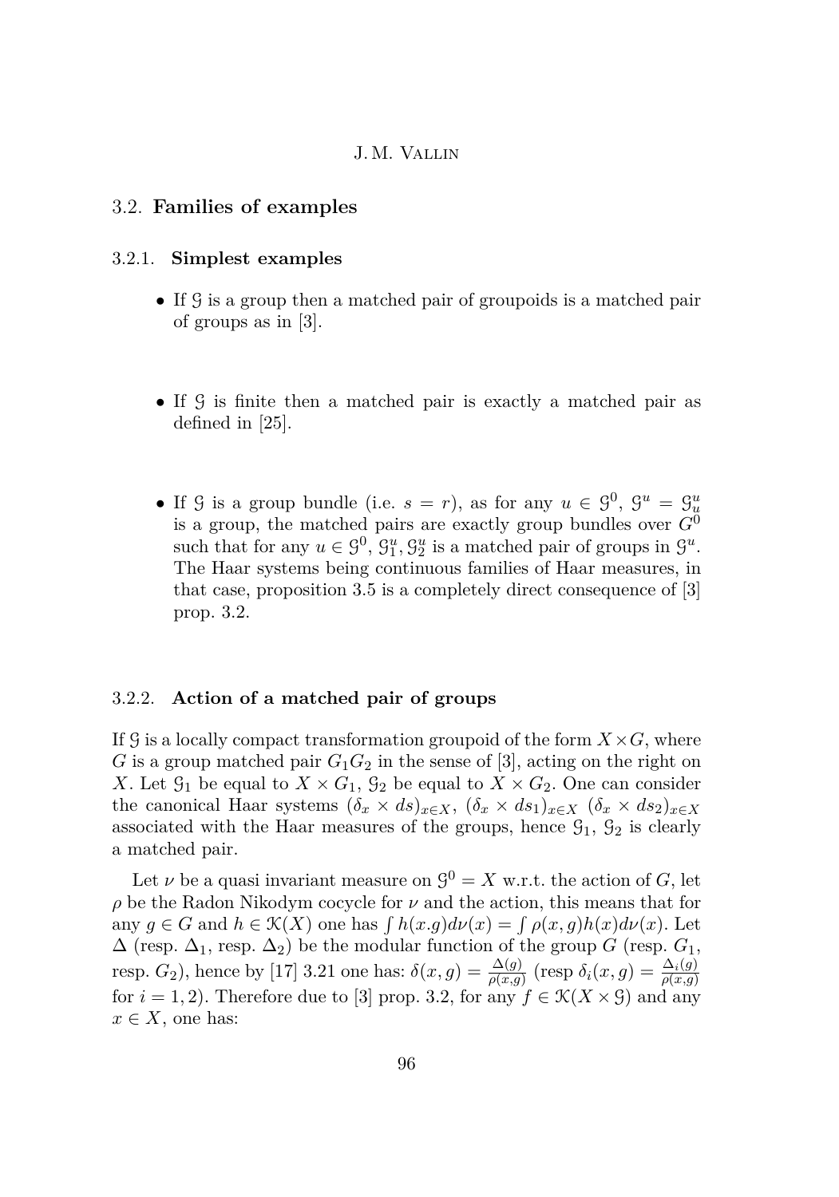### 3.2. **Families of examples**

#### 3.2.1. **Simplest examples**

- If $\mathcal{G}$ is a group then a matched pair of groupoids is a matched pair of groups as in [3].

- If $\mathcal{G}$ is finite then a matched pair is exactly a matched pair as defined in [25].

- If $\mathcal{G}$ is a group bundle (i.e. $s = r$), as for any $u \in \mathcal{G}^0$, $\mathcal{G}^u = \mathcal{G}^u_u$ is a group, the matched pairs are exactly group bundles over $G^0$ such that for any $u \in \mathcal{G}^0$, $\mathcal{G}^u_1, \mathcal{G}^u_2$ is a matched pair of groups in $\mathcal{G}^u$. The Haar systems being continuous families of Haar measures, in that case, proposition 3.5 is a completely direct consequence of [3] prop. 3.2.

#### 3.2.2. **Action of a matched pair of groups**

If $\mathcal{G}$ is a locally compact transformation groupoid of the form $X \times G$, where $G$ is a group matched pair $G_1 G_2$ in the sense of [3], acting on the right on $X$. Let $\mathcal{G}_1$ be equal to $X \times G_1$, $\mathcal{G}_2$ be equal to $X \times G_2$. One can consider the canonical Haar systems $(\delta_x \times ds)_{x \in X}$, $(\delta_x \times ds_1)_{x \in X}$ $(\delta_x \times ds_2)_{x \in X}$ associated with the Haar measures of the groups, hence $\mathcal{G}_1$, $\mathcal{G}_2$ is clearly a matched pair.

Let $\nu$ be a quasi invariant measure on $\mathcal{G}^0 = X$ w.r.t. the action of $G$, let $\rho$ be the Radon Nikodym cocycle for $\nu$ and the action, this means that for any $g \in G$ and $h \in \mathcal{K}(X)$ one has $\int h(x.g)d\nu(x) = \int \rho(x,g)h(x)d\nu(x)$. Let $\Delta$ (resp. $\Delta_1$, resp. $\Delta_2$) be the modular function of the group $G$ (resp. $G_1$, resp. $G_2$), hence by [17] 3.21 one has: $\delta(x,g) = \frac{\Delta(g)}{\rho(x,g)}$ (resp $\delta_i(x,g) = \frac{\Delta_i(g)}{\rho(x,g)}$ for $i = 1, 2$). Therefore due to [3] prop. 3.2, for any $f \in \mathcal{K}(X \times \mathcal{G})$ and any $x \in X$, one has: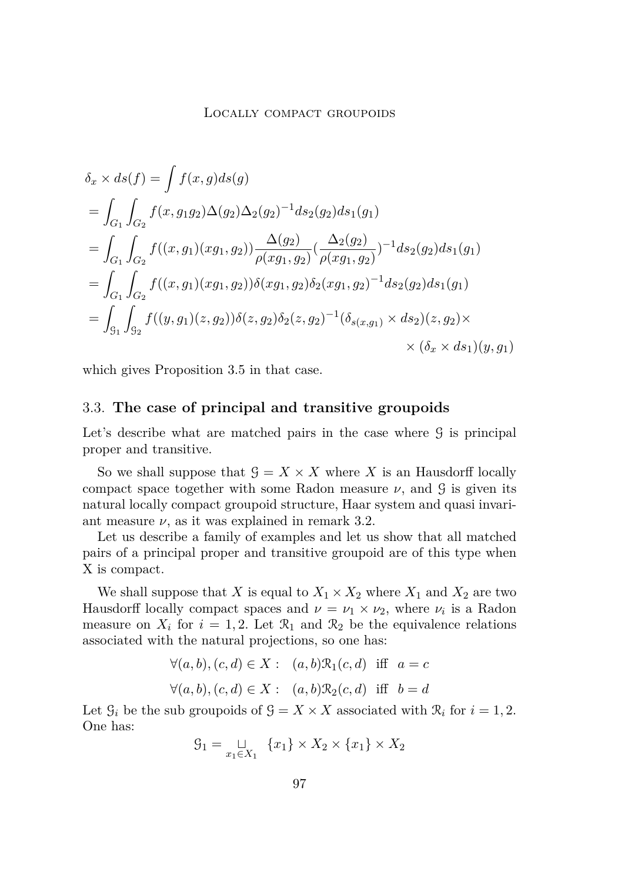$$
\begin{aligned}
&\delta_x \times ds(f) = \int f(x,g)ds(g)\\
&= \int_{G_1}\int_{G_2} f(x, g_1 g_2)\Delta(g_2)\Delta_2(g_2)^{-1} ds_2(g_2) ds_1(g_1)\\
&= \int_{G_1}\int_{G_2} f((x,g_1)(xg_1,g_2))\frac{\Delta(g_2)}{\rho(xg_1,g_2)}(\frac{\Delta_2(g_2)}{\rho(xg_1,g_2)})^{-1} ds_2(g_2) ds_1(g_1)\\
&= \int_{G_1}\int_{G_2} f((x,g_1)(xg_1,g_2))\delta(xg_1,g_2)\delta_2(xg_1,g_2)^{-1} ds_2(g_2) ds_1(g_1)\\
&= \int_{\mathcal{G}_1}\int_{\mathcal{G}_2} f((y,g_1)(z,g_2))\delta(z,g_2)\delta_2(z,g_2)^{-1}(\delta_{s(x,g_1)} \times ds_2)(z,g_2) \times\\
&\qquad\qquad\qquad\qquad\qquad\qquad\qquad\qquad \times (\delta_x \times ds_1)(y,g_1)
\end{aligned}
$$

which gives Proposition 3.5 in that case.

### 3.3. **The case of principal and transitive groupoids**

Let's describe what are matched pairs in the case where $\mathcal{G}$ is principal proper and transitive.

So we shall suppose that $\mathcal{G} = X \times X$ where $X$ is an Hausdorff locally compact space together with some Radon measure $\nu$, and $\mathcal{G}$ is given its natural locally compact groupoid structure, Haar system and quasi invariant measure $\nu$, as it was explained in remark 3.2.

Let us describe a family of examples and let us show that all matched pairs of a principal proper and transitive groupoid are of this type when X is compact.

We shall suppose that $X$ is equal to $X_1 \times X_2$ where $X_1$ and $X_2$ are two Hausdorff locally compact spaces and $\nu = \nu_1 \times \nu_2$, where $\nu_i$ is a Radon measure on $X_i$ for $i = 1, 2$. Let $\mathcal{R}_1$ and $\mathcal{R}_2$ be the equivalence relations associated with the natural projections, so one has:

$$
\forall (a,b),(c,d) \in X : \quad (a,b)\mathcal{R}_1(c,d) \ \text{ iff } \ a = c
$$

$$
\forall (a,b),(c,d) \in X : \quad (a,b)\mathcal{R}_2(c,d) \ \text{ iff } \ b = d
$$

Let $\mathcal{G}_i$ be the sub groupoids of $\mathcal{G} = X \times X$ associated with $\mathcal{R}_i$ for $i = 1, 2$. One has:

$$
\mathcal{G}_1 = \bigsqcup_{x_1 \in X_1} \{x_1\} \times X_2 \times \{x_1\} \times X_2
$$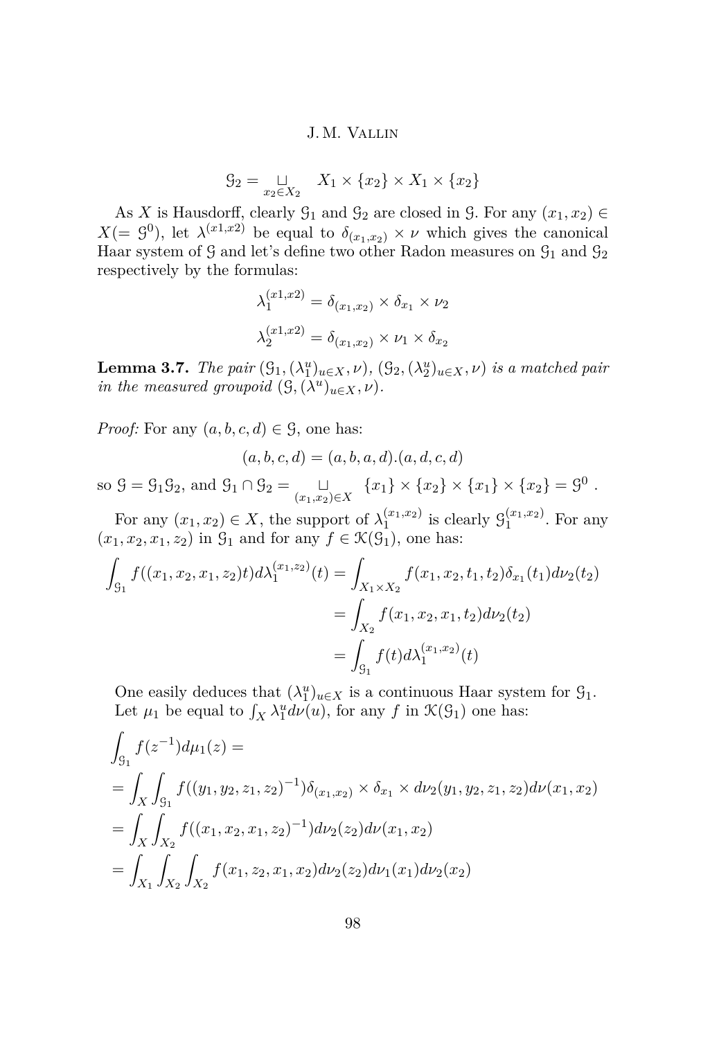$$\mathcal{G}_2 = \bigsqcup_{x_2 \in X_2} X_1 \times \{x_2\} \times X_1 \times \{x_2\}$$

As $X$ is Hausdorff, clearly $\mathcal{G}_1$ and $\mathcal{G}_2$ are closed in $\mathcal{G}$. For any $(x_1, x_2) \in X (= \mathcal{G}^0)$, let $\lambda^{(x1,x2)}$ be equal to $\delta_{(x_1,x_2)} \times \nu$ which gives the canonical Haar system of $\mathcal{G}$ and let's define two other Radon measures on $\mathcal{G}_1$ and $\mathcal{G}_2$ respectively by the formulas:

$$\lambda_1^{(x1,x2)} = \delta_{(x_1,x_2)} \times \delta_{x_1} \times \nu_2$$

$$\lambda_2^{(x1,x2)} = \delta_{(x_1,x_2)} \times \nu_1 \times \delta_{x_2}$$

**Lemma 3.7.** *The pair $(\mathcal{G}_1, (\lambda_1^u)_{u \in X}, \nu)$, $(\mathcal{G}_2, (\lambda_2^u)_{u \in X}, \nu)$ is a matched pair in the measured groupoid $(\mathcal{G}, (\lambda^u)_{u \in X}, \nu)$.*

*Proof:* For any $(a, b, c, d) \in \mathcal{G}$, one has:

$$(a, b, c, d) = (a, b, a, d).(a, d, c, d)$$

so $\mathcal{G} = \mathcal{G}_1\mathcal{G}_2$, and $\mathcal{G}_1 \cap \mathcal{G}_2 = \bigsqcup_{(x_1,x_2) \in X} \{x_1\} \times \{x_2\} \times \{x_1\} \times \{x_2\} = \mathcal{G}^0$ .

For any $(x_1, x_2) \in X$, the support of $\lambda_1^{(x_1,x_2)}$ is clearly $\mathcal{G}_1^{(x_1,x_2)}$. For any $(x_1, x_2, x_1, z_2)$ in $\mathcal{G}_1$ and for any $f \in \mathcal{K}(\mathcal{G}_1)$, one has:

$$\begin{aligned}
\int_{\mathcal{G}_1} f((x_1, x_2, x_1, z_2)t) d\lambda_1^{(x_1,z_2)}(t) &= \int_{X_1 \times X_2} f(x_1, x_2, t_1, t_2) \delta_{x_1}(t_1) d\nu_2(t_2) \\
&= \int_{X_2} f(x_1, x_2, x_1, t_2) d\nu_2(t_2) \\
&= \int_{\mathcal{G}_1} f(t) d\lambda_1^{(x_1,x_2)}(t)
\end{aligned}$$

One easily deduces that $(\lambda_1^u)_{u \in X}$ is a continuous Haar system for $\mathcal{G}_1$. Let $\mu_1$ be equal to $\int_X \lambda_1^u d\nu(u)$, for any $f$ in $\mathcal{K}(\mathcal{G}_1)$ one has:

$$\begin{aligned}
&\int_{\mathcal{G}_1} f(z^{-1}) d\mu_1(z) = \\
&= \int_X \int_{\mathcal{G}_1} f((y_1, y_2, z_1, z_2)^{-1}) \delta_{(x_1,x_2)} \times \delta_{x_1} \times d\nu_2(y_1, y_2, z_1, z_2) d\nu(x_1, x_2) \\
&= \int_X \int_{X_2} f((x_1, x_2, x_1, z_2)^{-1}) d\nu_2(z_2) d\nu(x_1, x_2) \\
&= \int_{X_1} \int_{X_2} \int_{X_2} f(x_1, z_2, x_1, x_2) d\nu_2(z_2) d\nu_1(x_1) d\nu_2(x_2)
\end{aligned}$$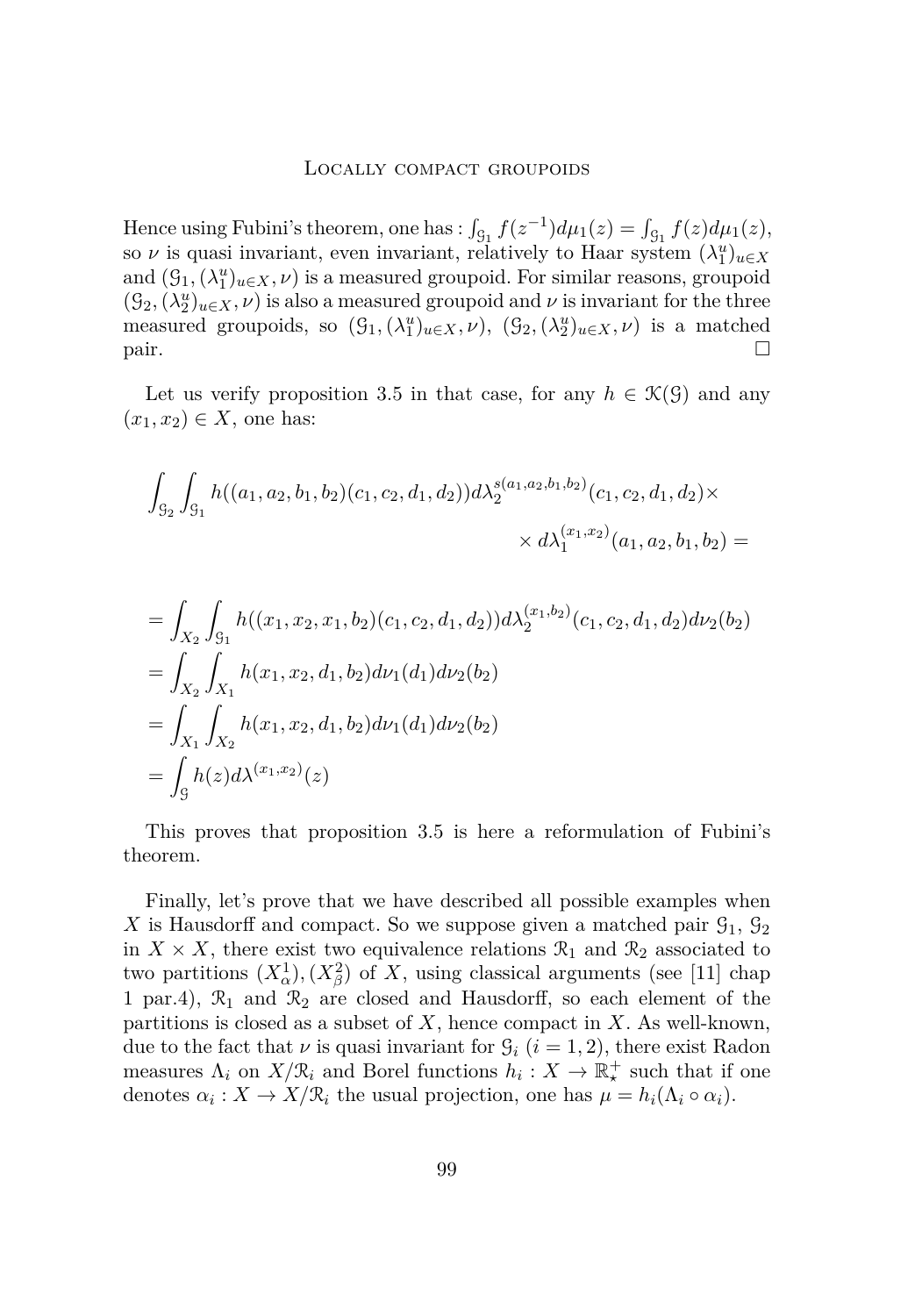Hence using Fubini's theorem, one has : $\int_{\mathcal{G}_1} f(z^{-1})d\mu_1(z) = \int_{\mathcal{G}_1} f(z)d\mu_1(z)$, so $\nu$ is quasi invariant, even invariant, relatively to Haar system $(\lambda_1^u)_{u\in X}$ and $(\mathcal{G}_1, (\lambda_1^u)_{u\in X}, \nu)$ is a measured groupoid. For similar reasons, groupoid $(\mathcal{G}_2, (\lambda_2^u)_{u\in X}, \nu)$ is also a measured groupoid and $\nu$ is invariant for the three measured groupoids, so $(\mathcal{G}_1, (\lambda_1^u)_{u\in X}, \nu)$, $(\mathcal{G}_2, (\lambda_2^u)_{u\in X}, \nu)$ is a matched pair. □

Let us verify proposition 3.5 in that case, for any $h \in \mathcal{K}(\mathcal{G})$ and any $(x_1, x_2) \in X$, one has:

$$\int_{\mathcal{G}_2}\int_{\mathcal{G}_1} h((a_1,a_2,b_1,b_2)(c_1,c_2,d_1,d_2))d\lambda_2^{s(a_1,a_2,b_1,b_2)}(c_1,c_2,d_1,d_2)\times$$
$$\times\, d\lambda_1^{(x_1,x_2)}(a_1,a_2,b_1,b_2) =$$

$$\begin{aligned}
&= \int_{X_2}\int_{\mathcal{G}_1} h((x_1,x_2,x_1,b_2)(c_1,c_2,d_1,d_2))d\lambda_2^{(x_1,b_2)}(c_1,c_2,d_1,d_2)d\nu_2(b_2)\\
&= \int_{X_2}\int_{X_1} h(x_1,x_2,d_1,b_2)d\nu_1(d_1)d\nu_2(b_2)\\
&= \int_{X_1}\int_{X_2} h(x_1,x_2,d_1,b_2)d\nu_1(d_1)d\nu_2(b_2)\\
&= \int_{\mathcal{G}} h(z)d\lambda^{(x_1,x_2)}(z)
\end{aligned}$$

This proves that proposition 3.5 is here a reformulation of Fubini's theorem.

Finally, let's prove that we have described all possible examples when $X$ is Hausdorff and compact. So we suppose given a matched pair $\mathcal{G}_1$, $\mathcal{G}_2$ in $X \times X$, there exist two equivalence relations $\mathcal{R}_1$ and $\mathcal{R}_2$ associated to two partitions $(X_\alpha^1), (X_\beta^2)$ of $X$, using classical arguments (see [11] chap 1 par.4), $\mathcal{R}_1$ and $\mathcal{R}_2$ are closed and Hausdorff, so each element of the partitions is closed as a subset of $X$, hence compact in $X$. As well-known, due to the fact that $\nu$ is quasi invariant for $\mathcal{G}_i$ $(i = 1, 2)$, there exist Radon measures $\Lambda_i$ on $X/\mathcal{R}_i$ and Borel functions $h_i : X \to \mathbb{R}_\star^+$ such that if one denotes $\alpha_i : X \to X/\mathcal{R}_i$ the usual projection, one has $\mu = h_i(\Lambda_i \circ \alpha_i)$.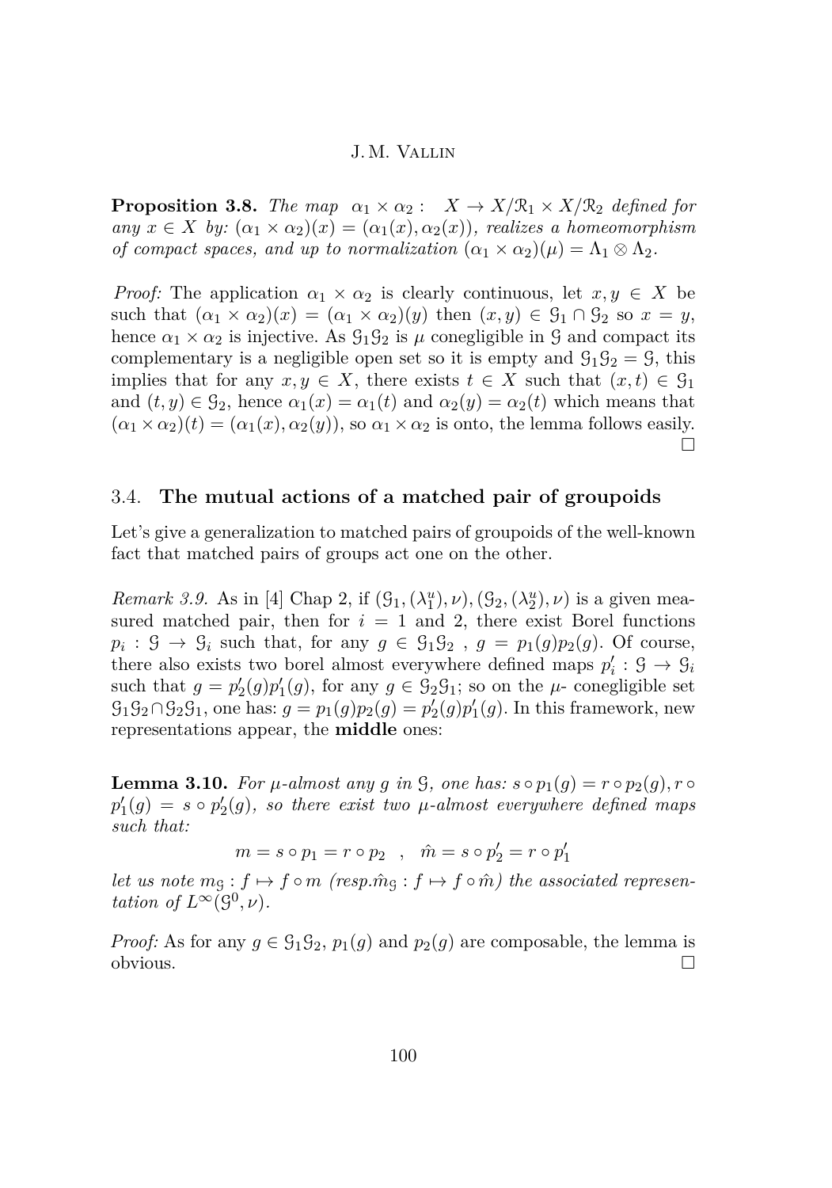**Proposition 3.8.** *The map* $\alpha_1 \times \alpha_2 : \quad X \to X/\mathcal{R}_1 \times X/\mathcal{R}_2$ *defined for any* $x \in X$ *by:* $(\alpha_1 \times \alpha_2)(x) = (\alpha_1(x), \alpha_2(x))$*, realizes a homeomorphism of compact spaces, and up to normalization* $(\alpha_1 \times \alpha_2)(\mu) = \Lambda_1 \otimes \Lambda_2$*.*

*Proof:* The application $\alpha_1 \times \alpha_2$ is clearly continuous, let $x, y \in X$ be such that $(\alpha_1 \times \alpha_2)(x) = (\alpha_1 \times \alpha_2)(y)$ then $(x, y) \in \mathcal{G}_1 \cap \mathcal{G}_2$ so $x = y$, hence $\alpha_1 \times \alpha_2$ is injective. As $\mathcal{G}_1\mathcal{G}_2$ is $\mu$ conegligible in $\mathcal{G}$ and compact its complementary is a negligible open set so it is empty and $\mathcal{G}_1\mathcal{G}_2 = \mathcal{G}$, this implies that for any $x, y \in X$, there exists $t \in X$ such that $(x, t) \in \mathcal{G}_1$ and $(t, y) \in \mathcal{G}_2$, hence $\alpha_1(x) = \alpha_1(t)$ and $\alpha_2(y) = \alpha_2(t)$ which means that $(\alpha_1 \times \alpha_2)(t) = (\alpha_1(x), \alpha_2(y))$, so $\alpha_1 \times \alpha_2$ is onto, the lemma follows easily. □

## 3.4. The mutual actions of a matched pair of groupoids

Let's give a generalization to matched pairs of groupoids of the well-known fact that matched pairs of groups act one on the other.

*Remark 3.9.* As in [4] Chap 2, if $(\mathcal{G}_1, (\lambda_1^u), \nu), (\mathcal{G}_2, (\lambda_2^u), \nu)$ is a given measured matched pair, then for $i = 1$ and 2, there exist Borel functions $p_i : \mathcal{G} \to \mathcal{G}_i$ such that, for any $g \in \mathcal{G}_1\mathcal{G}_2$ , $g = p_1(g)p_2(g)$. Of course, there also exists two borel almost everywhere defined maps $p'_i : \mathcal{G} \to \mathcal{G}_i$ such that $g = p'_2(g)p'_1(g)$, for any $g \in \mathcal{G}_2\mathcal{G}_1$; so on the $\mu$- conegligible set $\mathcal{G}_1\mathcal{G}_2 \cap \mathcal{G}_2\mathcal{G}_1$, one has: $g = p_1(g)p_2(g) = p'_2(g)p'_1(g)$. In this framework, new representations appear, the **middle** ones:

**Lemma 3.10.** *For* $\mu$*-almost any* $g$ *in* $\mathcal{G}$*, one has:* $s \circ p_1(g) = r \circ p_2(g), r \circ p'_1(g) = s \circ p'_2(g)$*, so there exist two* $\mu$*-almost everywhere defined maps such that:*

$$m = s \circ p_1 = r \circ p_2 \quad , \quad \hat{m} = s \circ p'_2 = r \circ p'_1$$

*let us note* $m_{\mathcal{G}} : f \mapsto f \circ m$ *(resp.*$\hat{m}_{\mathcal{G}} : f \mapsto f \circ \hat{m}$*) the associated representation of* $L^\infty(\mathcal{G}^0, \nu)$*.*

*Proof:* As for any $g \in \mathcal{G}_1\mathcal{G}_2$, $p_1(g)$ and $p_2(g)$ are composable, the lemma is obvious. □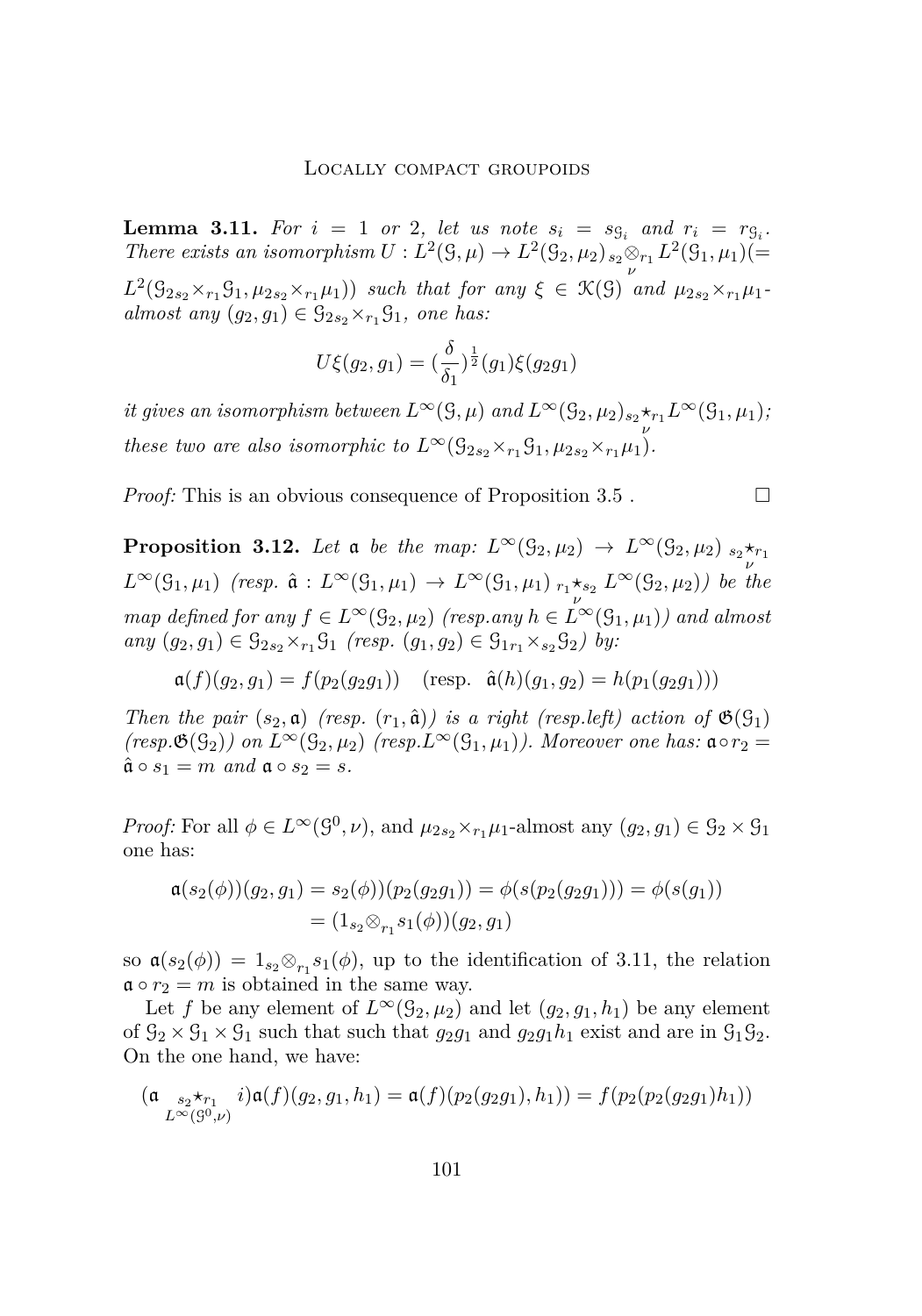**Lemma 3.11.** *For $i = 1$ or $2$, let us note $s_i = s_{\mathcal{G}_i}$ and $r_i = r_{\mathcal{G}_i}$. There exists an isomorphism $U : L^2(\mathcal{G}, \mu) \to L^2(\mathcal{G}_2, \mu_2)\,{}_{s_2}\underset{\nu}{\otimes}{}_{r_1} L^2(\mathcal{G}_1, \mu_1) (= L^2(\mathcal{G}_{2\,s_2}\times_{r_1}\mathcal{G}_1, \mu_{2\,s_2}\times_{r_1}\mu_1))$ such that for any $\xi \in \mathcal{K}(\mathcal{G})$ and $\mu_{2\,s_2}\times_{r_1}\mu_1$-almost any $(g_2, g_1) \in \mathcal{G}_{2\,s_2}\times_{r_1}\mathcal{G}_1$, one has:*

$$U\xi(g_2, g_1) = (\frac{\delta}{\delta_1})^{\frac{1}{2}}(g_1)\xi(g_2 g_1)$$

*it gives an isomorphism between $L^\infty(\mathcal{G}, \mu)$ and $L^\infty(\mathcal{G}_2, \mu_2)\,{}_{s_2}\underset{\nu}{\star}{}_{r_1} L^\infty(\mathcal{G}_1, \mu_1)$; these two are also isomorphic to $L^\infty(\mathcal{G}_{2\,s_2}\times_{r_1}\mathcal{G}_1, \mu_{2\,s_2}\times_{r_1}\mu_1)$.*

*Proof:* This is an obvious consequence of Proposition 3.5 . □

**Proposition 3.12.** *Let $\mathfrak{a}$ be the map: $L^\infty(\mathcal{G}_2, \mu_2) \to L^\infty(\mathcal{G}_2, \mu_2)\,{}_{s_2}\underset{\nu}{\star}{}_{r_1} L^\infty(\mathcal{G}_1, \mu_1)$ (resp. $\hat{\mathfrak{a}} : L^\infty(\mathcal{G}_1, \mu_1) \to L^\infty(\mathcal{G}_1, \mu_1)\,{}_{r_1}\underset{\nu}{\star}{}_{s_2} L^\infty(\mathcal{G}_2, \mu_2)$) be the map defined for any $f \in L^\infty(\mathcal{G}_2, \mu_2)$ (resp.any $h \in L^\infty(\mathcal{G}_1, \mu_1)$) and almost any $(g_2, g_1) \in \mathcal{G}_{2\,s_2}\times_{r_1}\mathcal{G}_1$ (resp. $(g_1, g_2) \in \mathcal{G}_{1\,r_1}\times_{s_2}\mathcal{G}_2$) by:*

$$\mathfrak{a}(f)(g_2, g_1) = f(p_2(g_2 g_1)) \quad (\text{resp.} \ \ \hat{\mathfrak{a}}(h)(g_1, g_2) = h(p_1(g_2 g_1)))$$

*Then the pair $(s_2, \mathfrak{a})$ (resp. $(r_1, \hat{\mathfrak{a}})$) is a right (resp.left) action of $\mathfrak{G}(\mathcal{G}_1)$ (resp.$\mathfrak{G}(\mathcal{G}_2)$) on $L^\infty(\mathcal{G}_2, \mu_2)$ (resp.$L^\infty(\mathcal{G}_1, \mu_1)$). Moreover one has: $\mathfrak{a} \circ r_2 = \hat{\mathfrak{a}} \circ s_1 = m$ and $\mathfrak{a} \circ s_2 = s$.*

*Proof:* For all $\phi \in L^\infty(\mathcal{G}^0, \nu)$, and $\mu_{2\,s_2}\times_{r_1}\mu_1$-almost any $(g_2, g_1) \in \mathcal{G}_2 \times \mathcal{G}_1$ one has:

$$\begin{aligned}
\mathfrak{a}(s_2(\phi))(g_2, g_1) &= s_2(\phi))(p_2(g_2 g_1)) = \phi(s(p_2(g_2 g_1))) = \phi(s(g_1)) \\
&= (1_{s_2}\otimes_{r_1} s_1(\phi))(g_2, g_1)
\end{aligned}$$

so $\mathfrak{a}(s_2(\phi)) = 1_{s_2}\otimes_{r_1} s_1(\phi)$, up to the identification of 3.11, the relation $\mathfrak{a} \circ r_2 = m$ is obtained in the same way.

Let $f$ be any element of $L^\infty(\mathcal{G}_2, \mu_2)$ and let $(g_2, g_1, h_1)$ be any element of $\mathcal{G}_2 \times \mathcal{G}_1 \times \mathcal{G}_1$ such that such that $g_2 g_1$ and $g_2 g_1 h_1$ exist and are in $\mathcal{G}_1\mathcal{G}_2$. On the one hand, we have:

$$(\mathfrak{a} \underset{L^\infty(\mathcal{G}^0,\nu)}{{}_{s_2}\star_{r_1}} i)\mathfrak{a}(f)(g_2, g_1, h_1) = \mathfrak{a}(f)(p_2(g_2 g_1), h_1)) = f(p_2(p_2(g_2 g_1)h_1))$$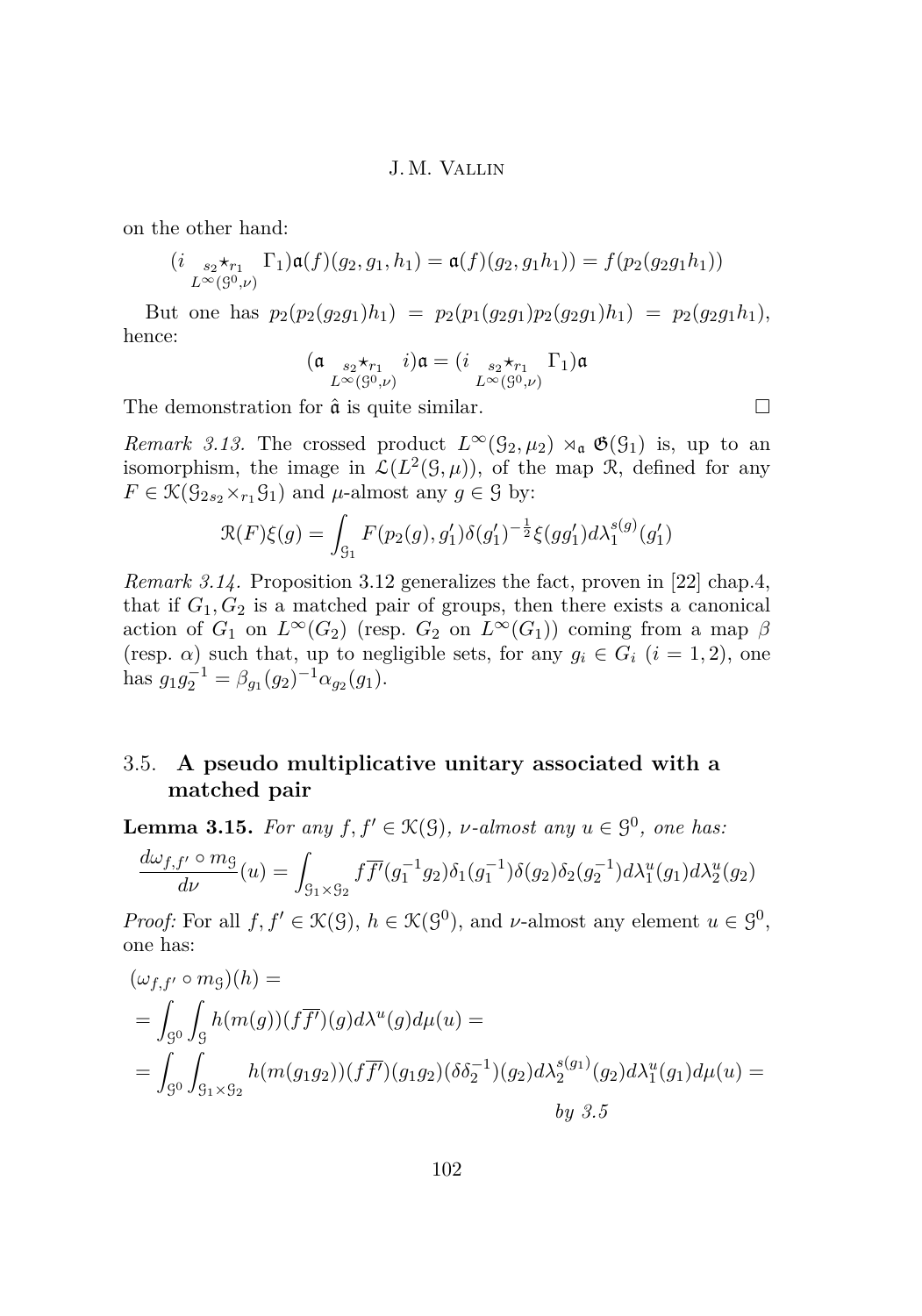on the other hand:

$$(i \underset{L^\infty(\mathcal{G}^0,\nu)}{{}_{s_2}\star_{r_1}} \Gamma_1)\mathfrak{a}(f)(g_2, g_1, h_1) = \mathfrak{a}(f)(g_2, g_1 h_1)) = f(p_2(g_2 g_1 h_1))$$

But one has $p_2(p_2(g_2g_1)h_1) = p_2(p_1(g_2g_1)p_2(g_2g_1)h_1) = p_2(g_2g_1h_1)$, hence:

$$(\mathfrak{a} \underset{L^\infty(\mathcal{G}^0,\nu)}{{}_{s_2}\star_{r_1}} i)\mathfrak{a} = (i \underset{L^\infty(\mathcal{G}^0,\nu)}{{}_{s_2}\star_{r_1}} \Gamma_1)\mathfrak{a}$$

The demonstration for $\hat{\mathfrak{a}}$ is quite similar. □

*Remark 3.13.* The crossed product $L^\infty(\mathcal{G}_2,\mu_2) \rtimes_{\mathfrak{a}} \mathfrak{G}(\mathcal{G}_1)$ is, up to an isomorphism, the image in $\mathcal{L}(L^2(\mathcal{G},\mu))$, of the map $\mathcal{R}$, defined for any $F \in \mathcal{K}(\mathcal{G}_{2s_2}\times_{r_1}\mathcal{G}_1)$ and $\mu$-almost any $g \in \mathcal{G}$ by:

$$\mathcal{R}(F)\xi(g) = \int_{\mathcal{G}_1} F(p_2(g), g_1')\delta(g_1')^{-\frac{1}{2}}\xi(gg_1')d\lambda_1^{s(g)}(g_1')$$

*Remark 3.14.* Proposition 3.12 generalizes the fact, proven in [22] chap.4, that if $G_1, G_2$ is a matched pair of groups, then there exists a canonical action of $G_1$ on $L^\infty(G_2)$ (resp. $G_2$ on $L^\infty(G_1)$) coming from a map $\beta$ (resp. $\alpha$) such that, up to negligible sets, for any $g_i \in G_i$ $(i = 1, 2)$, one has $g_1g_2^{-1} = \beta_{g_1}(g_2)^{-1}\alpha_{g_2}(g_1)$.

## 3.5. A pseudo multiplicative unitary associated with a matched pair

**Lemma 3.15.** *For any $f, f' \in \mathcal{K}(\mathcal{G})$, $\nu$-almost any $u \in \mathcal{G}^0$, one has:*

$$\frac{d\omega_{f,f'} \circ m_{\mathcal{G}}}{d\nu}(u) = \int_{\mathcal{G}_1\times\mathcal{G}_2} f\overline{f'}(g_1^{-1}g_2)\delta_1(g_1^{-1})\delta(g_2)\delta_2(g_2^{-1})d\lambda_1^u(g_1)d\lambda_2^u(g_2)$$

*Proof:* For all $f, f' \in \mathcal{K}(\mathcal{G})$, $h \in \mathcal{K}(\mathcal{G}^0)$, and $\nu$-almost any element $u \in \mathcal{G}^0$, one has:

$$\begin{aligned}
&(\omega_{f,f'} \circ m_{\mathcal{G}})(h) = \\
&= \int_{\mathcal{G}^0}\int_{\mathcal{G}} h(m(g))(f\overline{f'})(g)d\lambda^u(g)d\mu(u) = \\
&= \int_{\mathcal{G}^0}\int_{\mathcal{G}_1\times\mathcal{G}_2} h(m(g_1g_2))(f\overline{f'})(g_1g_2)(\delta\delta_2^{-1})(g_2)d\lambda_2^{s(g_1)}(g_2)d\lambda_1^u(g_1)d\mu(u) = \\
&\qquad\qquad\qquad\qquad\qquad\qquad\qquad\qquad \textit{by 3.5}
\end{aligned}$$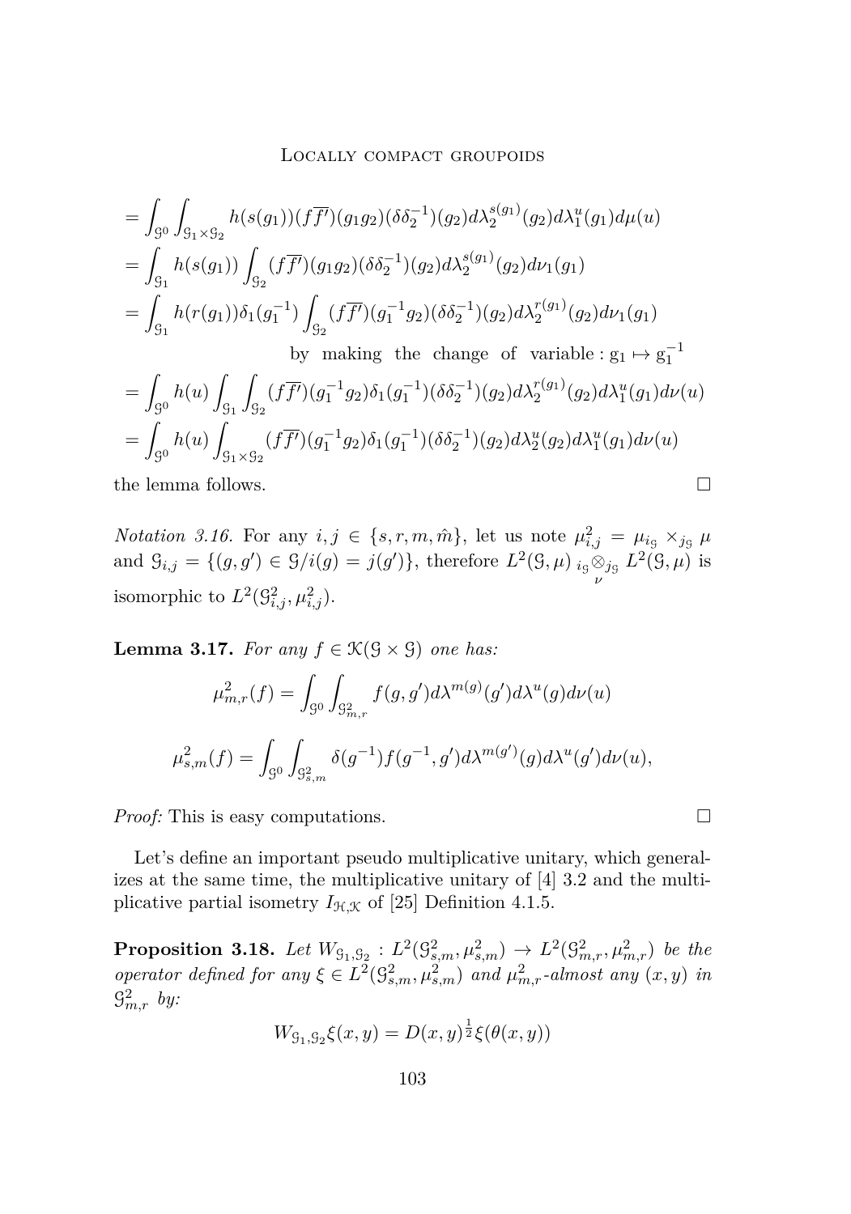$$
\begin{aligned}
&= \int_{\mathcal{G}^0} \int_{\mathcal{G}_1 \times \mathcal{G}_2} h(s(g_1))(f\overline{f'})(g_1 g_2)(\delta\delta_2^{-1})(g_2) d\lambda_2^{s(g_1)}(g_2) d\lambda_1^u(g_1) d\mu(u) \\
&= \int_{\mathcal{G}_1} h(s(g_1)) \int_{\mathcal{G}_2} (f\overline{f'})(g_1 g_2)(\delta\delta_2^{-1})(g_2) d\lambda_2^{s(g_1)}(g_2) d\nu_1(g_1) \\
&= \int_{\mathcal{G}_1} h(r(g_1))\delta_1(g_1^{-1}) \int_{\mathcal{G}_2} (f\overline{f'})(g_1^{-1} g_2)(\delta\delta_2^{-1})(g_2) d\lambda_2^{r(g_1)}(g_2) d\nu_1(g_1) \\
&\qquad\qquad \text{by making the change of variable} : \mathrm{g}_1 \mapsto \mathrm{g}_1^{-1} \\
&= \int_{\mathcal{G}^0} h(u) \int_{\mathcal{G}_1} \int_{\mathcal{G}_2} (f\overline{f'})(g_1^{-1} g_2)\delta_1(g_1^{-1})(\delta\delta_2^{-1})(g_2) d\lambda_2^{r(g_1)}(g_2) d\lambda_1^u(g_1) d\nu(u) \\
&= \int_{\mathcal{G}^0} h(u) \int_{\mathcal{G}_1 \times \mathcal{G}_2} (f\overline{f'})(g_1^{-1} g_2)\delta_1(g_1^{-1})(\delta\delta_2^{-1})(g_2) d\lambda_2^u(g_2) d\lambda_1^u(g_1) d\nu(u)
\end{aligned}
$$

the lemma follows. □

*Notation 3.16.* For any $i, j \in \{s, r, m, \hat{m}\}$, let us note $\mu_{i,j}^2 = \mu_{i_\mathcal{G}} \times_{j_\mathcal{G}} \mu$ and $\mathcal{G}_{i,j} = \{(g, g') \in \mathcal{G}/i(g) = j(g')\}$, therefore $L^2(\mathcal{G}, \mu) \underset{\nu}{{}_{i_\mathcal{G}}\otimes_{j_\mathcal{G}}} L^2(\mathcal{G}, \mu)$ is isomorphic to $L^2(\mathcal{G}_{i,j}^2, \mu_{i,j}^2)$.

**Lemma 3.17.** *For any $f \in \mathcal{K}(\mathcal{G} \times \mathcal{G})$ one has:*

$$
\mu_{m,r}^2(f) = \int_{\mathcal{G}^0} \int_{\mathcal{G}_{m,r}^2} f(g, g') d\lambda^{m(g)}(g') d\lambda^u(g) d\nu(u)
$$

$$
\mu_{s,m}^2(f) = \int_{\mathcal{G}^0} \int_{\mathcal{G}_{s,m}^2} \delta(g^{-1}) f(g^{-1}, g') d\lambda^{m(g')}(g) d\lambda^u(g') d\nu(u),
$$

*Proof:* This is easy computations. □

Let's define an important pseudo multiplicative unitary, which generalizes at the same time, the multiplicative unitary of [4] 3.2 and the multiplicative partial isometry $I_{\mathcal{H},\mathcal{K}}$ of [25] Definition 4.1.5.

**Proposition 3.18.** *Let $W_{\mathcal{G}_1,\mathcal{G}_2} : L^2(\mathcal{G}_{s,m}^2, \mu_{s,m}^2) \to L^2(\mathcal{G}_{m,r}^2, \mu_{m,r}^2)$ be the operator defined for any $\xi \in L^2(\mathcal{G}_{s,m}^2, \mu_{s,m}^2)$ and $\mu_{m,r}^2$-almost any $(x, y)$ in $\mathcal{G}_{m,r}^2$ by:*

$$
W_{\mathcal{G}_1,\mathcal{G}_2}\xi(x, y) = D(x, y)^{\frac{1}{2}} \xi(\theta(x, y))
$$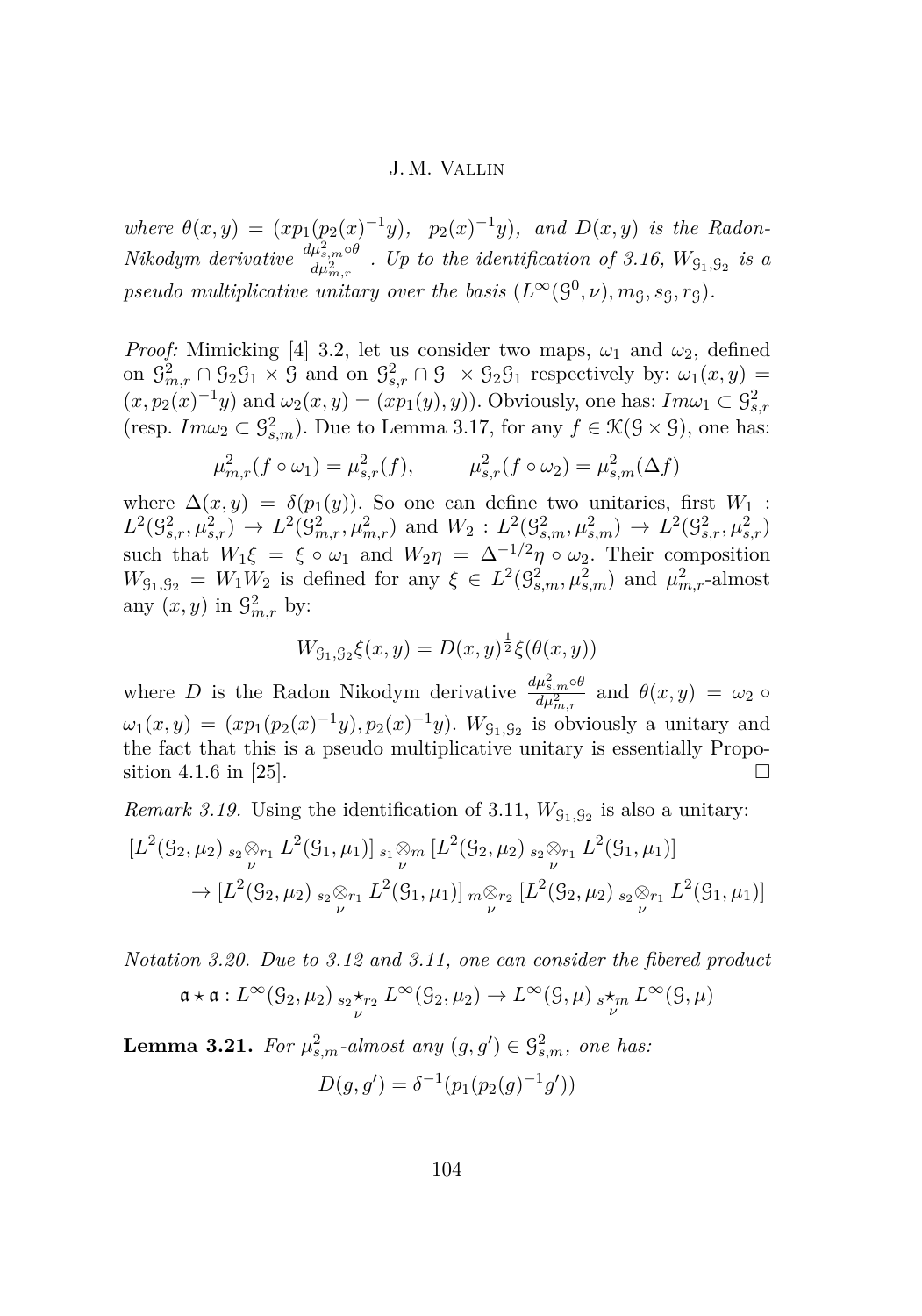*where $\theta(x,y) = (xp_1(p_2(x)^{-1}y),\ \ p_2(x)^{-1}y)$, and $D(x,y)$ is the Radon-Nikodym derivative $\frac{d\mu^2_{s,m}\circ\theta}{d\mu^2_{m,r}}$ . Up to the identification of 3.16, $W_{\mathcal{G}_1,\mathcal{G}_2}$ is a pseudo multiplicative unitary over the basis $(L^\infty(\mathcal{G}^0,\nu), m_\mathcal{G}, s_\mathcal{G}, r_\mathcal{G})$.*

*Proof:* Mimicking [4] 3.2, let us consider two maps, $\omega_1$ and $\omega_2$, defined on $\mathcal{G}^2_{m,r} \cap \mathcal{G}_2\mathcal{G}_1 \times \mathcal{G}$ and on $\mathcal{G}^2_{s,r} \cap \mathcal{G}\ \times \mathcal{G}_2\mathcal{G}_1$ respectively by: $\omega_1(x,y) = (x, p_2(x)^{-1}y)$ and $\omega_2(x,y) = (xp_1(y), y))$. Obviously, one has: $Im\omega_1 \subset \mathcal{G}^2_{s,r}$ (resp. $Im\omega_2 \subset \mathcal{G}^2_{s,m}$). Due to Lemma 3.17, for any $f \in \mathcal{K}(\mathcal{G}\times\mathcal{G})$, one has:

$$\mu^2_{m,r}(f\circ\omega_1) = \mu^2_{s,r}(f), \qquad \mu^2_{s,r}(f\circ\omega_2) = \mu^2_{s,m}(\Delta f)$$

where $\Delta(x,y) = \delta(p_1(y))$. So one can define two unitaries, first $W_1 : L^2(\mathcal{G}^2_{s,r}, \mu^2_{s,r}) \to L^2(\mathcal{G}^2_{m,r}, \mu^2_{m,r})$ and $W_2 : L^2(\mathcal{G}^2_{s,m}, \mu^2_{s,m}) \to L^2(\mathcal{G}^2_{s,r}, \mu^2_{s,r})$ such that $W_1\xi = \xi\circ\omega_1$ and $W_2\eta = \Delta^{-1/2}\eta\circ\omega_2$. Their composition $W_{\mathcal{G}_1,\mathcal{G}_2} = W_1W_2$ is defined for any $\xi \in L^2(\mathcal{G}^2_{s,m}, \mu^2_{s,m})$ and $\mu^2_{m,r}$-almost any $(x,y)$ in $\mathcal{G}^2_{m,r}$ by:

$$W_{\mathcal{G}_1,\mathcal{G}_2}\xi(x,y) = D(x,y)^{\frac{1}{2}}\xi(\theta(x,y))$$

where $D$ is the Radon Nikodym derivative $\frac{d\mu^2_{s,m}\circ\theta}{d\mu^2_{m,r}}$ and $\theta(x,y) = \omega_2\circ\omega_1(x,y) = (xp_1(p_2(x)^{-1}y), p_2(x)^{-1}y)$. $W_{\mathcal{G}_1,\mathcal{G}_2}$ is obviously a unitary and the fact that this is a pseudo multiplicative unitary is essentially Proposition 4.1.6 in [25]. $\square$

*Remark 3.19.* Using the identification of 3.11, $W_{\mathcal{G}_1,\mathcal{G}_2}$ is also a unitary:

$$\begin{aligned}[L^2(\mathcal{G}_2,\mu_2)\ {}_{s_2}\underset{\nu}{\otimes}{}_{r_1}\ L^2(\mathcal{G}_1,\mu_1)]\ {}_{s_1}\underset{\nu}{\otimes}{}_{m}\ [L^2(\mathcal{G}_2,\mu_2)\ {}_{s_2}\underset{\nu}{\otimes}{}_{r_1}\ L^2(\mathcal{G}_1,\mu_1)] \\ \to [L^2(\mathcal{G}_2,\mu_2)\ {}_{s_2}\underset{\nu}{\otimes}{}_{r_1}\ L^2(\mathcal{G}_1,\mu_1)]\ {}_{m}\underset{\nu}{\otimes}{}_{r_2}\ [L^2(\mathcal{G}_2,\mu_2)\ {}_{s_2}\underset{\nu}{\otimes}{}_{r_1}\ L^2(\mathcal{G}_1,\mu_1)]\end{aligned}$$

*Notation 3.20. Due to 3.12 and 3.11, one can consider the fibered product*

$$\mathfrak{a}\star\mathfrak{a} : L^\infty(\mathcal{G}_2,\mu_2)\ {}_{s_2}\underset{\nu}{\star}{}_{r_2}\ L^\infty(\mathcal{G}_2,\mu_2) \to L^\infty(\mathcal{G},\mu)\ {}_{s}\underset{\nu}{\star}{}_{m}\ L^\infty(\mathcal{G},\mu)$$

**Lemma 3.21.** *For $\mu^2_{s,m}$-almost any $(g,g') \in \mathcal{G}^2_{s,m}$, one has:*

$$D(g,g') = \delta^{-1}(p_1(p_2(g)^{-1}g'))$$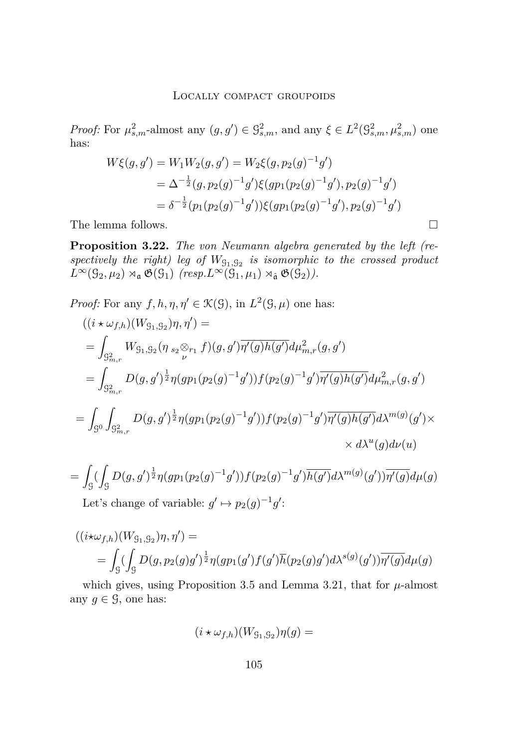*Proof:* For $\mu^2_{s,m}$-almost any $(g,g') \in \mathcal{G}^2_{s,m}$, and any $\xi \in L^2(\mathcal{G}^2_{s,m}, \mu^2_{s,m})$ one has:

$$
\begin{aligned}
W\xi(g,g') &= W_1W_2(g,g') = W_2\xi(g, p_2(g)^{-1}g') \\
&= \Delta^{-\frac{1}{2}}(g, p_2(g)^{-1}g')\xi(gp_1(p_2(g)^{-1}g'), p_2(g)^{-1}g') \\
&= \delta^{-\frac{1}{2}}(p_1(p_2(g)^{-1}g'))\xi(gp_1(p_2(g)^{-1}g'), p_2(g)^{-1}g')
\end{aligned}
$$

The lemma follows. □

**Proposition 3.22.** *The von Neumann algebra generated by the left (respectively the right) leg of $W_{\mathcal{G}_1,\mathcal{G}_2}$ is isomorphic to the crossed product $L^\infty(\mathcal{G}_2,\mu_2) \rtimes_{\mathfrak{a}} \mathfrak{G}(\mathcal{G}_1)$ (resp.$L^\infty(\mathcal{G}_1,\mu_1) \rtimes_{\hat{\mathfrak{a}}} \mathfrak{G}(\mathcal{G}_2)$).*

*Proof:* For any $f,h,\eta,\eta' \in \mathcal{K}(\mathcal{G})$, in $L^2(\mathcal{G},\mu)$ one has:

$$
\begin{aligned}
&((i \star \omega_{f,h})(W_{\mathcal{G}_1,\mathcal{G}_2})\eta, \eta') = \\
&= \int_{\mathcal{G}^2_{m,r}} W_{\mathcal{G}_1,\mathcal{G}_2}(\eta \, {}_{s_2}\!\underset{\nu}{\otimes}_{r_1} f)(g,g')\overline{\eta'(g)h(g')}d\mu^2_{m,r}(g,g') \\
&= \int_{\mathcal{G}^2_{m,r}} D(g,g')^{\frac{1}{2}}\eta(gp_1(p_2(g)^{-1}g'))f(p_2(g)^{-1}g')\overline{\eta'(g)h(g')}d\mu^2_{m,r}(g,g')
\end{aligned}
$$

$$
= \int_{\mathcal{G}^0}\int_{\mathcal{G}^2_{m,r}} D(g,g')^{\frac{1}{2}}\eta(gp_1(p_2(g)^{-1}g'))f(p_2(g)^{-1}g')\overline{\eta'(g)h(g')}d\lambda^{m(g)}(g')\times \times d\lambda^u(g)d\nu(u)
$$

$$
= \int_{\mathcal{G}}(\int_{\mathcal{G}} D(g,g')^{\frac{1}{2}}\eta(gp_1(p_2(g)^{-1}g'))f(p_2(g)^{-1}g')\overline{h(g')}d\lambda^{m(g)}(g'))\overline{\eta'(g)}d\mu(g)
$$

Let's change of variable: $g' \mapsto p_2(g)^{-1}g'$:

$$
\begin{aligned}
&((i\star\omega_{f,h})(W_{\mathcal{G}_1,\mathcal{G}_2})\eta, \eta') = \\
&\quad = \int_{\mathcal{G}}(\int_{\mathcal{G}} D(g, p_2(g)g')^{\frac{1}{2}}\eta(gp_1(g')f(g')\overline{h}(p_2(g)g')d\lambda^{s(g)}(g'))\overline{\eta'(g)}d\mu(g)
\end{aligned}
$$

which gives, using Proposition 3.5 and Lemma 3.21, that for $\mu$-almost any $g \in \mathcal{G}$, one has:

$$
(i \star \omega_{f,h})(W_{\mathcal{G}_1,\mathcal{G}_2})\eta(g) =
$$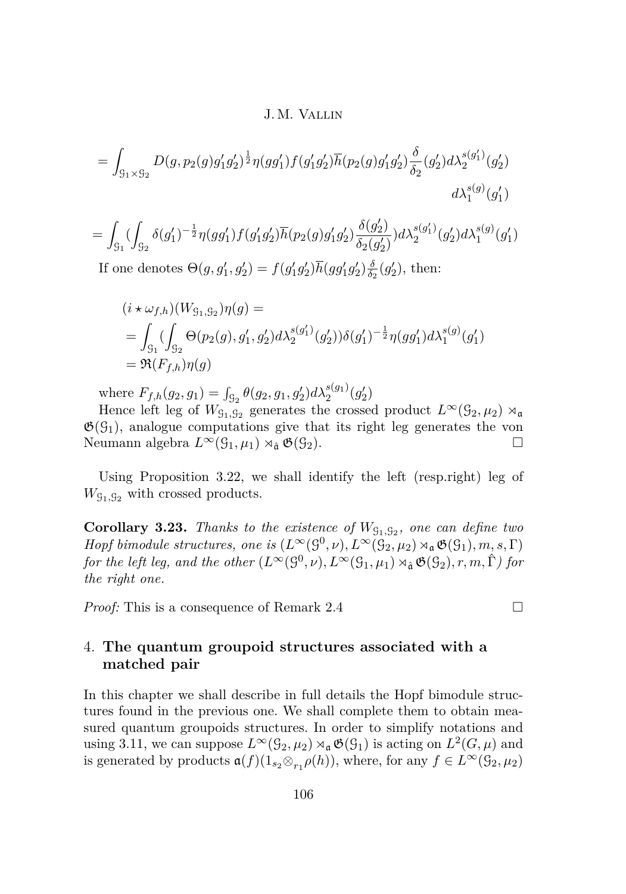$$= \int_{\mathcal{G}_1 \times \mathcal{G}_2} D(g, p_2(g)g_1'g_2')^{\frac{1}{2}} \eta(gg_1') f(g_1'g_2') \overline{h}(p_2(g)g_1'g_2') \frac{\delta}{\delta_2}(g_2') d\lambda_2^{s(g_1')}(g_2') \, d\lambda_1^{s(g)}(g_1')$$

$$= \int_{\mathcal{G}_1} (\int_{\mathcal{G}_2} \delta(g_1')^{-\frac{1}{2}} \eta(gg_1') f(g_1'g_2') \overline{h}(p_2(g)g_1'g_2') \frac{\delta(g_2')}{\delta_2(g_2')}) d\lambda_2^{s(g_1')}(g_2') d\lambda_1^{s(g)}(g_1')$$

If one denotes $\Theta(g, g_1', g_2') = f(g_1'g_2')\overline{h}(gg_1'g_2')\frac{\delta}{\delta_2}(g_2')$, then:

$$\begin{aligned}
&(i \star \omega_{f,h})(W_{\mathcal{G}_1,\mathcal{G}_2})\eta(g) = \\
&= \int_{\mathcal{G}_1} (\int_{\mathcal{G}_2} \Theta(p_2(g), g_1', g_2') d\lambda_2^{s(g_1')}(g_2')) \delta(g_1')^{-\frac{1}{2}} \eta(gg_1') d\lambda_1^{s(g)}(g_1') \\
&= \mathfrak{R}(F_{f,h})\eta(g)
\end{aligned}$$

where $F_{f,h}(g_2, g_1) = \int_{\mathcal{G}_2} \theta(g_2, g_1, g_2') d\lambda_2^{s(g_1)}(g_2')$

Hence left leg of $W_{\mathcal{G}_1,\mathcal{G}_2}$ generates the crossed product $L^\infty(\mathcal{G}_2, \mu_2) \rtimes_{\mathfrak{a}} \mathfrak{G}(\mathcal{G}_1)$, analogue computations give that its right leg generates the von Neumann algebra $L^\infty(\mathcal{G}_1, \mu_1) \rtimes_{\hat{\mathfrak{a}}} \mathfrak{G}(\mathcal{G}_2)$. □

Using Proposition 3.22, we shall identify the left (resp.right) leg of $W_{\mathcal{G}_1,\mathcal{G}_2}$ with crossed products.

**Corollary 3.23.** *Thanks to the existence of $W_{\mathcal{G}_1,\mathcal{G}_2}$, one can define two Hopf bimodule structures, one is $(L^\infty(\mathcal{G}^0, \nu), L^\infty(\mathcal{G}_2, \mu_2) \rtimes_{\mathfrak{a}} \mathfrak{G}(\mathcal{G}_1), m, s, \Gamma)$ for the left leg, and the other $(L^\infty(\mathcal{G}^0, \nu), L^\infty(\mathcal{G}_1, \mu_1) \rtimes_{\hat{\mathfrak{a}}} \mathfrak{G}(\mathcal{G}_2), r, m, \hat{\Gamma})$ for the right one.*

*Proof:* This is a consequence of Remark 2.4 □

## 4. The quantum groupoid structures associated with a matched pair

In this chapter we shall describe in full details the Hopf bimodule structures found in the previous one. We shall complete them to obtain measured quantum groupoids structures. In order to simplify notations and using 3.11, we can suppose $L^\infty(\mathcal{G}_2, \mu_2) \rtimes_{\mathfrak{a}} \mathfrak{G}(\mathcal{G}_1)$ is acting on $L^2(G, \mu)$ and is generated by products $\mathfrak{a}(f)(1_{s_2} \otimes_{r_1} \rho(h))$, where, for any $f \in L^\infty(\mathcal{G}_2, \mu_2)$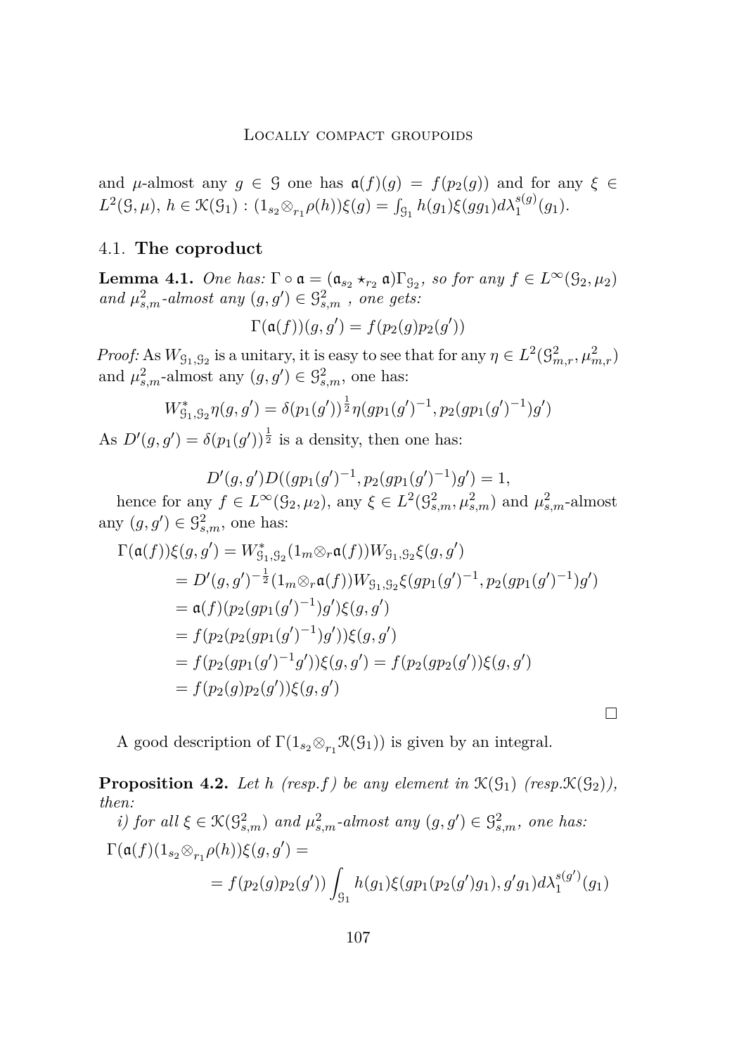and $\mu$-almost any $g \in \mathcal{G}$ one has $\mathfrak{a}(f)(g) = f(p_2(g))$ and for any $\xi \in L^2(\mathcal{G}, \mu)$, $h \in \mathcal{K}(\mathcal{G}_1)$ : $(1_{s_2} \otimes_{r_1} \rho(h))\xi(g) = \int_{\mathcal{G}_1} h(g_1)\xi(gg_1)d\lambda_1^{s(g)}(g_1)$.

### 4.1. **The coproduct**

**Lemma 4.1.** *One has: $\Gamma \circ \mathfrak{a} = (\mathfrak{a}_{s_2} \star_{r_2} \mathfrak{a})\Gamma_{\mathcal{G}_2}$, so for any $f \in L^\infty(\mathcal{G}_2, \mu_2)$ and $\mu^2_{s,m}$-almost any $(g, g') \in \mathcal{G}^2_{s,m}$ , one gets:*

$$\Gamma(\mathfrak{a}(f))(g, g') = f(p_2(g)p_2(g'))$$

*Proof:* As $W_{\mathcal{G}_1,\mathcal{G}_2}$ is a unitary, it is easy to see that for any $\eta \in L^2(\mathcal{G}^2_{m,r}, \mu^2_{m,r})$ and $\mu^2_{s,m}$-almost any $(g, g') \in \mathcal{G}^2_{s,m}$, one has:

$$W^*_{\mathcal{G}_1,\mathcal{G}_2}\eta(g, g') = \delta(p_1(g'))^{\frac{1}{2}}\eta(gp_1(g')^{-1}, p_2(gp_1(g')^{-1})g')$$

As $D'(g, g') = \delta(p_1(g'))^{\frac{1}{2}}$ is a density, then one has:

$$D'(g, g')D((gp_1(g')^{-1}, p_2(gp_1(g')^{-1})g') = 1,$$

hence for any $f \in L^\infty(\mathcal{G}_2, \mu_2)$, any $\xi \in L^2(\mathcal{G}^2_{s,m}, \mu^2_{s,m})$ and $\mu^2_{s,m}$-almost any $(g, g') \in \mathcal{G}^2_{s,m}$, one has:

$$\begin{aligned}
\Gamma(\mathfrak{a}(f))\xi(g, g') &= W^*_{\mathcal{G}_1,\mathcal{G}_2}(1_m \otimes_r \mathfrak{a}(f))W_{\mathcal{G}_1,\mathcal{G}_2}\xi(g, g') \\
&= D'(g, g')^{-\frac{1}{2}}(1_m \otimes_r \mathfrak{a}(f))W_{\mathcal{G}_1,\mathcal{G}_2}\xi(gp_1(g')^{-1}, p_2(gp_1(g')^{-1})g') \\
&= \mathfrak{a}(f)(p_2(gp_1(g')^{-1})g')\xi(g, g') \\
&= f(p_2(p_2(gp_1(g')^{-1})g'))\xi(g, g') \\
&= f(p_2(gp_1(g')^{-1}g'))\xi(g, g') = f(p_2(gp_2(g'))\xi(g, g') \\
&= f(p_2(g)p_2(g'))\xi(g, g')
\end{aligned}$$

□

A good description of $\Gamma(1_{s_2} \otimes_{r_1} \mathcal{R}(\mathcal{G}_1))$ is given by an integral.

**Proposition 4.2.** *Let $h$ (resp.$f$) be any element in $\mathcal{K}(\mathcal{G}_1)$ (resp.$\mathcal{K}(\mathcal{G}_2)$), then:*

*i) for all $\xi \in \mathcal{K}(\mathcal{G}^2_{s,m})$ and $\mu^2_{s,m}$-almost any $(g, g') \in \mathcal{G}^2_{s,m}$, one has:*

$$\begin{aligned}
&\Gamma(\mathfrak{a}(f)(1_{s_2} \otimes_{r_1} \rho(h))\xi(g, g') = \\
&\qquad = f(p_2(g)p_2(g')) \int_{\mathcal{G}_1} h(g_1)\xi(gp_1(p_2(g')g_1), g'g_1)d\lambda_1^{s(g')}(g_1)
\end{aligned}$$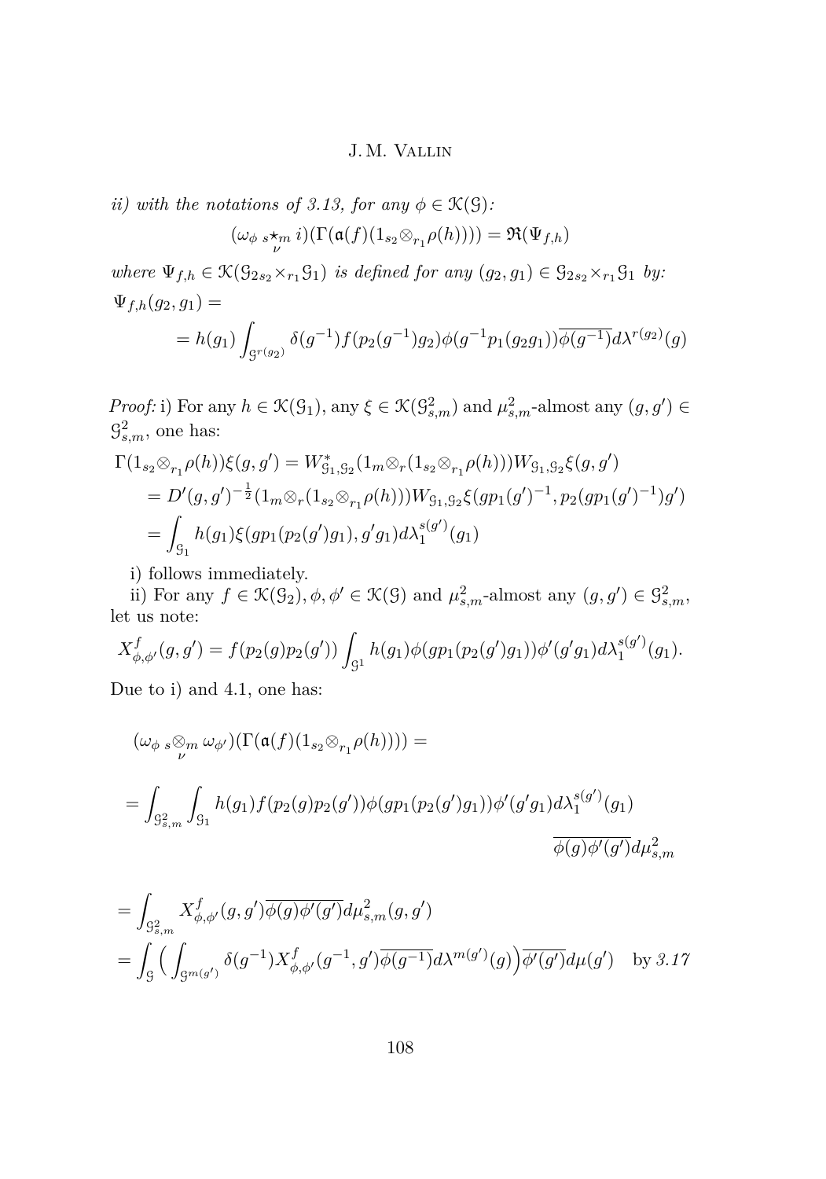*ii) with the notations of 3.13, for any $\phi \in \mathcal{K}(\mathcal{G})$:*

$$(\omega_\phi \ {}_s\underset{\nu}{\star}_m \ i)(\Gamma(\mathfrak{a}(f)(1_{s_2} \otimes_{r_1} \rho(h)))) = \mathfrak{R}(\Psi_{f,h})$$

*where $\Psi_{f,h} \in \mathcal{K}(\mathcal{G}_{2\,s_2}\times_{r_1}\mathcal{G}_1)$ is defined for any $(g_2, g_1) \in \mathcal{G}_{2\,s_2}\times_{r_1}\mathcal{G}_1$ by:*

$$\Psi_{f,h}(g_2, g_1) =$$
$$= h(g_1) \int_{\mathcal{G}^{r(g_2)}} \delta(g^{-1}) f(p_2(g^{-1})g_2) \phi(g^{-1} p_1(g_2 g_1)) \overline{\phi(g^{-1})} d\lambda^{r(g_2)}(g)$$

*Proof:* i) For any $h \in \mathcal{K}(\mathcal{G}_1)$, any $\xi \in \mathcal{K}(\mathcal{G}^2_{s,m})$ and $\mu^2_{s,m}$-almost any $(g, g') \in \mathcal{G}^2_{s,m}$, one has:

$$\begin{aligned}
\Gamma(1_{s_2} \otimes_{r_1} \rho(h))\xi(g, g') &= W^*_{\mathcal{G}_1,\mathcal{G}_2}(1_m \otimes_r (1_{s_2} \otimes_{r_1} \rho(h))) W_{\mathcal{G}_1,\mathcal{G}_2}\xi(g, g') \\
&= D'(g, g')^{-\frac{1}{2}}(1_m \otimes_r (1_{s_2} \otimes_{r_1} \rho(h))) W_{\mathcal{G}_1,\mathcal{G}_2}\xi(gp_1(g')^{-1}, p_2(gp_1(g')^{-1})g') \\
&= \int_{\mathcal{G}_1} h(g_1)\xi(gp_1(p_2(g')g_1), g'g_1) d\lambda_1^{s(g')}(g_1)
\end{aligned}$$

i) follows immediately.

ii) For any $f \in \mathcal{K}(\mathcal{G}_2)$, $\phi, \phi' \in \mathcal{K}(\mathcal{G})$ and $\mu^2_{s,m}$-almost any $(g, g') \in \mathcal{G}^2_{s,m}$, let us note:

$$X^f_{\phi,\phi'}(g, g') = f(p_2(g)p_2(g')) \int_{\mathcal{G}^1} h(g_1)\phi(gp_1(p_2(g')g_1))\phi'(g'g_1) d\lambda_1^{s(g')}(g_1).$$

Due to i) and 4.1, one has:

$$(\omega_\phi \ {}_s\underset{\nu}{\otimes}_m \ \omega_{\phi'})(\Gamma(\mathfrak{a}(f)(1_{s_2} \otimes_{r_1} \rho(h)))) =$$

$$= \int_{\mathcal{G}^2_{s,m}} \int_{\mathcal{G}_1} h(g_1) f(p_2(g)p_2(g'))\phi(gp_1(p_2(g')g_1))\phi'(g'g_1) d\lambda_1^{s(g')}(g_1) \, \overline{\phi(g)\phi'(g')} d\mu^2_{s,m}$$

$$\begin{aligned}
&= \int_{\mathcal{G}^2_{s,m}} X^f_{\phi,\phi'}(g, g') \overline{\phi(g)\phi'(g')} d\mu^2_{s,m}(g, g') \\
&= \int_{\mathcal{G}} \Big( \int_{\mathcal{G}^{m(g')}} \delta(g^{-1}) X^f_{\phi,\phi'}(g^{-1}, g') \overline{\phi(g^{-1})} d\lambda^{m(g')}(g) \Big) \overline{\phi'(g')} d\mu(g') \quad \text{by } \textit{3.17}
\end{aligned}$$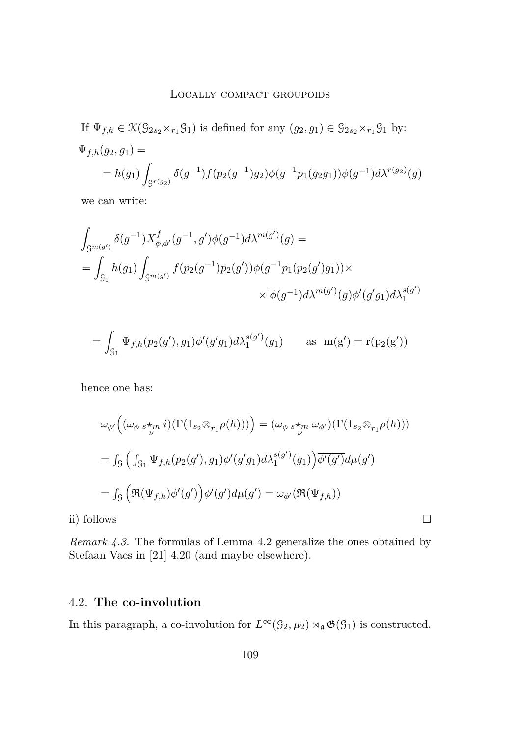If $\Psi_{f,h} \in \mathcal{K}(\mathcal{G}_{2 s_2}\times_{r_1}\mathcal{G}_1)$ is defined for any $(g_2, g_1) \in \mathcal{G}_{2 s_2}\times_{r_1}\mathcal{G}_1$ by:

$$\Psi_{f,h}(g_2, g_1) =$$

$$= h(g_1)\int_{\mathcal{G}^{r(g_2)}} \delta(g^{-1}) f(p_2(g^{-1})g_2)\phi(g^{-1}p_1(g_2g_1))\overline{\phi(g^{-1})}d\lambda^{r(g_2)}(g)$$

we can write:

$$\int_{\mathcal{G}^{m(g')}} \delta(g^{-1}) X^f_{\phi,\phi'}(g^{-1}, g')\overline{\phi(g^{-1})}d\lambda^{m(g')}(g) =$$

$$= \int_{\mathcal{G}_1} h(g_1)\int_{\mathcal{G}^{m(g')}} f(p_2(g^{-1})p_2(g'))\phi(g^{-1}p_1(p_2(g')g_1))\times$$

$$\times\overline{\phi(g^{-1})}d\lambda^{m(g')}(g)\phi'(g'g_1)d\lambda_1^{s(g')}$$

$$= \int_{\mathcal{G}_1} \Psi_{f,h}(p_2(g'), g_1)\phi'(g'g_1)d\lambda_1^{s(g')}(g_1) \qquad \text{as } \mathrm{m(g') = r(p_2(g'))}$$

hence one has:

$$\omega_{\phi'}\Big((\omega_\phi \; {}_s\!\underset{\nu}{\star}_m \; i)(\Gamma(1_{s_2}\otimes_{r_1}\rho(h)))\Big) = (\omega_\phi \; {}_s\!\underset{\nu}{\star}_m \; \omega_{\phi'})(\Gamma(1_{s_2}\otimes_{r_1}\rho(h)))$$

$$= \int_{\mathcal{G}}\Big(\int_{\mathcal{G}_1}\Psi_{f,h}(p_2(g'), g_1)\phi'(g'g_1)d\lambda_1^{s(g')}(g_1)\Big)\overline{\phi'(g')}d\mu(g')$$

$$= \int_{\mathcal{G}}\Big(\mathfrak{R}(\Psi_{f,h})\phi'(g')\Big)\overline{\phi'(g')}d\mu(g') = \omega_{\phi'}(\mathfrak{R}(\Psi_{f,h}))$$

ii) follows $\square$

*Remark 4.3.* The formulas of Lemma 4.2 generalize the ones obtained by Stefaan Vaes in [21] 4.20 (and maybe elsewhere).

## 4.2. **The co-involution**

In this paragraph, a co-involution for $L^\infty(\mathcal{G}_2, \mu_2) \rtimes_{\mathfrak{a}} \mathfrak{G}(\mathcal{G}_1)$ is constructed.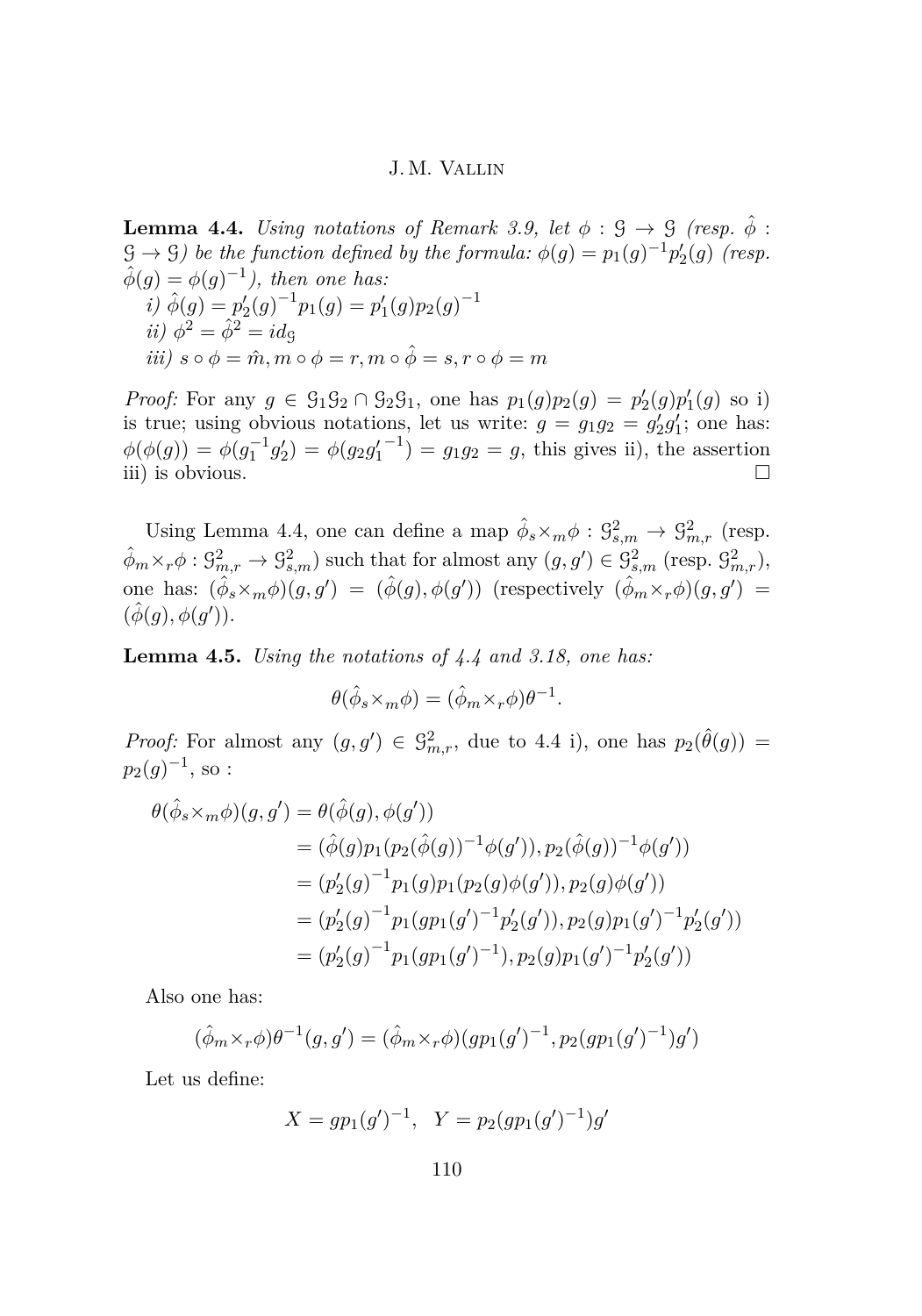**Lemma 4.4.** *Using notations of Remark 3.9, let $\phi : \mathcal{G} \to \mathcal{G}$ (resp. $\hat{\phi} : \mathcal{G} \to \mathcal{G}$) be the function defined by the formula: $\phi(g) = p_1(g)^{-1}p_2'(g)$ (resp. $\hat{\phi}(g) = \phi(g)^{-1}$), then one has:*

*i)* $\hat{\phi}(g) = p_2'(g)^{-1}p_1(g) = p_1'(g)p_2(g)^{-1}$

*ii)* $\phi^2 = \hat{\phi}^2 = id_{\mathcal{G}}$

*iii)* $s \circ \phi = \hat{m}, m \circ \phi = r, m \circ \hat{\phi} = s, r \circ \phi = m$

*Proof:* For any $g \in \mathcal{G}_1\mathcal{G}_2 \cap \mathcal{G}_2\mathcal{G}_1$, one has $p_1(g)p_2(g) = p_2'(g)p_1'(g)$ so i) is true; using obvious notations, let us write: $g = g_1g_2 = g_2'g_1'$; one has: $\phi(\phi(g)) = \phi(g_1^{-1}g_2') = \phi(g_2 {g_1'}^{-1}) = g_1g_2 = g$, this gives ii), the assertion iii) is obvious. $\square$

Using Lemma 4.4, one can define a map $\hat{\phi}_s\times_m\phi : \mathcal{G}^2_{s,m} \to \mathcal{G}^2_{m,r}$ (resp. $\hat{\phi}_m\times_r\phi : \mathcal{G}^2_{m,r} \to \mathcal{G}^2_{s,m}$) such that for almost any $(g, g') \in \mathcal{G}^2_{s,m}$ (resp. $\mathcal{G}^2_{m,r}$), one has: $(\hat{\phi}_s\times_m\phi)(g, g') = (\hat{\phi}(g), \phi(g'))$ (respectively $(\hat{\phi}_m\times_r\phi)(g, g') = (\hat{\phi}(g), \phi(g'))$.

**Lemma 4.5.** *Using the notations of 4.4 and 3.18, one has:*

$$\theta(\hat{\phi}_s\times_m\phi) = (\hat{\phi}_m\times_r\phi)\theta^{-1}.$$

*Proof:* For almost any $(g, g') \in \mathcal{G}^2_{m,r}$, due to 4.4 i), one has $p_2(\hat{\theta}(g)) = p_2(g)^{-1}$, so :

$$\begin{aligned}
\theta(\hat{\phi}_s\times_m\phi)(g, g') &= \theta(\hat{\phi}(g), \phi(g')) \\
&= (\hat{\phi}(g)p_1(p_2(\hat{\phi}(g))^{-1}\phi(g')), p_2(\hat{\phi}(g))^{-1}\phi(g')) \\
&= ({p_2'(g)}^{-1}p_1(g)p_1(p_2(g)\phi(g')), p_2(g)\phi(g')) \\
&= ({p_2'(g)}^{-1}p_1(gp_1(g')^{-1}p_2'(g')), p_2(g)p_1(g')^{-1}p_2'(g')) \\
&= ({p_2'(g)}^{-1}p_1(gp_1(g')^{-1}), p_2(g)p_1(g')^{-1}p_2'(g'))
\end{aligned}$$

Also one has:

$$(\hat{\phi}_m\times_r\phi)\theta^{-1}(g, g') = (\hat{\phi}_m\times_r\phi)(gp_1(g')^{-1}, p_2(gp_1(g')^{-1})g')$$

Let us define:

$$X = gp_1(g')^{-1}, \quad Y = p_2(gp_1(g')^{-1})g'$$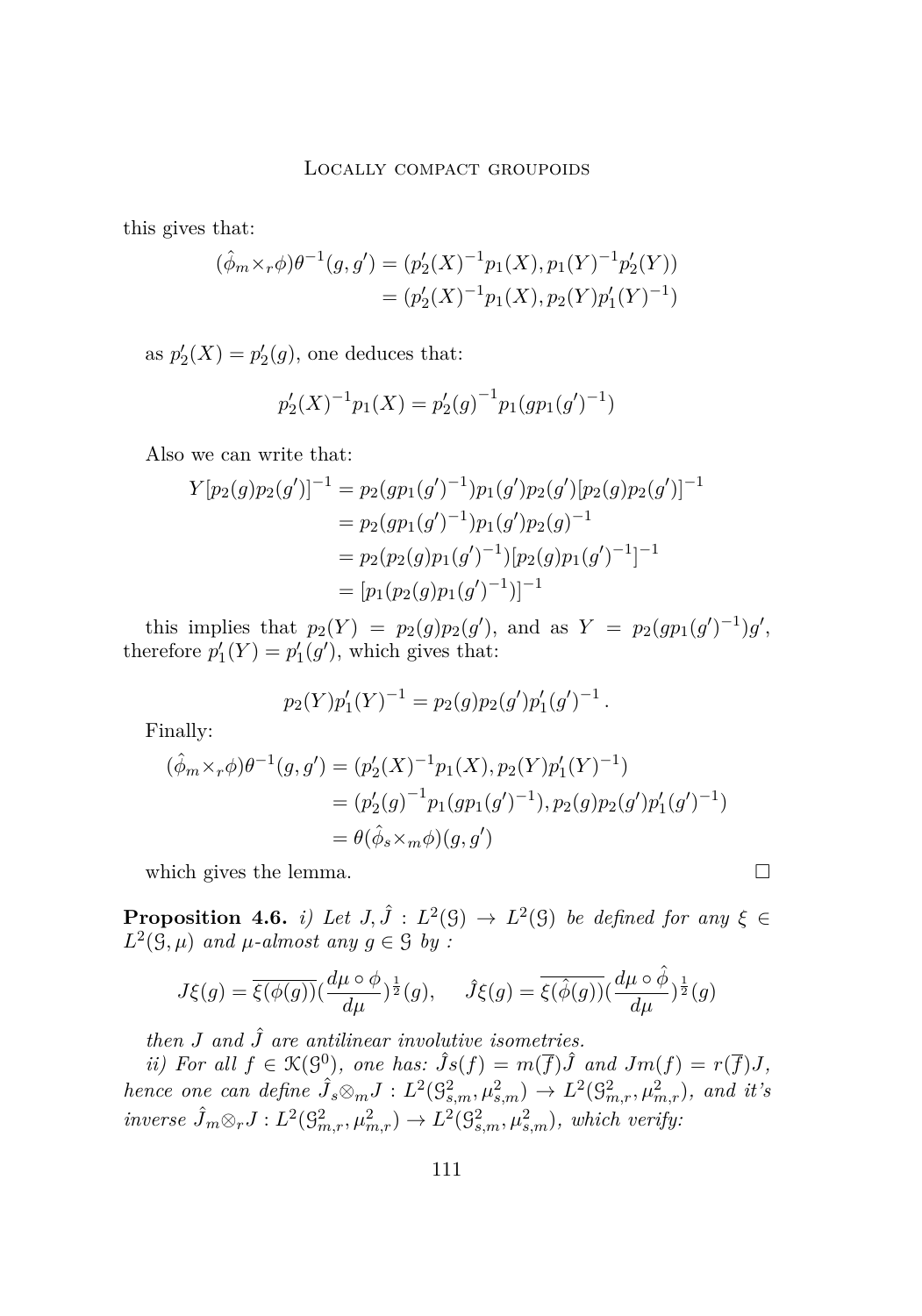this gives that:

$$
\begin{aligned}
(\hat{\phi}_m \times_r \phi)\theta^{-1}(g, g') &= (p_2'(X)^{-1} p_1(X), p_1(Y)^{-1} p_2'(Y)) \\
&= (p_2'(X)^{-1} p_1(X), p_2(Y) p_1'(Y)^{-1})
\end{aligned}
$$

as $p_2'(X) = p_2'(g)$, one deduces that:

$$
p_2'(X)^{-1} p_1(X) = p_2'(g)^{-1} p_1(g p_1(g')^{-1})
$$

Also we can write that:

$$
\begin{aligned}
Y[p_2(g)p_2(g')]^{-1} &= p_2(g p_1(g')^{-1}) p_1(g') p_2(g') [p_2(g) p_2(g')]^{-1} \\
&= p_2(g p_1(g')^{-1}) p_1(g') p_2(g)^{-1} \\
&= p_2(p_2(g) p_1(g')^{-1}) [p_2(g) p_1(g')^{-1}]^{-1} \\
&= [p_1(p_2(g) p_1(g')^{-1})]^{-1}
\end{aligned}
$$

this implies that $p_2(Y) = p_2(g)p_2(g')$, and as $Y = p_2(g p_1(g')^{-1}) g'$, therefore $p_1'(Y) = p_1'(g')$, which gives that:

$$
p_2(Y) p_1'(Y)^{-1} = p_2(g) p_2(g') p_1'(g')^{-1} .
$$

Finally:

$$
\begin{aligned}
(\hat{\phi}_m \times_r \phi)\theta^{-1}(g, g') &= (p_2'(X)^{-1} p_1(X), p_2(Y) p_1'(Y)^{-1}) \\
&= (p_2'(g)^{-1} p_1(g p_1(g')^{-1}), p_2(g) p_2(g') p_1'(g')^{-1}) \\
&= \theta(\hat{\phi}_s \times_m \phi)(g, g')
\end{aligned}
$$

which gives the lemma. □

**Proposition 4.6.** *i) Let $J, \hat{J} : L^2(\mathcal{G}) \to L^2(\mathcal{G})$ be defined for any $\xi \in L^2(\mathcal{G}, \mu)$ and $\mu$-almost any $g \in \mathcal{G}$ by :*

$$
J\xi(g) = \overline{\xi(\phi(g))} \left(\frac{d\mu \circ \phi}{d\mu}\right)^{\frac{1}{2}}(g), \qquad \hat{J}\xi(g) = \overline{\xi(\hat{\phi}(g))} \left(\frac{d\mu \circ \hat{\phi}}{d\mu}\right)^{\frac{1}{2}}(g)
$$

*then $J$ and $\hat{J}$ are antilinear involutive isometries.*

*ii) For all $f \in \mathcal{K}(\mathcal{G}^0)$, one has: $\hat{J}s(f) = m(\overline{f})\hat{J}$ and $Jm(f) = r(\overline{f})J$, hence one can define $\hat{J}_s \otimes_m J : L^2(\mathcal{G}^2_{s,m}, \mu^2_{s,m}) \to L^2(\mathcal{G}^2_{m,r}, \mu^2_{m,r})$, and it's inverse $\hat{J}_m \otimes_r J : L^2(\mathcal{G}^2_{m,r}, \mu^2_{m,r}) \to L^2(\mathcal{G}^2_{s,m}, \mu^2_{s,m})$, which verify:*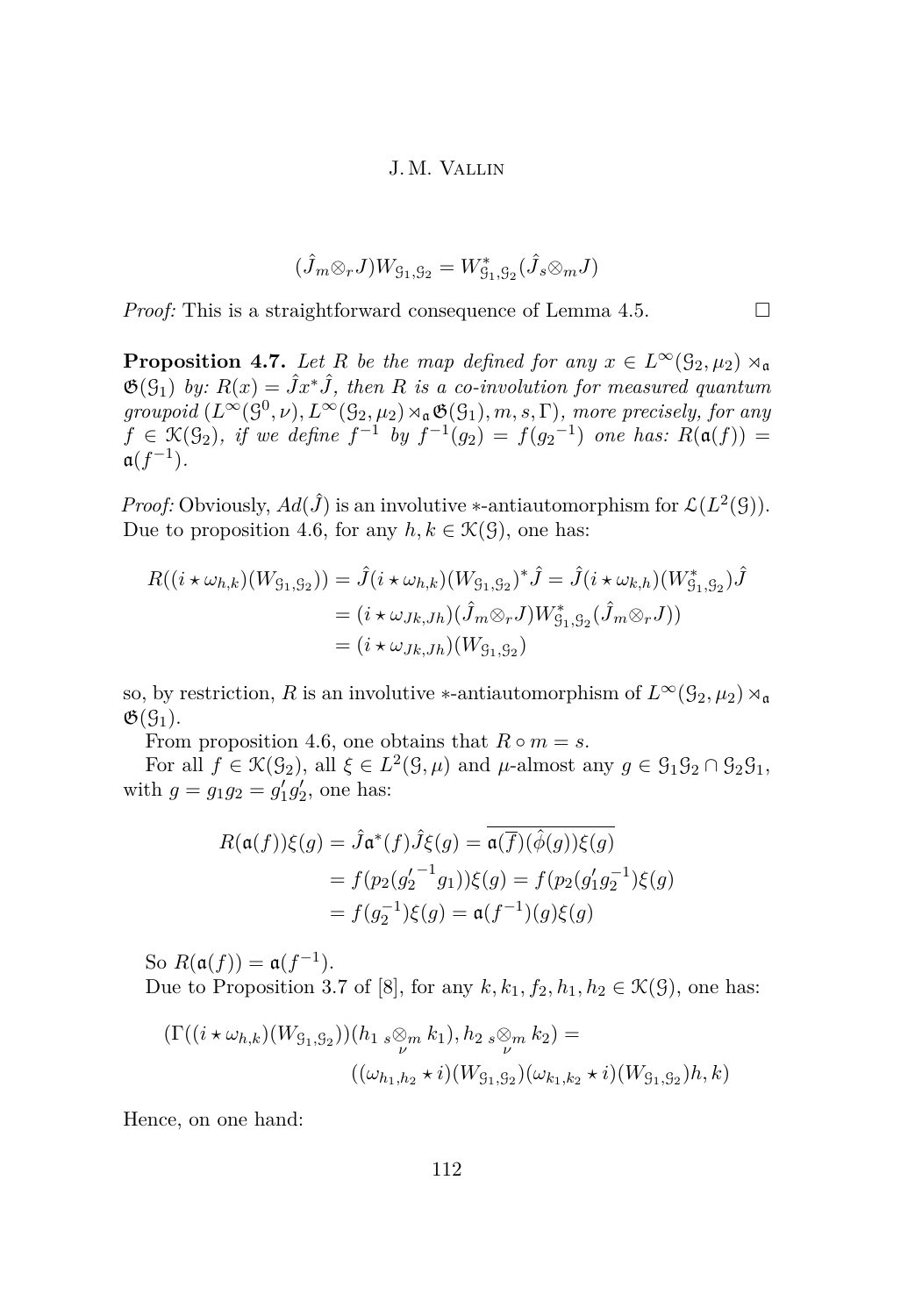$$(\hat{J}_m \otimes_r J) W_{\mathcal{G}_1,\mathcal{G}_2} = W^*_{\mathcal{G}_1,\mathcal{G}_2} (\hat{J}_s \otimes_m J)$$

*Proof:* This is a straightforward consequence of Lemma 4.5. $\square$

**Proposition 4.7.** *Let $R$ be the map defined for any $x \in L^\infty(\mathcal{G}_2,\mu_2) \rtimes_{\mathfrak{a}} \mathfrak{G}(\mathcal{G}_1)$ by: $R(x) = \hat{J}x^*\hat{J}$, then $R$ is a co-involution for measured quantum groupoid $(L^\infty(\mathcal{G}^0,\nu), L^\infty(\mathcal{G}_2,\mu_2) \rtimes_{\mathfrak{a}} \mathfrak{G}(\mathcal{G}_1), m, s, \Gamma)$, more precisely, for any $f \in \mathcal{K}(\mathcal{G}_2)$, if we define $f^{-1}$ by $f^{-1}(g_2) = f({g_2}^{-1})$ one has: $R(\mathfrak{a}(f)) = \mathfrak{a}(f^{-1})$.*

*Proof:* Obviously, $Ad(\hat{J})$ is an involutive $*$-antiautomorphism for $\mathcal{L}(L^2(\mathcal{G}))$. Due to proposition 4.6, for any $h, k \in \mathcal{K}(\mathcal{G})$, one has:

$$\begin{aligned}
R((i \star \omega_{h,k})(W_{\mathcal{G}_1,\mathcal{G}_2})) &= \hat{J}(i \star \omega_{h,k})(W_{\mathcal{G}_1,\mathcal{G}_2})^* \hat{J} = \hat{J}(i \star \omega_{k,h})(W^*_{\mathcal{G}_1,\mathcal{G}_2})\hat{J} \\
&= (i \star \omega_{Jk,Jh})(\hat{J}_m \otimes_r J) W^*_{\mathcal{G}_1,\mathcal{G}_2} (\hat{J}_m \otimes_r J)) \\
&= (i \star \omega_{Jk,Jh})(W_{\mathcal{G}_1,\mathcal{G}_2})
\end{aligned}$$

so, by restriction, $R$ is an involutive $*$-antiautomorphism of $L^\infty(\mathcal{G}_2,\mu_2) \rtimes_{\mathfrak{a}} \mathfrak{G}(\mathcal{G}_1)$.

From proposition 4.6, one obtains that $R \circ m = s$.

For all $f \in \mathcal{K}(\mathcal{G}_2)$, all $\xi \in L^2(\mathcal{G},\mu)$ and $\mu$-almost any $g \in \mathcal{G}_1\mathcal{G}_2 \cap \mathcal{G}_2\mathcal{G}_1$, with $g = g_1 g_2 = g_1' g_2'$, one has:

$$\begin{aligned}
R(\mathfrak{a}(f))\xi(g) &= \hat{J}\mathfrak{a}^*(f)\hat{J}\xi(g) = \overline{\mathfrak{a}(\overline{f})(\hat{\phi}(g))\xi(g)} \\
&= f(p_2({g_2'}^{-1} g_1))\xi(g) = f(p_2(g_1' g_2^{-1})\xi(g) \\
&= f(g_2^{-1})\xi(g) = \mathfrak{a}(f^{-1})(g)\xi(g)
\end{aligned}$$

So $R(\mathfrak{a}(f)) = \mathfrak{a}(f^{-1})$.

Due to Proposition 3.7 of [8], for any $k, k_1, f_2, h_1, h_2 \in \mathcal{K}(\mathcal{G})$, one has:

$$\begin{aligned}
(\Gamma((i \star \omega_{h,k})(W_{\mathcal{G}_1,\mathcal{G}_2}))(h_1 \, {}_s\!\underset{\nu}{\otimes}_m \, k_1), h_2 \, {}_s\!\underset{\nu}{\otimes}_m \, k_2) = \\
((\omega_{h_1,h_2} \star i)(W_{\mathcal{G}_1,\mathcal{G}_2})(\omega_{k_1,k_2} \star i)(W_{\mathcal{G}_1,\mathcal{G}_2})h, k)
\end{aligned}$$

Hence, on one hand: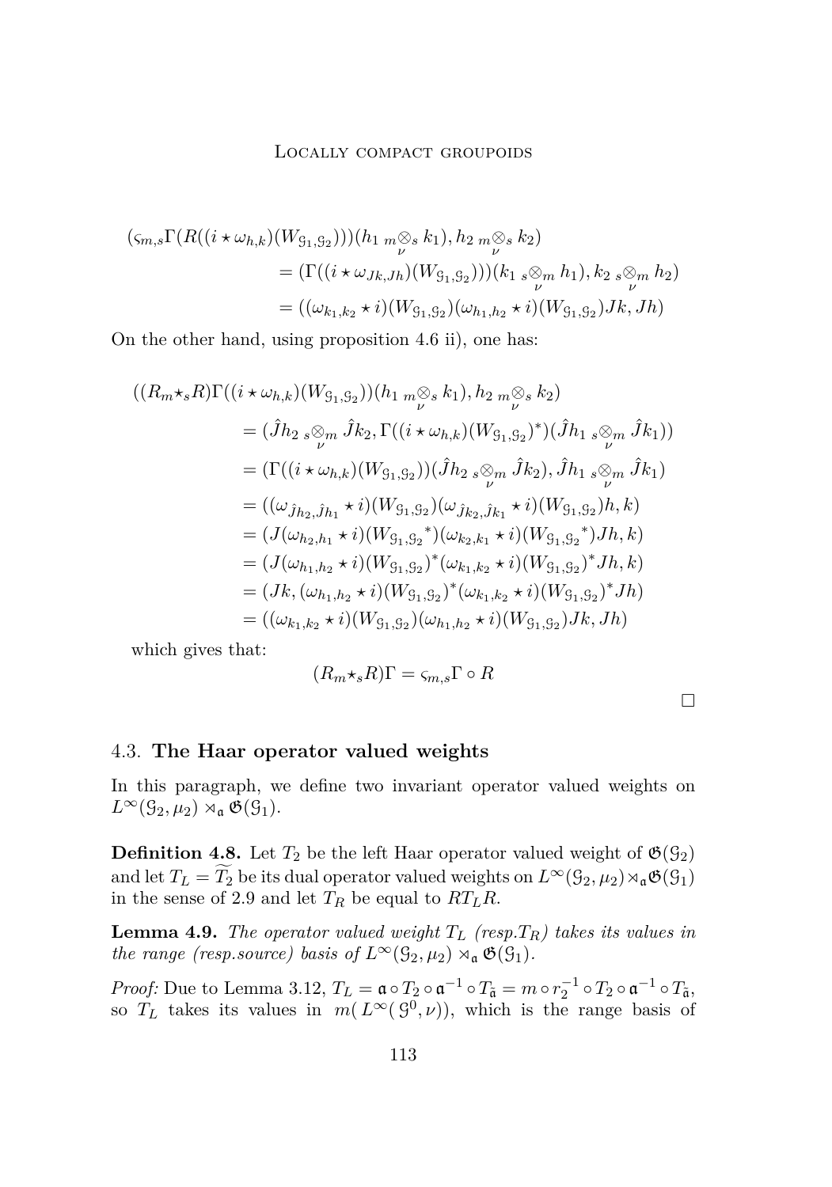$$
\begin{aligned}
(\varsigma_{m,s}\Gamma(R((i\star\omega_{h,k})(W_{\mathcal{G}_1,\mathcal{G}_2})))(h_1 \underset{\nu}{{}_m\otimes_s} k_1), h_2 \underset{\nu}{{}_m\otimes_s} k_2)
&= (\Gamma((i\star\omega_{Jk,Jh})(W_{\mathcal{G}_1,\mathcal{G}_2})))(k_1 \underset{\nu}{{}_s\otimes_m} h_1), k_2 \underset{\nu}{{}_s\otimes_m} h_2)\\
&= ((\omega_{k_1,k_2}\star i)(W_{\mathcal{G}_1,\mathcal{G}_2})(\omega_{h_1,h_2}\star i)(W_{\mathcal{G}_1,\mathcal{G}_2})Jk, Jh)
\end{aligned}
$$

On the other hand, using proposition 4.6 ii), one has:

$$
\begin{aligned}
((R_m\star_s R)\Gamma((i\star\omega_{h,k})(W_{\mathcal{G}_1,\mathcal{G}_2}))(h_1 \underset{\nu}{{}_m\otimes_s} k_1), h_2 \underset{\nu}{{}_m\otimes_s} k_2)
&= (\hat{J}h_2 \underset{\nu}{{}_s\otimes_m} \hat{J}k_2, \Gamma((i\star\omega_{h,k})(W_{\mathcal{G}_1,\mathcal{G}_2})^*)(\hat{J}h_1 \underset{\nu}{{}_s\otimes_m} \hat{J}k_1))\\
&= (\Gamma((i\star\omega_{h,k})(W_{\mathcal{G}_1,\mathcal{G}_2}))(\hat{J}h_2 \underset{\nu}{{}_s\otimes_m} \hat{J}k_2), \hat{J}h_1 \underset{\nu}{{}_s\otimes_m} \hat{J}k_1)\\
&= ((\omega_{\hat{J}h_2,\hat{J}h_1}\star i)(W_{\mathcal{G}_1,\mathcal{G}_2})(\omega_{\hat{J}k_2,\hat{J}k_1}\star i)(W_{\mathcal{G}_1,\mathcal{G}_2})h, k)\\
&= (J(\omega_{h_2,h_1}\star i)(W_{\mathcal{G}_1,\mathcal{G}_2}{}^*)(\omega_{k_2,k_1}\star i)(W_{\mathcal{G}_1,\mathcal{G}_2}{}^*)Jh, k)\\
&= (J(\omega_{h_1,h_2}\star i)(W_{\mathcal{G}_1,\mathcal{G}_2})^*(\omega_{k_1,k_2}\star i)(W_{\mathcal{G}_1,\mathcal{G}_2})^*Jh, k)\\
&= (Jk, (\omega_{h_1,h_2}\star i)(W_{\mathcal{G}_1,\mathcal{G}_2})^*(\omega_{k_1,k_2}\star i)(W_{\mathcal{G}_1,\mathcal{G}_2})^*Jh)\\
&= ((\omega_{k_1,k_2}\star i)(W_{\mathcal{G}_1,\mathcal{G}_2})(\omega_{h_1,h_2}\star i)(W_{\mathcal{G}_1,\mathcal{G}_2})Jk, Jh)
\end{aligned}
$$

which gives that:

$$
(R_m\star_s R)\Gamma = \varsigma_{m,s}\Gamma\circ R
$$

□

## 4.3. **The Haar operator valued weights**

In this paragraph, we define two invariant operator valued weights on $L^\infty(\mathcal{G}_2,\mu_2)\rtimes_{\mathfrak{a}}\mathfrak{G}(\mathcal{G}_1)$.

**Definition 4.8.** Let $T_2$ be the left Haar operator valued weight of $\mathfrak{G}(\mathcal{G}_2)$ and let $T_L = \widetilde{T_2}$ be its dual operator valued weights on $L^\infty(\mathcal{G}_2,\mu_2)\rtimes_{\mathfrak{a}}\mathfrak{G}(\mathcal{G}_1)$ in the sense of 2.9 and let $T_R$ be equal to $RT_LR$.

**Lemma 4.9.** *The operator valued weight $T_L$ (resp.$T_R$) takes its values in the range (resp.source) basis of $L^\infty(\mathcal{G}_2,\mu_2)\rtimes_{\mathfrak{a}}\mathfrak{G}(\mathcal{G}_1)$.*

*Proof:* Due to Lemma 3.12, $T_L = \mathfrak{a}\circ T_2\circ\mathfrak{a}^{-1}\circ T_{\tilde{\mathfrak{a}}} = m\circ r_2^{-1}\circ T_2\circ\mathfrak{a}^{-1}\circ T_{\tilde{\mathfrak{a}}}$, so $T_L$ takes its values in $m(L^\infty(\mathcal{G}^0,\nu))$, which is the range basis of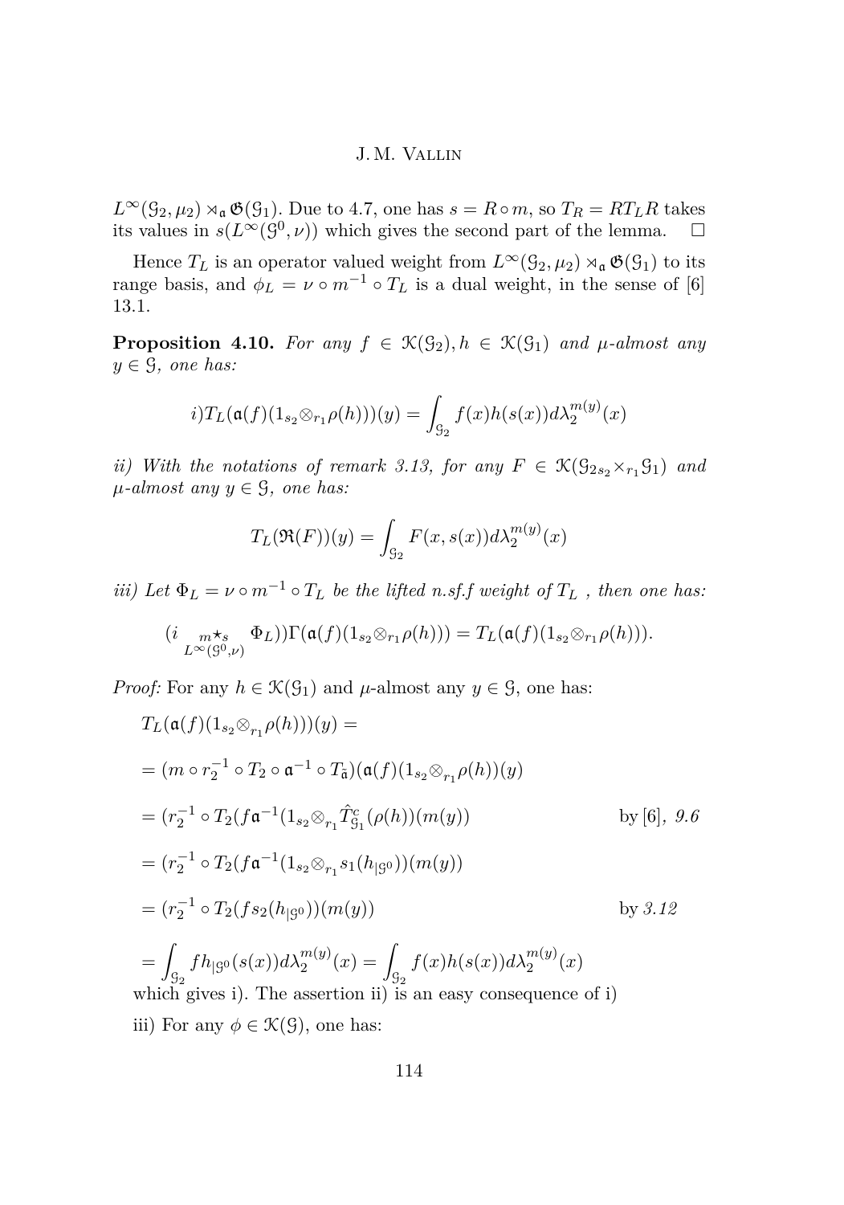$L^\infty(\mathcal{G}_2,\mu_2)\rtimes_{\mathfrak{a}}\mathfrak{G}(\mathcal{G}_1)$. Due to 4.7, one has $s = R\circ m$, so $T_R = RT_LR$ takes its values in $s(L^\infty(\mathcal{G}^0,\nu))$ which gives the second part of the lemma. $\square$

Hence $T_L$ is an operator valued weight from $L^\infty(\mathcal{G}_2,\mu_2)\rtimes_{\mathfrak{a}}\mathfrak{G}(\mathcal{G}_1)$ to its range basis, and $\phi_L = \nu\circ m^{-1}\circ T_L$ is a dual weight, in the sense of [6] 13.1.

**Proposition 4.10.** *For any $f\in\mathcal{K}(\mathcal{G}_2), h\in\mathcal{K}(\mathcal{G}_1)$ and $\mu$-almost any $y\in\mathcal{G}$, one has:*

$$i) T_L(\mathfrak{a}(f)(1_{s_2}\otimes_{r_1}\rho(h)))(y) = \int_{\mathcal{G}_2} f(x)h(s(x))d\lambda_2^{m(y)}(x)$$

*ii) With the notations of remark 3.13, for any $F\in\mathcal{K}(\mathcal{G}_{2\,s_2}\times_{r_1}\mathcal{G}_1)$ and $\mu$-almost any $y\in\mathcal{G}$, one has:*

$$T_L(\mathfrak{R}(F))(y) = \int_{\mathcal{G}_2} F(x,s(x))d\lambda_2^{m(y)}(x)$$

*iii) Let $\Phi_L = \nu\circ m^{-1}\circ T_L$ be the lifted n.sf.f weight of $T_L$ , then one has:*

$$(i \underset{L^\infty(\mathcal{G}^0,\nu)}{{}_{m}\star_{s}} \Phi_L))\Gamma(\mathfrak{a}(f)(1_{s_2}\otimes_{r_1}\rho(h))) = T_L(\mathfrak{a}(f)(1_{s_2}\otimes_{r_1}\rho(h))).$$

*Proof:* For any $h\in\mathcal{K}(\mathcal{G}_1)$ and $\mu$-almost any $y\in\mathcal{G}$, one has:

$$T_L(\mathfrak{a}(f)(1_{s_2}\otimes_{r_1}\rho(h)))(y) =$$

$$= (m\circ r_2^{-1}\circ T_2\circ\mathfrak{a}^{-1}\circ T_{\tilde{\mathfrak{a}}})(\mathfrak{a}(f)(1_{s_2}\otimes_{r_1}\rho(h))(y)$$

$$= (r_2^{-1}\circ T_2(f\mathfrak{a}^{-1}(1_{s_2}\otimes_{r_1}\hat{T}^c_{\mathcal{G}_1}(\rho(h))(m(y)) \qquad \text{by [6], } \textit{9.6}$$

$$= (r_2^{-1}\circ T_2(f\mathfrak{a}^{-1}(1_{s_2}\otimes_{r_1}s_1(h_{|\mathcal{G}^0}))(m(y))$$

$$= (r_2^{-1}\circ T_2(fs_2(h_{|\mathcal{G}^0}))(m(y)) \qquad \text{by } \textit{3.12}$$

$$= \int_{\mathcal{G}_2} fh_{|\mathcal{G}^0}(s(x))d\lambda_2^{m(y)}(x) = \int_{\mathcal{G}_2} f(x)h(s(x))d\lambda_2^{m(y)}(x)$$

which gives i). The assertion ii) is an easy consequence of i)

iii) For any $\phi\in\mathcal{K}(\mathcal{G})$, one has: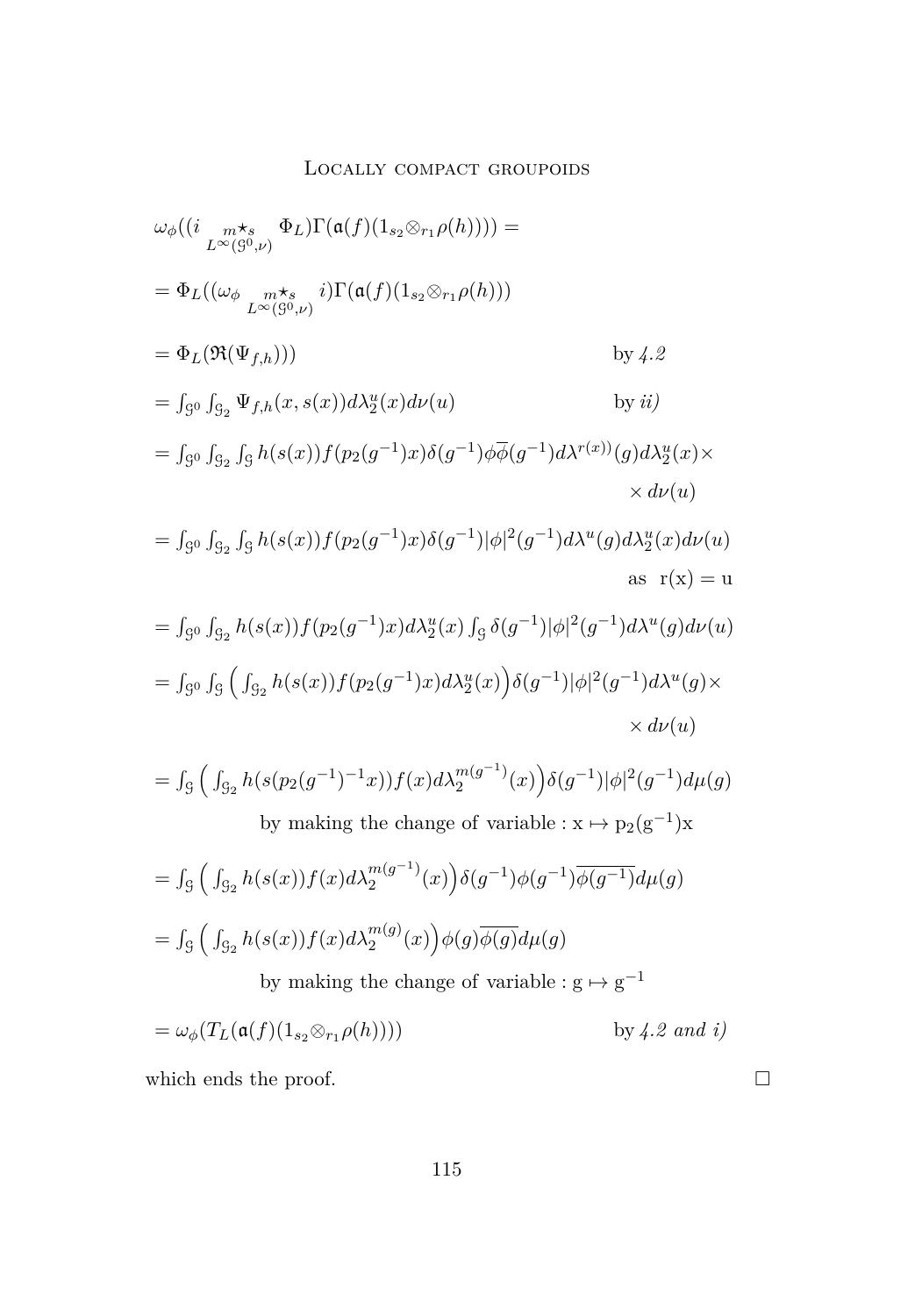$$\omega_\phi((i \underset{L^\infty(\mathcal{G}^0,\nu)}{{}_m\!\star_s} \Phi_L)\Gamma(\mathfrak{a}(f)(1_{s_2} \otimes_{r_1} \rho(h)))) =$$

$$= \Phi_L((\omega_\phi \underset{L^\infty(\mathcal{G}^0,\nu)}{{}_m\!\star_s} i)\Gamma(\mathfrak{a}(f)(1_{s_2} \otimes_{r_1} \rho(h)))$$

$$= \Phi_L(\mathfrak{R}(\Psi_{f,h}))) \qquad \text{by } 4.2$$

$$= \int_{\mathcal{G}^0} \int_{\mathcal{G}_2} \Psi_{f,h}(x, s(x)) d\lambda_2^u(x) d\nu(u) \qquad \text{by } ii)$$

$$= \int_{\mathcal{G}^0} \int_{\mathcal{G}_2} \int_{\mathcal{G}} h(s(x)) f(p_2(g^{-1})x) \delta(g^{-1}) \phi\overline{\phi}(g^{-1}) d\lambda^{r(x))}(g) d\lambda_2^u(x) \times \times d\nu(u)$$

$$= \int_{\mathcal{G}^0} \int_{\mathcal{G}_2} \int_{\mathcal{G}} h(s(x)) f(p_2(g^{-1})x) \delta(g^{-1}) |\phi|^2(g^{-1}) d\lambda^u(g) d\lambda_2^u(x) d\nu(u) \qquad \text{as } \mathrm{r(x) = u}$$

$$= \int_{\mathcal{G}^0} \int_{\mathcal{G}_2} h(s(x)) f(p_2(g^{-1})x) d\lambda_2^u(x) \int_{\mathcal{G}} \delta(g^{-1}) |\phi|^2(g^{-1}) d\lambda^u(g) d\nu(u)$$

$$= \int_{\mathcal{G}^0} \int_{\mathcal{G}} \Big( \int_{\mathcal{G}_2} h(s(x)) f(p_2(g^{-1})x) d\lambda_2^u(x) \Big) \delta(g^{-1}) |\phi|^2(g^{-1}) d\lambda^u(g) \times \times d\nu(u)$$

$$= \int_{\mathcal{G}} \Big( \int_{\mathcal{G}_2} h(s(p_2(g^{-1})^{-1}x)) f(x) d\lambda_2^{m(g^{-1})}(x) \Big) \delta(g^{-1}) |\phi|^2(g^{-1}) d\mu(g)$$

by making the change of variable : $\mathrm{x} \mapsto \mathrm{p_2(g^{-1})x}$

$$= \int_{\mathcal{G}} \Big( \int_{\mathcal{G}_2} h(s(x)) f(x) d\lambda_2^{m(g^{-1})}(x) \Big) \delta(g^{-1}) \phi(g^{-1}) \overline{\phi(g^{-1})} d\mu(g)$$

$$= \int_{\mathcal{G}} \Big( \int_{\mathcal{G}_2} h(s(x)) f(x) d\lambda_2^{m(g)}(x) \Big) \phi(g) \overline{\phi(g)} d\mu(g)$$

by making the change of variable : $\mathrm{g} \mapsto \mathrm{g^{-1}}$

$$= \omega_\phi(T_L(\mathfrak{a}(f)(1_{s_2} \otimes_{r_1} \rho(h)))) \qquad \text{by } 4.2 \text{ and } i)$$

which ends the proof. $\square$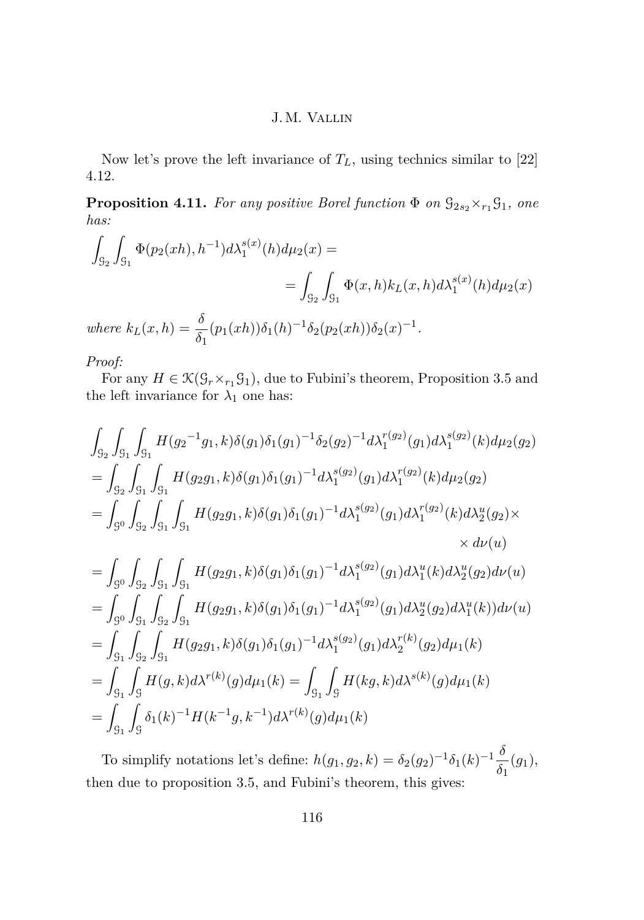Now let's prove the left invariance of $T_L$, using technics similar to [22] 4.12.

**Proposition 4.11.** *For any positive Borel function* $\Phi$ *on* $\mathcal{G}_{2s_2}\times_{r_1}\mathcal{G}_1$*, one has:*

$$\int_{\mathcal{G}_2}\int_{\mathcal{G}_1}\Phi(p_2(xh),h^{-1})d\lambda_1^{s(x)}(h)d\mu_2(x) = \\ = \int_{\mathcal{G}_2}\int_{\mathcal{G}_1}\Phi(x,h)k_L(x,h)d\lambda_1^{s(x)}(h)d\mu_2(x)$$

*where* $k_L(x,h) = \frac{\delta}{\delta_1}(p_1(xh))\delta_1(h)^{-1}\delta_2(p_2(xh))\delta_2(x)^{-1}$.

*Proof:*

For any $H \in \mathcal{K}(\mathcal{G}_r\times_{r_1}\mathcal{G}_1)$, due to Fubini's theorem, Proposition 3.5 and the left invariance for $\lambda_1$ one has:

$$\begin{aligned}
&\int_{\mathcal{G}_2}\int_{\mathcal{G}_1}\int_{\mathcal{G}_1} H({g_2}^{-1}g_1,k)\delta(g_1)\delta_1(g_1)^{-1}\delta_2(g_2)^{-1}d\lambda_1^{r(g_2)}(g_1)d\lambda_1^{s(g_2)}(k)d\mu_2(g_2)\\
&= \int_{\mathcal{G}_2}\int_{\mathcal{G}_1}\int_{\mathcal{G}_1} H(g_2g_1,k)\delta(g_1)\delta_1(g_1)^{-1}d\lambda_1^{s(g_2)}(g_1)d\lambda_1^{r(g_2)}(k)d\mu_2(g_2)\\
&= \int_{\mathcal{G}^0}\int_{\mathcal{G}_2}\int_{\mathcal{G}_1}\int_{\mathcal{G}_1} H(g_2g_1,k)\delta(g_1)\delta_1(g_1)^{-1}d\lambda_1^{s(g_2)}(g_1)d\lambda_1^{r(g_2)}(k)d\lambda_2^{u}(g_2)\times\\
&\qquad\qquad\qquad\qquad\qquad\qquad\qquad\qquad\qquad\qquad\qquad\times d\nu(u)\\
&= \int_{\mathcal{G}^0}\int_{\mathcal{G}_2}\int_{\mathcal{G}_1}\int_{\mathcal{G}_1} H(g_2g_1,k)\delta(g_1)\delta_1(g_1)^{-1}d\lambda_1^{s(g_2)}(g_1)d\lambda_1^{u}(k)d\lambda_2^{u}(g_2)d\nu(u)\\
&= \int_{\mathcal{G}^0}\int_{\mathcal{G}_1}\int_{\mathcal{G}_2}\int_{\mathcal{G}_1} H(g_2g_1,k)\delta(g_1)\delta_1(g_1)^{-1}d\lambda_1^{s(g_2)}(g_1)d\lambda_2^{u}(g_2)d\lambda_1^{u}(k))d\nu(u)\\
&= \int_{\mathcal{G}_1}\int_{\mathcal{G}_2}\int_{\mathcal{G}_1} H(g_2g_1,k)\delta(g_1)\delta_1(g_1)^{-1}d\lambda_1^{s(g_2)}(g_1)d\lambda_2^{r(k)}(g_2)d\mu_1(k)\\
&= \int_{\mathcal{G}_1}\int_{\mathcal{G}} H(g,k)d\lambda^{r(k)}(g)d\mu_1(k) = \int_{\mathcal{G}_1}\int_{\mathcal{G}} H(kg,k)d\lambda^{s(k)}(g)d\mu_1(k)\\
&= \int_{\mathcal{G}_1}\int_{\mathcal{G}} \delta_1(k)^{-1}H(k^{-1}g,k^{-1})d\lambda^{r(k)}(g)d\mu_1(k)
\end{aligned}$$

To simplify notations let's define: $h(g_1,g_2,k) = \delta_2(g_2)^{-1}\delta_1(k)^{-1}\frac{\delta}{\delta_1}(g_1)$, then due to proposition 3.5, and Fubini's theorem, this gives: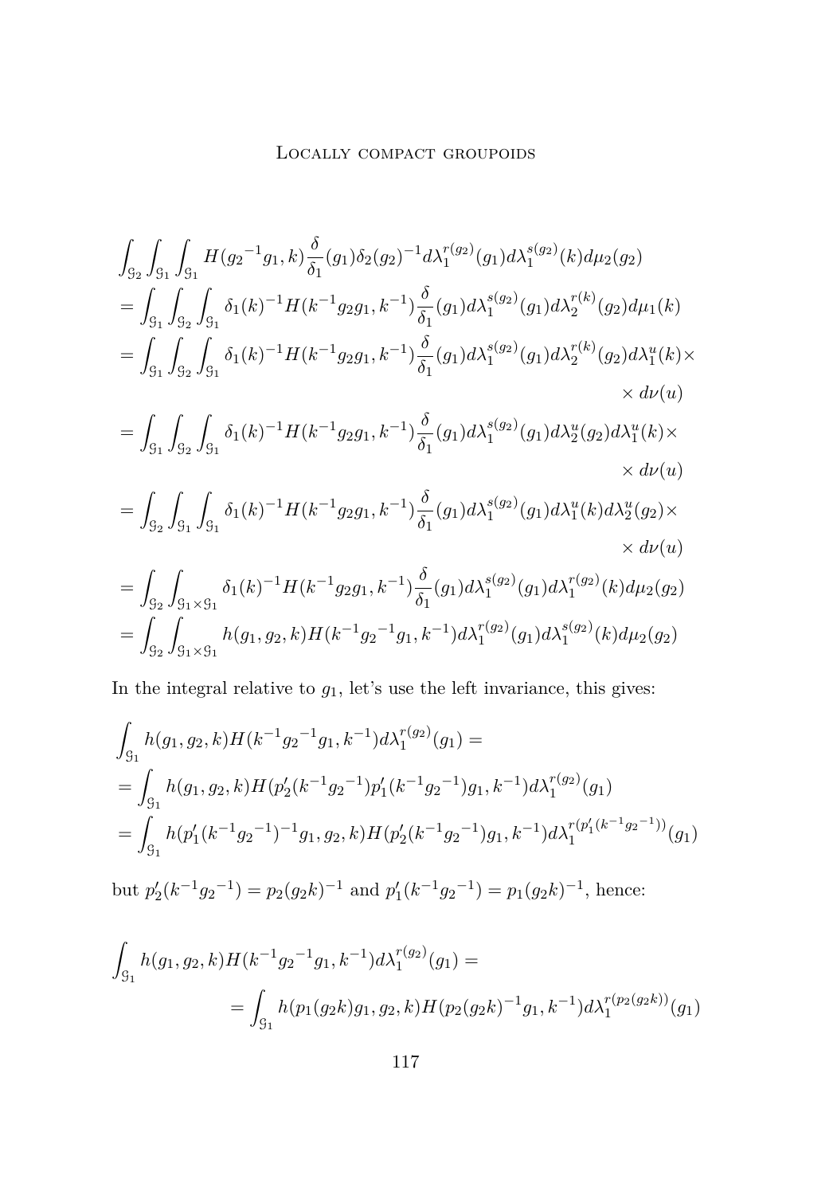$$
\begin{aligned}
&\int_{\mathcal{G}_2}\int_{\mathcal{G}_1}\int_{\mathcal{G}_1} H({g_2}^{-1}g_1,k)\frac{\delta}{\delta_1}(g_1)\delta_2(g_2)^{-1}d\lambda_1^{r(g_2)}(g_1)d\lambda_1^{s(g_2)}(k)d\mu_2(g_2)\\
&=\int_{\mathcal{G}_1}\int_{\mathcal{G}_2}\int_{\mathcal{G}_1} \delta_1(k)^{-1}H(k^{-1}g_2g_1,k^{-1})\frac{\delta}{\delta_1}(g_1)d\lambda_1^{s(g_2)}(g_1)d\lambda_2^{r(k)}(g_2)d\mu_1(k)\\
&=\int_{\mathcal{G}_1}\int_{\mathcal{G}_2}\int_{\mathcal{G}_1} \delta_1(k)^{-1}H(k^{-1}g_2g_1,k^{-1})\frac{\delta}{\delta_1}(g_1)d\lambda_1^{s(g_2)}(g_1)d\lambda_2^{r(k)}(g_2)d\lambda_1^{u}(k)\times\\
&\hspace{25em}\times d\nu(u)\\
&=\int_{\mathcal{G}_1}\int_{\mathcal{G}_2}\int_{\mathcal{G}_1} \delta_1(k)^{-1}H(k^{-1}g_2g_1,k^{-1})\frac{\delta}{\delta_1}(g_1)d\lambda_1^{s(g_2)}(g_1)d\lambda_2^{u}(g_2)d\lambda_1^{u}(k)\times\\
&\hspace{25em}\times d\nu(u)\\
&=\int_{\mathcal{G}_2}\int_{\mathcal{G}_1}\int_{\mathcal{G}_1} \delta_1(k)^{-1}H(k^{-1}g_2g_1,k^{-1})\frac{\delta}{\delta_1}(g_1)d\lambda_1^{s(g_2)}(g_1)d\lambda_1^{u}(k)d\lambda_2^{u}(g_2)\times\\
&\hspace{25em}\times d\nu(u)\\
&=\int_{\mathcal{G}_2}\int_{\mathcal{G}_1\times\mathcal{G}_1} \delta_1(k)^{-1}H(k^{-1}g_2g_1,k^{-1})\frac{\delta}{\delta_1}(g_1)d\lambda_1^{s(g_2)}(g_1)d\lambda_1^{r(g_2)}(k)d\mu_2(g_2)\\
&=\int_{\mathcal{G}_2}\int_{\mathcal{G}_1\times\mathcal{G}_1} h(g_1,g_2,k)H(k^{-1}{g_2}^{-1}g_1,k^{-1})d\lambda_1^{r(g_2)}(g_1)d\lambda_1^{s(g_2)}(k)d\mu_2(g_2)
\end{aligned}
$$

In the integral relative to $g_1$, let's use the left invariance, this gives:

$$
\begin{aligned}
&\int_{\mathcal{G}_1} h(g_1,g_2,k)H(k^{-1}{g_2}^{-1}g_1,k^{-1})d\lambda_1^{r(g_2)}(g_1)=\\
&=\int_{\mathcal{G}_1} h(g_1,g_2,k)H(p_2'(k^{-1}{g_2}^{-1})p_1'(k^{-1}{g_2}^{-1})g_1,k^{-1})d\lambda_1^{r(g_2)}(g_1)\\
&=\int_{\mathcal{G}_1} h(p_1'(k^{-1}{g_2}^{-1})^{-1}g_1,g_2,k)H(p_2'(k^{-1}{g_2}^{-1})g_1,k^{-1})d\lambda_1^{r(p_1'(k^{-1}{g_2}^{-1}))}(g_1)
\end{aligned}
$$

but $p_2'(k^{-1}{g_2}^{-1})=p_2(g_2k)^{-1}$ and $p_1'(k^{-1}{g_2}^{-1})=p_1(g_2k)^{-1}$, hence:

$$
\begin{aligned}
&\int_{\mathcal{G}_1} h(g_1,g_2,k)H(k^{-1}{g_2}^{-1}g_1,k^{-1})d\lambda_1^{r(g_2)}(g_1)=\\
&\qquad\qquad=\int_{\mathcal{G}_1} h(p_1(g_2k)g_1,g_2,k)H(p_2(g_2k)^{-1}g_1,k^{-1})d\lambda_1^{r(p_2(g_2k))}(g_1)
\end{aligned}
$$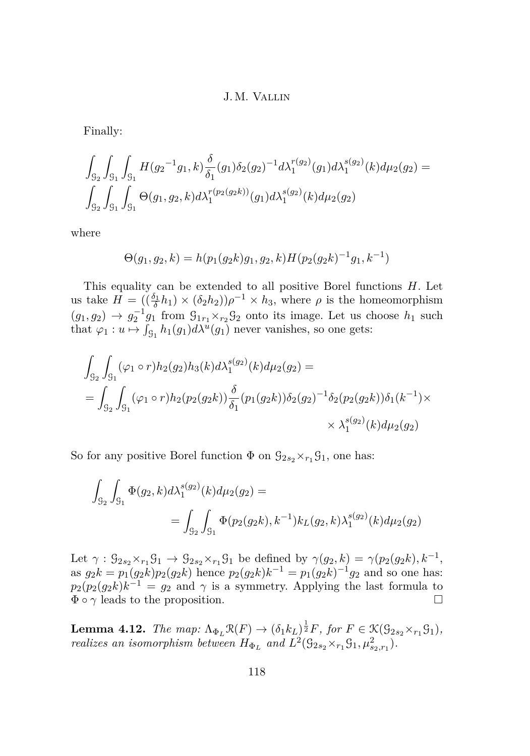Finally:

$$\int_{\mathcal{G}_2}\int_{\mathcal{G}_1}\int_{\mathcal{G}_1} H({g_2}^{-1}g_1,k)\frac{\delta}{\delta_1}(g_1)\delta_2(g_2)^{-1}d\lambda_1^{r(g_2)}(g_1)d\lambda_1^{s(g_2)}(k)d\mu_2(g_2) =$$
$$\int_{\mathcal{G}_2}\int_{\mathcal{G}_1}\int_{\mathcal{G}_1} \Theta(g_1,g_2,k)d\lambda_1^{r(p_2(g_2k))}(g_1)d\lambda_1^{s(g_2)}(k)d\mu_2(g_2)$$

where

$$\Theta(g_1,g_2,k) = h(p_1(g_2k)g_1,g_2,k)H(p_2(g_2k)^{-1}g_1,k^{-1})$$

This equality can be extended to all positive Borel functions $H$. Let us take $H = ((\frac{\delta_1}{\delta}h_1)\times(\delta_2 h_2))\rho^{-1}\times h_3$, where $\rho$ is the homeomorphism $(g_1,g_2)\to g_2^{-1}g_1$ from $\mathcal{G}_{1\,r_1}\!\times_{r_2}\mathcal{G}_2$ onto its image. Let us choose $h_1$ such that $\varphi_1 : u\mapsto \int_{\mathcal{G}_1} h_1(g_1)d\lambda^u(g_1)$ never vanishes, so one gets:

$$\int_{\mathcal{G}_2}\int_{\mathcal{G}_1}(\varphi_1\circ r)h_2(g_2)h_3(k)d\lambda_1^{s(g_2)}(k)d\mu_2(g_2) =$$
$$= \int_{\mathcal{G}_2}\int_{\mathcal{G}_1}(\varphi_1\circ r)h_2(p_2(g_2k))\frac{\delta}{\delta_1}(p_1(g_2k))\delta_2(g_2)^{-1}\delta_2(p_2(g_2k))\delta_1(k^{-1})\times$$
$$\times\lambda_1^{s(g_2)}(k)d\mu_2(g_2)$$

So for any positive Borel function $\Phi$ on $\mathcal{G}_{2\,s_2}\!\times_{r_1}\mathcal{G}_1$, one has:

$$\int_{\mathcal{G}_2}\int_{\mathcal{G}_1}\Phi(g_2,k)d\lambda_1^{s(g_2)}(k)d\mu_2(g_2) =$$
$$= \int_{\mathcal{G}_2}\int_{\mathcal{G}_1}\Phi(p_2(g_2k),k^{-1})k_L(g_2,k)\lambda_1^{s(g_2)}(k)d\mu_2(g_2)$$

Let $\gamma : \mathcal{G}_{2\,s_2}\!\times_{r_1}\mathcal{G}_1\to\mathcal{G}_{2\,s_2}\!\times_{r_1}\mathcal{G}_1$ be defined by $\gamma(g_2,k)=\gamma(p_2(g_2k),k^{-1}$, as $g_2k = p_1(g_2k)p_2(g_2k)$ hence $p_2(g_2k)k^{-1} = p_1(g_2k)^{-1}g_2$ and so one has: $p_2(p_2(g_2k)k^{-1} = g_2$ and $\gamma$ is a symmetry. Applying the last formula to $\Phi\circ\gamma$ leads to the proposition. $\square$

**Lemma 4.12.** *The map: $\Lambda_{\Phi_L}\mathcal{R}(F)\to(\delta_1 k_L)^{\frac{1}{2}}F$, for $F\in\mathcal{K}(\mathcal{G}_{2\,s_2}\!\times_{r_1}\mathcal{G}_1)$, realizes an isomorphism between $H_{\Phi_L}$ and $L^2(\mathcal{G}_{2\,s_2}\!\times_{r_1}\mathcal{G}_1,\mu^2_{s_2,r_1})$.*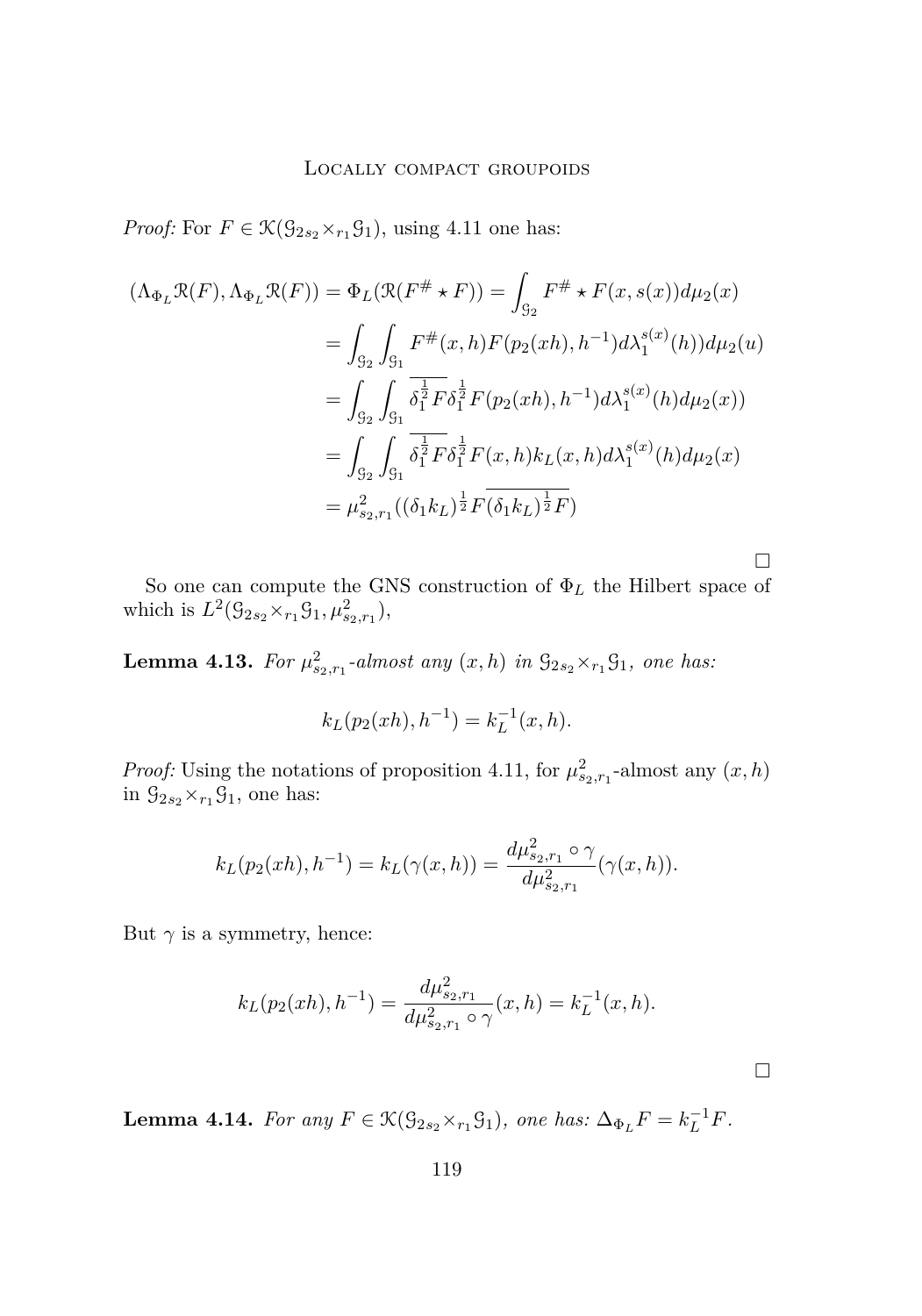*Proof:* For $F \in \mathcal{K}(\mathcal{G}_{2s_2}\times_{r_1}\mathcal{G}_1)$, using 4.11 one has:

$$
\begin{aligned}
(\Lambda_{\Phi_L}\mathcal{R}(F), \Lambda_{\Phi_L}\mathcal{R}(F)) &= \Phi_L(\mathcal{R}(F^{\#} \star F)) = \int_{\mathcal{G}_2} F^{\#} \star F(x, s(x)) d\mu_2(x) \\
&= \int_{\mathcal{G}_2} \int_{\mathcal{G}_1} F^{\#}(x,h) F(p_2(xh), h^{-1}) d\lambda_1^{s(x)}(h)) d\mu_2(u) \\
&= \int_{\mathcal{G}_2} \int_{\mathcal{G}_1} \overline{\delta_1^{\frac{1}{2}} F} \delta_1^{\frac{1}{2}} F(p_2(xh), h^{-1}) d\lambda_1^{s(x)}(h) d\mu_2(x)) \\
&= \int_{\mathcal{G}_2} \int_{\mathcal{G}_1} \overline{\delta_1^{\frac{1}{2}} F} \delta_1^{\frac{1}{2}} F(x,h) k_L(x,h) d\lambda_1^{s(x)}(h) d\mu_2(x) \\
&= \mu^2_{s_2,r_1}((\delta_1 k_L)^{\frac{1}{2}} F \overline{(\delta_1 k_L)^{\frac{1}{2}} F})
\end{aligned}
$$

□

So one can compute the GNS construction of $\Phi_L$ the Hilbert space of which is $L^2(\mathcal{G}_{2s_2}\times_{r_1}\mathcal{G}_1, \mu^2_{s_2,r_1})$,

**Lemma 4.13.** *For $\mu^2_{s_2,r_1}$-almost any $(x,h)$ in $\mathcal{G}_{2s_2}\times_{r_1}\mathcal{G}_1$, one has:*

$$
k_L(p_2(xh), h^{-1}) = k_L^{-1}(x,h).
$$

*Proof:* Using the notations of proposition 4.11, for $\mu^2_{s_2,r_1}$-almost any $(x,h)$ in $\mathcal{G}_{2s_2}\times_{r_1}\mathcal{G}_1$, one has:

$$
k_L(p_2(xh), h^{-1}) = k_L(\gamma(x,h)) = \frac{d\mu^2_{s_2,r_1} \circ \gamma}{d\mu^2_{s_2,r_1}}(\gamma(x,h)).
$$

But $\gamma$ is a symmetry, hence:

$$
k_L(p_2(xh), h^{-1}) = \frac{d\mu^2_{s_2,r_1}}{d\mu^2_{s_2,r_1} \circ \gamma}(x,h) = k_L^{-1}(x,h).
$$

□

**Lemma 4.14.** *For any $F \in \mathcal{K}(\mathcal{G}_{2s_2}\times_{r_1}\mathcal{G}_1)$, one has: $\Delta_{\Phi_L} F = k_L^{-1} F$.*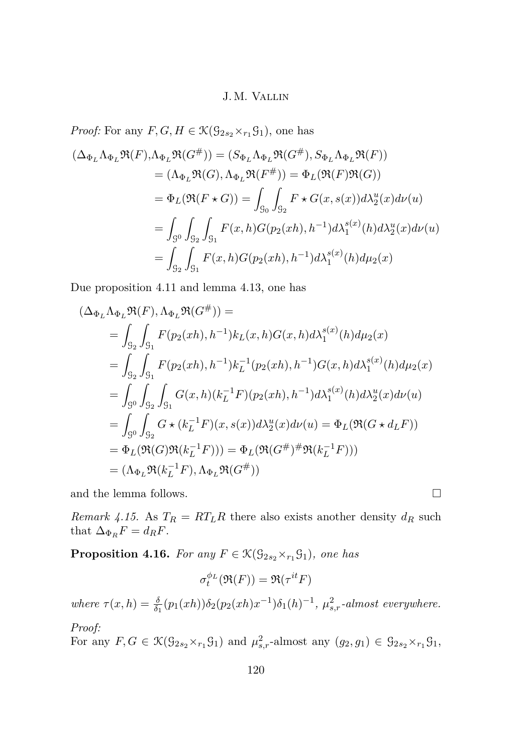*Proof:* For any $F, G, H \in \mathcal{K}(\mathcal{G}_{2s_2}\times_{r_1}\mathcal{G}_1)$, one has

$$
\begin{aligned}
(\Delta_{\Phi_L}\Lambda_{\Phi_L}\mathfrak{R}(F),\Lambda_{\Phi_L}\mathfrak{R}(G^{\#})) &= (S_{\Phi_L}\Lambda_{\Phi_L}\mathfrak{R}(G^{\#}), S_{\Phi_L}\Lambda_{\Phi_L}\mathfrak{R}(F))\\
&= (\Lambda_{\Phi_L}\mathfrak{R}(G), \Lambda_{\Phi_L}\mathfrak{R}(F^{\#})) = \Phi_L(\mathfrak{R}(F)\mathfrak{R}(G))\\
&= \Phi_L(\mathfrak{R}(F\star G)) = \int_{\mathcal{G}_0}\int_{\mathcal{G}_2} F\star G(x,s(x))d\lambda_2^u(x)d\nu(u)\\
&= \int_{\mathcal{G}^0}\int_{\mathcal{G}_2}\int_{\mathcal{G}_1} F(x,h)G(p_2(xh),h^{-1})d\lambda_1^{s(x)}(h)d\lambda_2^u(x)d\nu(u)\\
&= \int_{\mathcal{G}_2}\int_{\mathcal{G}_1} F(x,h)G(p_2(xh),h^{-1})d\lambda_1^{s(x)}(h)d\mu_2(x)
\end{aligned}
$$

Due proposition 4.11 and lemma 4.13, one has

$$
\begin{aligned}
&(\Delta_{\Phi_L}\Lambda_{\Phi_L}\mathfrak{R}(F),\Lambda_{\Phi_L}\mathfrak{R}(G^{\#})) =\\
&= \int_{\mathcal{G}_2}\int_{\mathcal{G}_1} F(p_2(xh),h^{-1})k_L(x,h)G(x,h)d\lambda_1^{s(x)}(h)d\mu_2(x)\\
&= \int_{\mathcal{G}_2}\int_{\mathcal{G}_1} F(p_2(xh),h^{-1})k_L^{-1}(p_2(xh),h^{-1})G(x,h)d\lambda_1^{s(x)}(h)d\mu_2(x)\\
&= \int_{\mathcal{G}^0}\int_{\mathcal{G}_2}\int_{\mathcal{G}_1} G(x,h)(k_L^{-1}F)(p_2(xh),h^{-1})d\lambda_1^{s(x)}(h)d\lambda_2^u(x)d\nu(u)\\
&= \int_{\mathcal{G}^0}\int_{\mathcal{G}_2} G\star(k_L^{-1}F)(x,s(x))d\lambda_2^u(x)d\nu(u) = \Phi_L(\mathfrak{R}(G\star d_LF))\\
&= \Phi_L(\mathfrak{R}(G)\mathfrak{R}(k_L^{-1}F))) = \Phi_L(\mathfrak{R}(G^{\#})^{\#}\mathfrak{R}(k_L^{-1}F)))\\
&= (\Lambda_{\Phi_L}\mathfrak{R}(k_L^{-1}F),\Lambda_{\Phi_L}\mathfrak{R}(G^{\#}))
\end{aligned}
$$

and the lemma follows. $\square$

*Remark 4.15.* As $T_R = RT_LR$ there also exists another density $d_R$ such that $\Delta_{\Phi_R}F = d_RF$.

**Proposition 4.16.** *For any $F \in \mathcal{K}(\mathcal{G}_{2s_2}\times_{r_1}\mathcal{G}_1)$, one has*

$$\sigma_t^{\phi_L}(\mathfrak{R}(F)) = \mathfrak{R}(\tau^{it}F)$$

*where $\tau(x,h) = \frac{\delta}{\delta_1}(p_1(xh))\delta_2(p_2(xh)x^{-1})\delta_1(h)^{-1}$, $\mu_{s,r}^2$-almost everywhere.*

*Proof:*
For any $F, G \in \mathcal{K}(\mathcal{G}_{2s_2}\times_{r_1}\mathcal{G}_1)$ and $\mu_{s,r}^2$-almost any $(g_2, g_1) \in \mathcal{G}_{2s_2}\times_{r_1}\mathcal{G}_1$,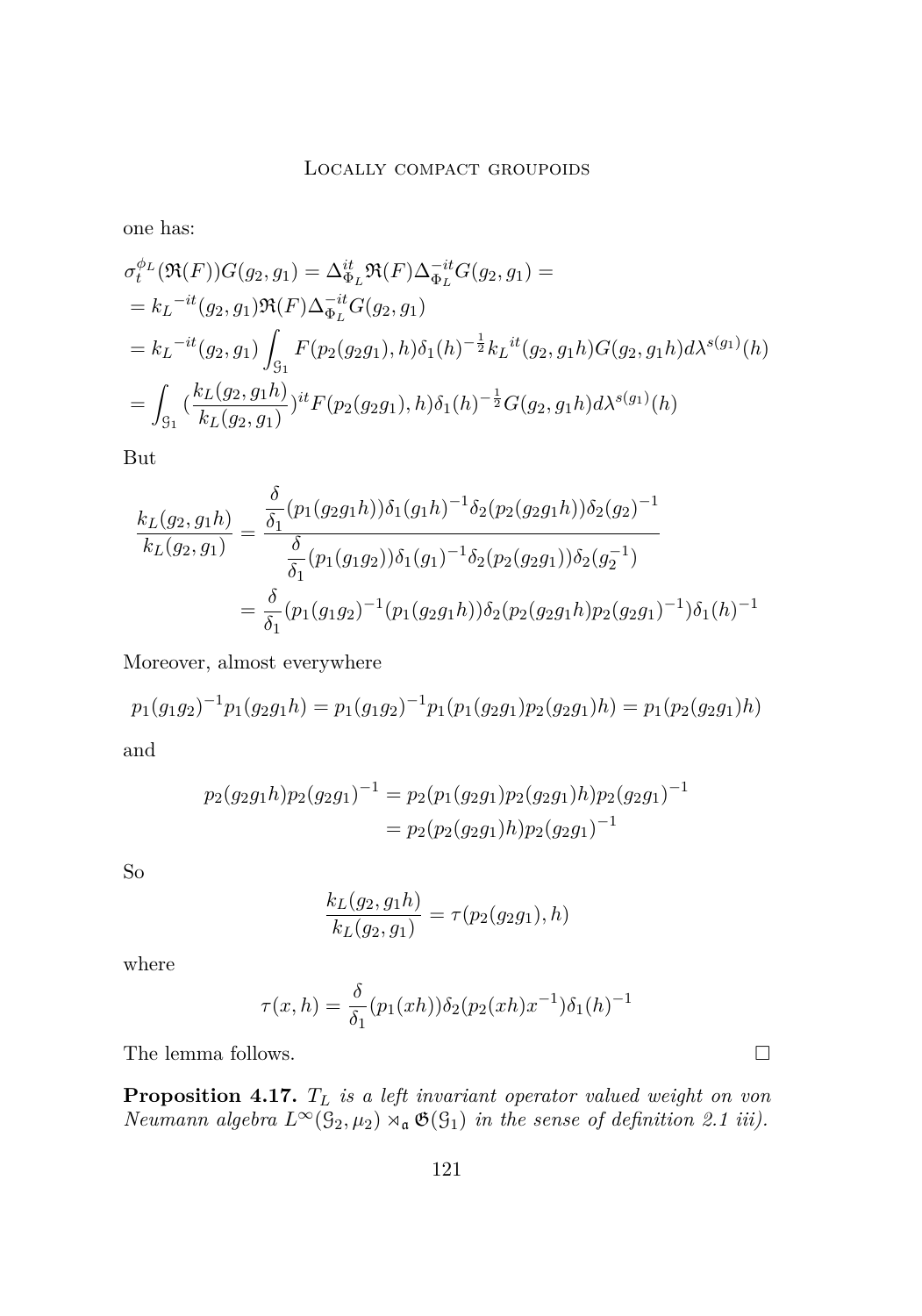one has:

$$
\begin{aligned}
&\sigma_t^{\phi_L}(\mathfrak{R}(F))G(g_2,g_1) = \Delta_{\Phi_L}^{it}\mathfrak{R}(F)\Delta_{\Phi_L}^{-it}G(g_2,g_1) = \\
&= {k_L}^{-it}(g_2,g_1)\mathfrak{R}(F)\Delta_{\Phi_L}^{-it}G(g_2,g_1) \\
&= {k_L}^{-it}(g_2,g_1)\int_{\mathcal{G}_1} F(p_2(g_2g_1),h)\delta_1(h)^{-\frac{1}{2}}{k_L}^{it}(g_2,g_1h)G(g_2,g_1h)d\lambda^{s(g_1)}(h) \\
&= \int_{\mathcal{G}_1} (\frac{k_L(g_2,g_1h)}{k_L(g_2,g_1)})^{it}F(p_2(g_2g_1),h)\delta_1(h)^{-\frac{1}{2}}G(g_2,g_1h)d\lambda^{s(g_1)}(h)
\end{aligned}
$$

But

$$
\begin{aligned}
\frac{k_L(g_2,g_1h)}{k_L(g_2,g_1)} &= \frac{\dfrac{\delta}{\delta_1}(p_1(g_2g_1h))\delta_1(g_1h)^{-1}\delta_2(p_2(g_2g_1h))\delta_2(g_2)^{-1}}{\dfrac{\delta}{\delta_1}(p_1(g_1g_2))\delta_1(g_1)^{-1}\delta_2(p_2(g_2g_1))\delta_2(g_2^{-1})} \\
&= \frac{\delta}{\delta_1}(p_1(g_1g_2)^{-1}(p_1(g_2g_1h))\delta_2(p_2(g_2g_1h)p_2(g_2g_1)^{-1})\delta_1(h)^{-1}
\end{aligned}
$$

Moreover, almost everywhere

$$
p_1(g_1g_2)^{-1}p_1(g_2g_1h) = p_1(g_1g_2)^{-1}p_1(p_1(g_2g_1)p_2(g_2g_1)h) = p_1(p_2(g_2g_1)h)
$$

and

$$
\begin{aligned}
p_2(g_2g_1h)p_2(g_2g_1)^{-1} &= p_2(p_1(g_2g_1)p_2(g_2g_1)h)p_2(g_2g_1)^{-1} \\
&= p_2(p_2(g_2g_1)h)p_2(g_2g_1)^{-1}
\end{aligned}
$$

So

$$
\frac{k_L(g_2,g_1h)}{k_L(g_2,g_1)} = \tau(p_2(g_2g_1),h)
$$

where

$$
\tau(x,h) = \frac{\delta}{\delta_1}(p_1(xh))\delta_2(p_2(xh)x^{-1})\delta_1(h)^{-1}
$$

The lemma follows. □

**Proposition 4.17.** *$T_L$ is a left invariant operator valued weight on von Neumann algebra $L^\infty(\mathcal{G}_2,\mu_2) \rtimes_{\mathfrak{a}} \mathfrak{G}(\mathcal{G}_1)$ in the sense of definition 2.1 iii).*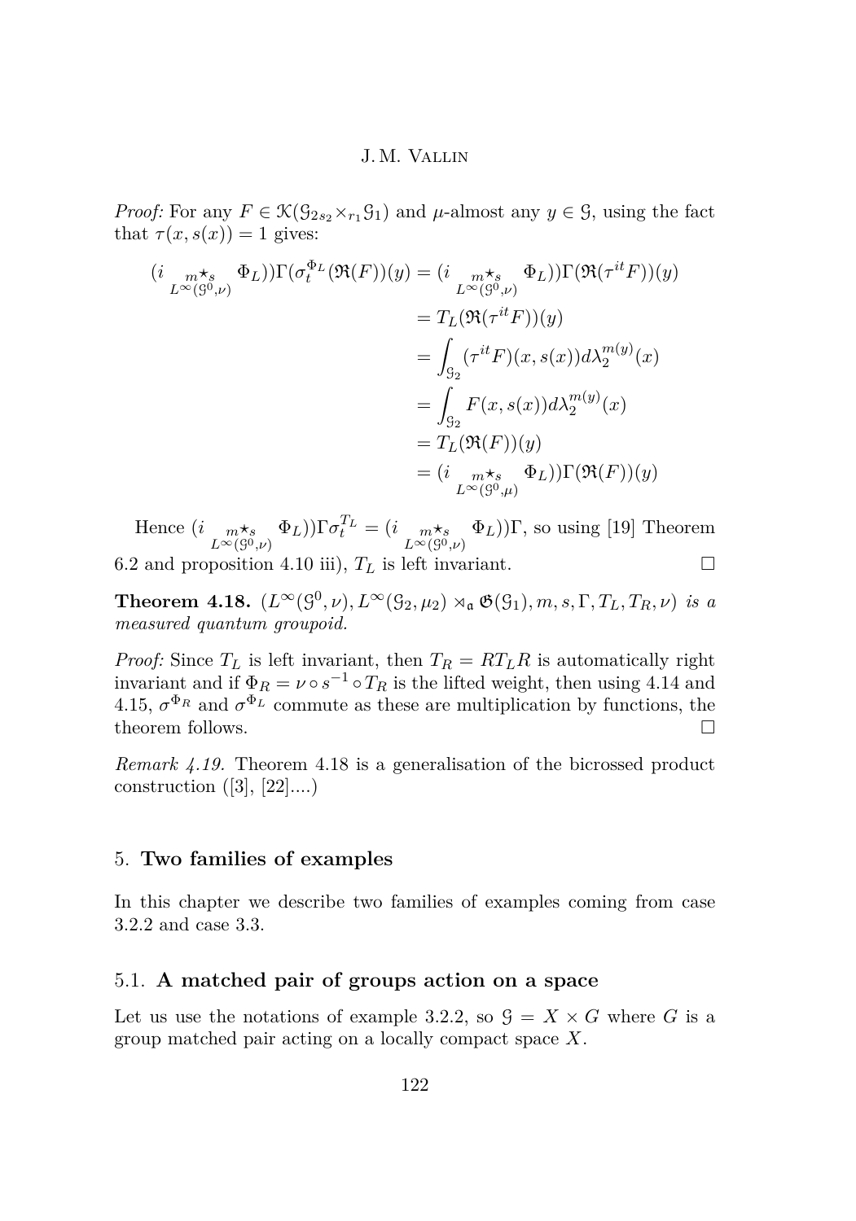*Proof:* For any $F \in \mathcal{K}(\mathcal{G}_{2s_2}\times_{r_1}\mathcal{G}_1)$ and $\mu$-almost any $y \in \mathcal{G}$, using the fact that $\tau(x, s(x)) = 1$ gives:

$$
\begin{aligned}
(i \underset{L^\infty(\mathcal{G}^0,\nu)}{{}_m\star_s} \Phi_L))\Gamma(\sigma_t^{\Phi_L}(\mathfrak{R}(F))(y) &= (i \underset{L^\infty(\mathcal{G}^0,\nu)}{{}_m\star_s} \Phi_L))\Gamma(\mathfrak{R}(\tau^{it}F))(y) \\
&= T_L(\mathfrak{R}(\tau^{it}F))(y) \\
&= \int_{\mathcal{G}_2} (\tau^{it}F)(x, s(x)) d\lambda_2^{m(y)}(x) \\
&= \int_{\mathcal{G}_2} F(x, s(x)) d\lambda_2^{m(y)}(x) \\
&= T_L(\mathfrak{R}(F))(y) \\
&= (i \underset{L^\infty(\mathcal{G}^0,\mu)}{{}_m\star_s} \Phi_L))\Gamma(\mathfrak{R}(F))(y)
\end{aligned}
$$

Hence $(i \underset{L^\infty(\mathcal{G}^0,\nu)}{{}_m\star_s} \Phi_L))\Gamma\sigma_t^{T_L} = (i \underset{L^\infty(\mathcal{G}^0,\nu)}{{}_m\star_s} \Phi_L))\Gamma$, so using [19] Theorem 6.2 and proposition 4.10 iii), $T_L$ is left invariant. □

**Theorem 4.18.** *$(L^\infty(\mathcal{G}^0, \nu), L^\infty(\mathcal{G}_2, \mu_2) \rtimes_{\mathfrak{a}} \mathfrak{G}(\mathcal{G}_1), m, s, \Gamma, T_L, T_R, \nu)$ is a measured quantum groupoid.*

*Proof:* Since $T_L$ is left invariant, then $T_R = RT_LR$ is automatically right invariant and if $\Phi_R = \nu \circ s^{-1} \circ T_R$ is the lifted weight, then using 4.14 and 4.15, $\sigma^{\Phi_R}$ and $\sigma^{\Phi_L}$ commute as these are multiplication by functions, the theorem follows. □

*Remark 4.19.* Theorem 4.18 is a generalisation of the bicrossed product construction ([3], [22]....)

## 5. **Two families of examples**

In this chapter we describe two families of examples coming from case 3.2.2 and case 3.3.

### 5.1. **A matched pair of groups action on a space**

Let us use the notations of example 3.2.2, so $\mathcal{G} = X \times G$ where $G$ is a group matched pair acting on a locally compact space $X$.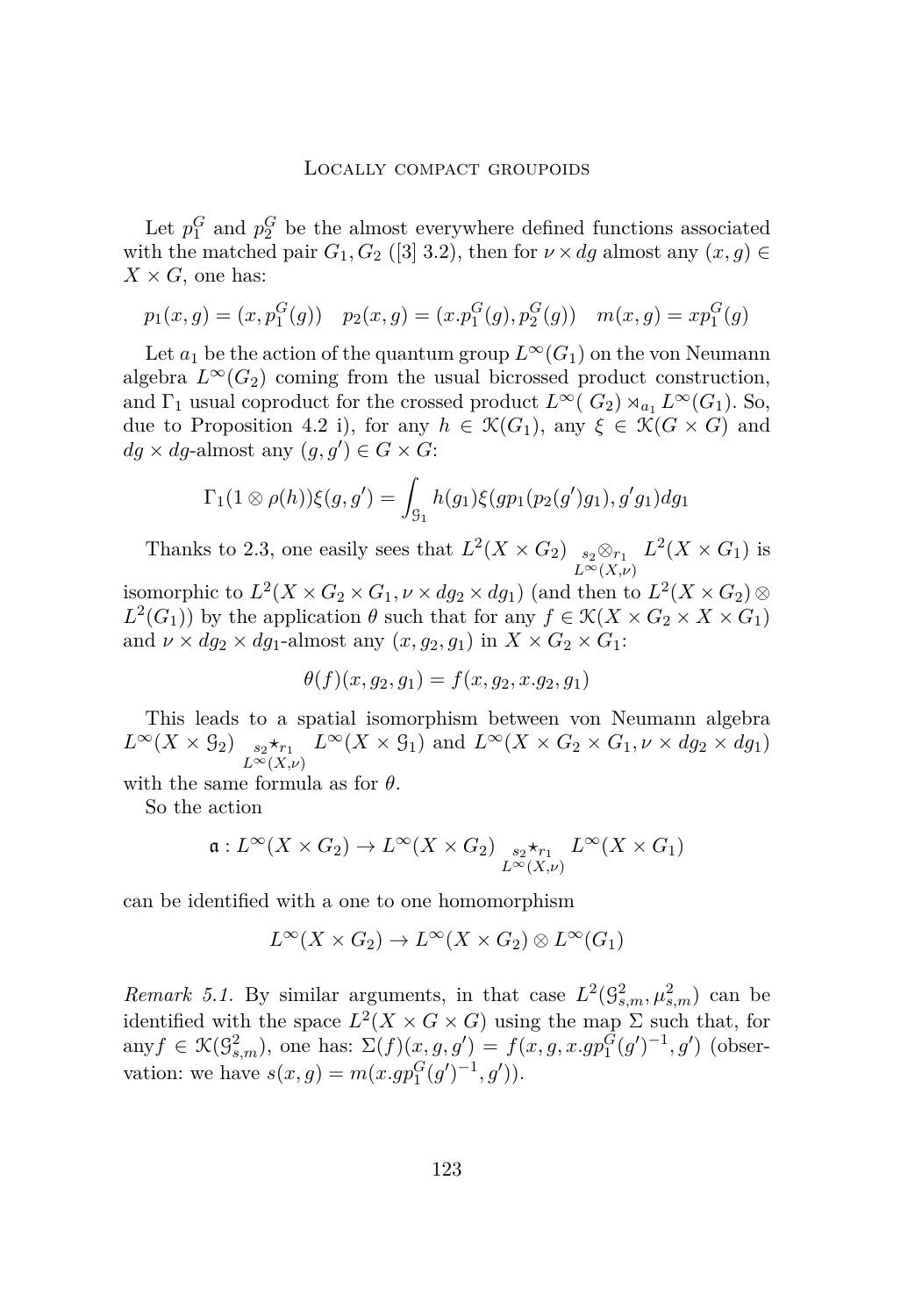Let $p_1^G$ and $p_2^G$ be the almost everywhere defined functions associated with the matched pair $G_1, G_2$ ([3] 3.2), then for $\nu \times dg$ almost any $(x, g) \in X \times G$, one has:

$$p_1(x,g) = (x, p_1^G(g)) \quad p_2(x,g) = (x.p_1^G(g), p_2^G(g)) \quad m(x,g) = xp_1^G(g)$$

Let $a_1$ be the action of the quantum group $L^\infty(G_1)$ on the von Neumann algebra $L^\infty(G_2)$ coming from the usual bicrossed product construction, and $\Gamma_1$ usual coproduct for the crossed product $L^\infty(\ G_2) \rtimes_{a_1} L^\infty(G_1)$. So, due to Proposition 4.2 i), for any $h \in \mathcal{K}(G_1)$, any $\xi \in \mathcal{K}(G \times G)$ and $dg \times dg$-almost any $(g, g') \in G \times G$:

$$\Gamma_1(1 \otimes \rho(h))\xi(g,g') = \int_{\mathcal{G}_1} h(g_1)\xi(gp_1(p_2(g')g_1), g'g_1)dg_1$$

Thanks to 2.3, one easily sees that $L^2(X \times G_2) \underset{L^\infty(X,\nu)}{{}_{s_2}\otimes_{r_1}} L^2(X \times G_1)$ is isomorphic to $L^2(X \times G_2 \times G_1, \nu \times dg_2 \times dg_1)$ (and then to $L^2(X \times G_2) \otimes L^2(G_1)$) by the application $\theta$ such that for any $f \in \mathcal{K}(X \times G_2 \times X \times G_1)$ and $\nu \times dg_2 \times dg_1$-almost any $(x, g_2, g_1)$ in $X \times G_2 \times G_1$:

$$\theta(f)(x, g_2, g_1) = f(x, g_2, x.g_2, g_1)$$

This leads to a spatial isomorphism between von Neumann algebra $L^\infty(X \times \mathcal{G}_2) \underset{L^\infty(X,\nu)}{{}_{s_2}\star_{r_1}} L^\infty(X \times \mathcal{G}_1)$ and $L^\infty(X \times G_2 \times G_1, \nu \times dg_2 \times dg_1)$ with the same formula as for $\theta$.

So the action

$$\mathfrak{a} : L^\infty(X \times G_2) \to L^\infty(X \times G_2) \underset{L^\infty(X,\nu)}{{}_{s_2}\star_{r_1}} L^\infty(X \times G_1)$$

can be identified with a one to one homomorphism

$$L^\infty(X \times G_2) \to L^\infty(X \times G_2) \otimes L^\infty(G_1)$$

*Remark 5.1.* By similar arguments, in that case $L^2(\mathcal{G}^2_{s,m}, \mu^2_{s,m})$ can be identified with the space $L^2(X \times G \times G)$ using the map $\Sigma$ such that, for any$f \in \mathcal{K}(\mathcal{G}^2_{s,m})$, one has: $\Sigma(f)(x, g, g') = f(x, g, x.gp_1^G(g')^{-1}, g')$ (observation: we have $s(x, g) = m(x.gp_1^G(g')^{-1}, g')$).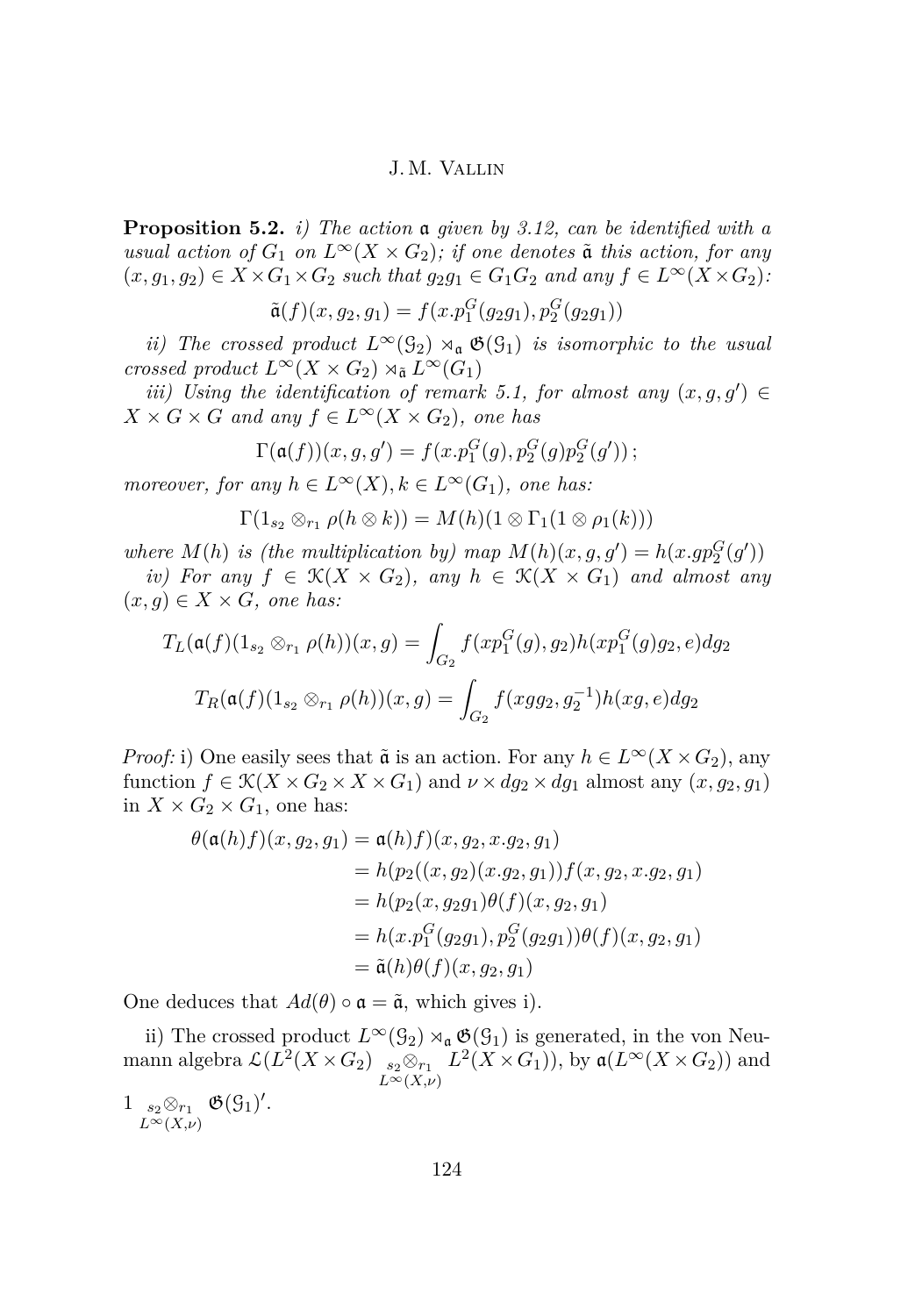**Proposition 5.2.** *i) The action $\mathfrak{a}$ given by 3.12, can be identified with a usual action of $G_1$ on $L^\infty(X \times G_2)$; if one denotes $\tilde{\mathfrak{a}}$ this action, for any $(x, g_1, g_2) \in X \times G_1 \times G_2$ such that $g_2 g_1 \in G_1 G_2$ and any $f \in L^\infty(X \times G_2)$:*

$$\tilde{\mathfrak{a}}(f)(x, g_2, g_1) = f(x.p_1^G(g_2 g_1), p_2^G(g_2 g_1))$$

*ii) The crossed product $L^\infty(\mathcal{G}_2) \rtimes_{\mathfrak{a}} \mathfrak{G}(\mathcal{G}_1)$ is isomorphic to the usual crossed product $L^\infty(X \times G_2) \rtimes_{\tilde{\mathfrak{a}}} L^\infty(G_1)$*

*iii) Using the identification of remark 5.1, for almost any $(x, g, g') \in X \times G \times G$ and any $f \in L^\infty(X \times G_2)$, one has*

$$\Gamma(\mathfrak{a}(f))(x, g, g') = f(x.p_1^G(g), p_2^G(g) p_2^G(g'))\,;$$

*moreover, for any $h \in L^\infty(X), k \in L^\infty(G_1)$, one has:*

$$\Gamma(1_{s_2} \otimes_{r_1} \rho(h \otimes k)) = M(h)(1 \otimes \Gamma_1(1 \otimes \rho_1(k)))$$

*where $M(h)$ is (the multiplication by) map $M(h)(x, g, g') = h(x.gp_2^G(g'))$*

*iv) For any $f \in \mathcal{K}(X \times G_2)$, any $h \in \mathcal{K}(X \times G_1)$ and almost any $(x, g) \in X \times G$, one has:*

$$T_L(\mathfrak{a}(f)(1_{s_2} \otimes_{r_1} \rho(h))(x, g) = \int_{G_2} f(xp_1^G(g), g_2) h(xp_1^G(g) g_2, e) dg_2$$

$$T_R(\mathfrak{a}(f)(1_{s_2} \otimes_{r_1} \rho(h))(x, g) = \int_{G_2} f(xgg_2, g_2^{-1}) h(xg, e) dg_2$$

*Proof:* i) One easily sees that $\tilde{\mathfrak{a}}$ is an action. For any $h \in L^\infty(X \times G_2)$, any function $f \in \mathcal{K}(X \times G_2 \times X \times G_1)$ and $\nu \times dg_2 \times dg_1$ almost any $(x, g_2, g_1)$ in $X \times G_2 \times G_1$, one has:

$$\begin{aligned}
\theta(\mathfrak{a}(h)f)(x, g_2, g_1) &= \mathfrak{a}(h)f)(x, g_2, x.g_2, g_1) \\
&= h(p_2((x, g_2)(x.g_2, g_1)) f(x, g_2, x.g_2, g_1) \\
&= h(p_2(x, g_2 g_1) \theta(f)(x, g_2, g_1) \\
&= h(x.p_1^G(g_2 g_1), p_2^G(g_2 g_1)) \theta(f)(x, g_2, g_1) \\
&= \tilde{\mathfrak{a}}(h) \theta(f)(x, g_2, g_1)
\end{aligned}$$

One deduces that $Ad(\theta) \circ \mathfrak{a} = \tilde{\mathfrak{a}}$, which gives i).

ii) The crossed product $L^\infty(\mathcal{G}_2) \rtimes_{\mathfrak{a}} \mathfrak{G}(\mathcal{G}_1)$ is generated, in the von Neumann algebra $\mathcal{L}(L^2(X \times G_2) \underset{L^\infty(X,\nu)}{{}_{s_2}\otimes_{r_1}} L^2(X \times G_1))$, by $\mathfrak{a}(L^\infty(X \times G_2))$ and $1 \underset{L^\infty(X,\nu)}{{}_{s_2}\otimes_{r_1}} \mathfrak{G}(\mathcal{G}_1)'$.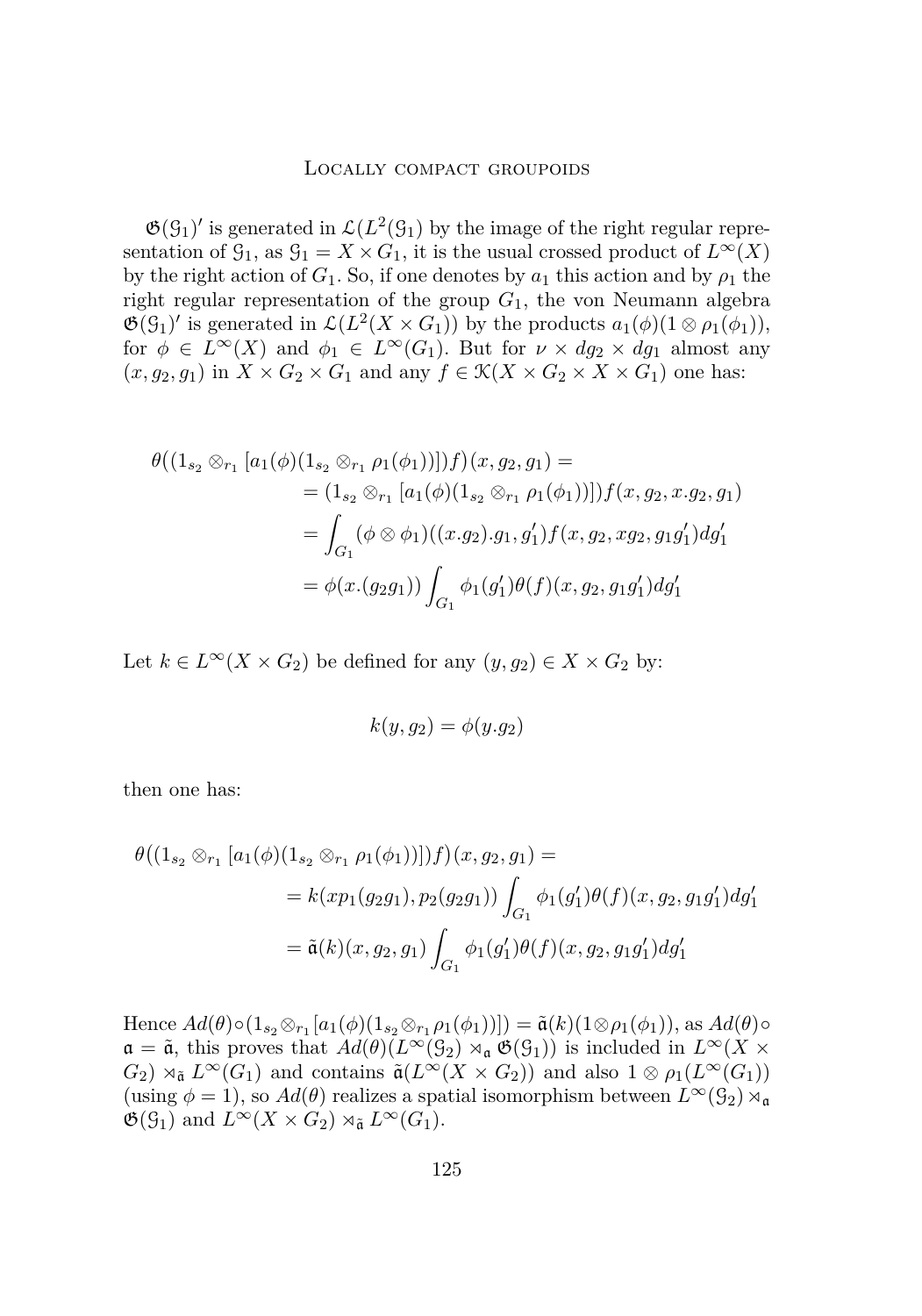$\mathfrak{G}(\mathcal{G}_1)'$ is generated in $\mathcal{L}(L^2(\mathcal{G}_1)$ by the image of the right regular representation of $\mathcal{G}_1$, as $\mathcal{G}_1 = X \times G_1$, it is the usual crossed product of $L^\infty(X)$ by the right action of $G_1$. So, if one denotes by $a_1$ this action and by $\rho_1$ the right regular representation of the group $G_1$, the von Neumann algebra $\mathfrak{G}(\mathcal{G}_1)'$ is generated in $\mathcal{L}(L^2(X \times G_1))$ by the products $a_1(\phi)(1 \otimes \rho_1(\phi_1))$, for $\phi \in L^\infty(X)$ and $\phi_1 \in L^\infty(G_1)$. But for $\nu \times dg_2 \times dg_1$ almost any $(x, g_2, g_1)$ in $X \times G_2 \times G_1$ and any $f \in \mathcal{K}(X \times G_2 \times X \times G_1)$ one has:

$$
\begin{aligned}
\theta\big((1_{s_2} \otimes_{r_1} [a_1(\phi)(1_{s_2} \otimes_{r_1} \rho_1(\phi_1))])f\big)(x, g_2, g_1) &= \\
&= (1_{s_2} \otimes_{r_1} [a_1(\phi)(1_{s_2} \otimes_{r_1} \rho_1(\phi_1))])f(x, g_2, x.g_2, g_1) \\
&= \int_{G_1} (\phi \otimes \phi_1)((x.g_2).g_1, g_1')f(x, g_2, xg_2, g_1 g_1')dg_1' \\
&= \phi(x.(g_2 g_1)) \int_{G_1} \phi_1(g_1')\theta(f)(x, g_2, g_1 g_1')dg_1'
\end{aligned}
$$

Let $k \in L^\infty(X \times G_2)$ be defined for any $(y, g_2) \in X \times G_2$ by:

$$
k(y, g_2) = \phi(y.g_2)
$$

then one has:

$$
\begin{aligned}
\theta\big((1_{s_2} \otimes_{r_1} [a_1(\phi)(1_{s_2} \otimes_{r_1} \rho_1(\phi_1))])f\big)(x, g_2, g_1) &= \\
&= k(xp_1(g_2 g_1), p_2(g_2 g_1)) \int_{G_1} \phi_1(g_1')\theta(f)(x, g_2, g_1 g_1')dg_1' \\
&= \tilde{\mathfrak{a}}(k)(x, g_2, g_1) \int_{G_1} \phi_1(g_1')\theta(f)(x, g_2, g_1 g_1')dg_1'
\end{aligned}
$$

Hence $Ad(\theta) \circ (1_{s_2} \otimes_{r_1} [a_1(\phi)(1_{s_2} \otimes_{r_1} \rho_1(\phi_1))]) = \tilde{\mathfrak{a}}(k)(1 \otimes \rho_1(\phi_1))$, as $Ad(\theta) \circ \mathfrak{a} = \tilde{\mathfrak{a}}$, this proves that $Ad(\theta)(L^\infty(\mathcal{G}_2) \rtimes_{\mathfrak{a}} \mathfrak{G}(\mathcal{G}_1))$ is included in $L^\infty(X \times G_2) \rtimes_{\tilde{\mathfrak{a}}} L^\infty(G_1)$ and contains $\tilde{\mathfrak{a}}(L^\infty(X \times G_2))$ and also $1 \otimes \rho_1(L^\infty(G_1))$ (using $\phi = 1$), so $Ad(\theta)$ realizes a spatial isomorphism between $L^\infty(\mathcal{G}_2) \rtimes_{\mathfrak{a}} \mathfrak{G}(\mathcal{G}_1)$ and $L^\infty(X \times G_2) \rtimes_{\tilde{\mathfrak{a}}} L^\infty(G_1)$.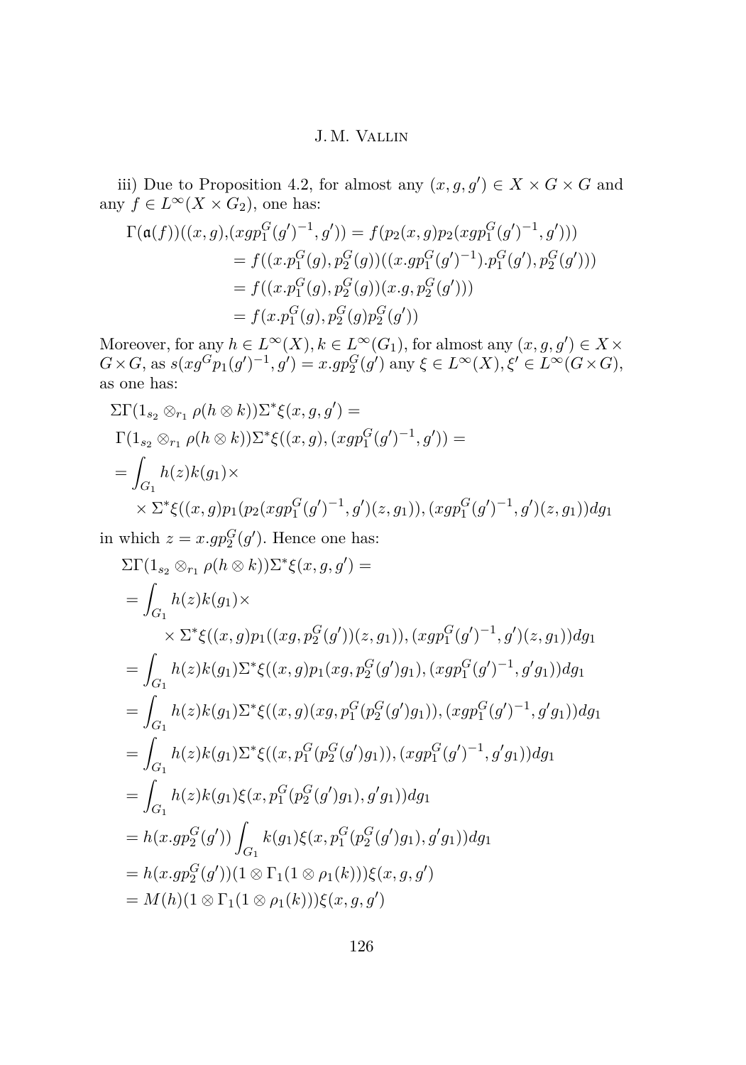iii) Due to Proposition 4.2, for almost any $(x,g,g') \in X \times G \times G$ and any $f \in L^\infty(X \times G_2)$, one has:

$$
\begin{aligned}
\Gamma(\mathfrak{a}(f))((x,g),(xgp_1^G(g')^{-1},g')) &= f(p_2(x,g)p_2(xgp_1^G(g')^{-1},g'))) \\
&= f((x.p_1^G(g),p_2^G(g))((x.gp_1^G(g')^{-1}).p_1^G(g'),p_2^G(g'))) \\
&= f((x.p_1^G(g),p_2^G(g))(x.g,p_2^G(g'))) \\
&= f(x.p_1^G(g),p_2^G(g)p_2^G(g'))
\end{aligned}
$$

Moreover, for any $h \in L^\infty(X), k \in L^\infty(G_1)$, for almost any $(x,g,g') \in X \times G \times G$, as $s(xg^G p_1(g')^{-1},g') = x.gp_2^G(g')$ any $\xi \in L^\infty(X), \xi' \in L^\infty(G \times G)$, as one has:

$$
\begin{aligned}
&\Sigma\Gamma(1_{s_2} \otimes_{r_1} \rho(h \otimes k))\Sigma^*\xi(x,g,g') = \\
&\Gamma(1_{s_2} \otimes_{r_1} \rho(h \otimes k))\Sigma^*\xi((x,g),(xgp_1^G(g')^{-1},g')) = \\
&= \int_{G_1} h(z)k(g_1) \times \\
&\quad \times \Sigma^*\xi((x,g)p_1(p_2(xgp_1^G(g')^{-1},g')(z,g_1)),(xgp_1^G(g')^{-1},g')(z,g_1))dg_1
\end{aligned}
$$

in which $z = x.gp_2^G(g')$. Hence one has:

$$
\begin{aligned}
&\Sigma\Gamma(1_{s_2} \otimes_{r_1} \rho(h \otimes k))\Sigma^*\xi(x,g,g') = \\
&= \int_{G_1} h(z)k(g_1) \times \\
&\qquad \times \Sigma^*\xi((x,g)p_1((xg,p_2^G(g'))(z,g_1)),(xgp_1^G(g')^{-1},g')(z,g_1))dg_1 \\
&= \int_{G_1} h(z)k(g_1)\Sigma^*\xi((x,g)p_1(xg,p_2^G(g')g_1),(xgp_1^G(g')^{-1},g'g_1))dg_1 \\
&= \int_{G_1} h(z)k(g_1)\Sigma^*\xi((x,g)(xg,p_1^G(p_2^G(g')g_1)),(xgp_1^G(g')^{-1},g'g_1))dg_1 \\
&= \int_{G_1} h(z)k(g_1)\Sigma^*\xi((x,p_1^G(p_2^G(g')g_1)),(xgp_1^G(g')^{-1},g'g_1))dg_1 \\
&= \int_{G_1} h(z)k(g_1)\xi(x,p_1^G(p_2^G(g')g_1),g'g_1))dg_1 \\
&= h(x.gp_2^G(g'))\int_{G_1} k(g_1)\xi(x,p_1^G(p_2^G(g')g_1),g'g_1))dg_1 \\
&= h(x.gp_2^G(g'))(1 \otimes \Gamma_1(1 \otimes \rho_1(k)))\xi(x,g,g') \\
&= M(h)(1 \otimes \Gamma_1(1 \otimes \rho_1(k)))\xi(x,g,g')
\end{aligned}
$$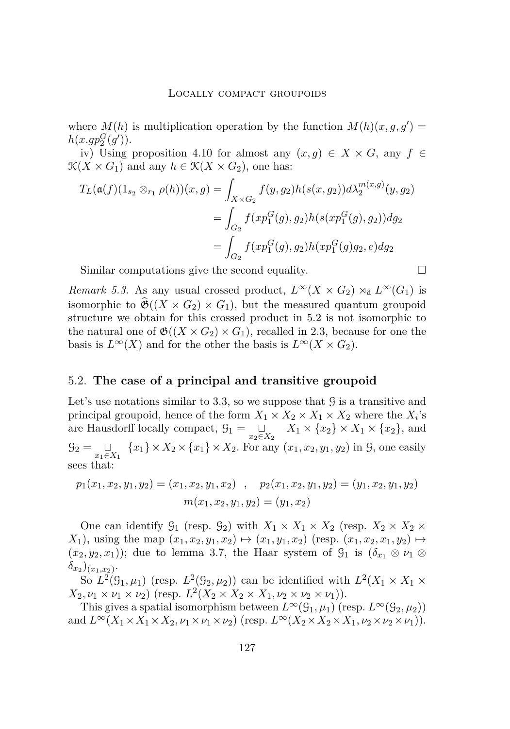where $M(h)$ is multiplication operation by the function $M(h)(x,g,g') = h(x.gp_2^G(g'))$.

iv) Using proposition 4.10 for almost any $(x,g) \in X \times G$, any $f \in \mathcal{K}(X \times G_1)$ and any $h \in \mathcal{K}(X \times G_2)$, one has:

$$
\begin{aligned}
T_L(\mathfrak{a}(f)(1_{s_2} \otimes_{r_1} \rho(h))(x,g) &= \int_{X \times G_2} f(y,g_2) h(s(x,g_2)) d\lambda_2^{m(x,g)}(y,g_2) \\
&= \int_{G_2} f(xp_1^G(g), g_2) h(s(xp_1^G(g), g_2)) dg_2 \\
&= \int_{G_2} f(xp_1^G(g), g_2) h(xp_1^G(g) g_2, e) dg_2
\end{aligned}
$$

Similar computations give the second equality. $\square$

*Remark 5.3.* As any usual crossed product, $L^\infty(X \times G_2) \rtimes_{\tilde{\mathfrak{a}}} L^\infty(G_1)$ is isomorphic to $\widehat{\mathfrak{G}}((X \times G_2) \times G_1)$, but the measured quantum groupoid structure we obtain for this crossed product in 5.2 is not isomorphic to the natural one of $\mathfrak{G}((X \times G_2) \times G_1)$, recalled in 2.3, because for one the basis is $L^\infty(X)$ and for the other the basis is $L^\infty(X \times G_2)$.

## 5.2. **The case of a principal and transitive groupoid**

Let's use notations similar to 3.3, so we suppose that $\mathcal{G}$ is a transitive and principal groupoid, hence of the form $X_1 \times X_2 \times X_1 \times X_2$ where the $X_i$'s are Hausdorff locally compact, $\mathcal{G}_1 = \bigsqcup_{x_2 \in X_2} X_1 \times \{x_2\} \times X_1 \times \{x_2\}$, and $\mathcal{G}_2 = \bigsqcup_{x_1 \in X_1} \{x_1\} \times X_2 \times \{x_1\} \times X_2$. For any $(x_1, x_2, y_1, y_2)$ in $\mathcal{G}$, one easily sees that:

$$
p_1(x_1,x_2,y_1,y_2) = (x_1,x_2,y_1,x_2) \quad , \quad p_2(x_1,x_2,y_1,y_2) = (y_1,x_2,y_1,y_2)
$$
$$
m(x_1,x_2,y_1,y_2) = (y_1,x_2)
$$

One can identify $\mathcal{G}_1$ (resp. $\mathcal{G}_2$) with $X_1 \times X_1 \times X_2$ (resp. $X_2 \times X_2 \times X_1$), using the map $(x_1,x_2,y_1,x_2) \mapsto (x_1,y_1,x_2)$ (resp. $(x_1,x_2,x_1,y_2) \mapsto (x_2,y_2,x_1)$); due to lemma 3.7, the Haar system of $\mathcal{G}_1$ is $(\delta_{x_1} \otimes \nu_1 \otimes \delta_{x_2})_{(x_1,x_2)}$.

So $L^2(\mathcal{G}_1, \mu_1)$ (resp. $L^2(\mathcal{G}_2, \mu_2)$) can be identified with $L^2(X_1 \times X_1 \times X_2, \nu_1 \times \nu_1 \times \nu_2)$ (resp. $L^2(X_2 \times X_2 \times X_1, \nu_2 \times \nu_2 \times \nu_1)$).

This gives a spatial isomorphism between $L^\infty(\mathcal{G}_1, \mu_1)$ (resp. $L^\infty(\mathcal{G}_2, \mu_2)$) and $L^\infty(X_1 \times X_1 \times X_2, \nu_1 \times \nu_1 \times \nu_2)$ (resp. $L^\infty(X_2 \times X_2 \times X_1, \nu_2 \times \nu_2 \times \nu_1)$).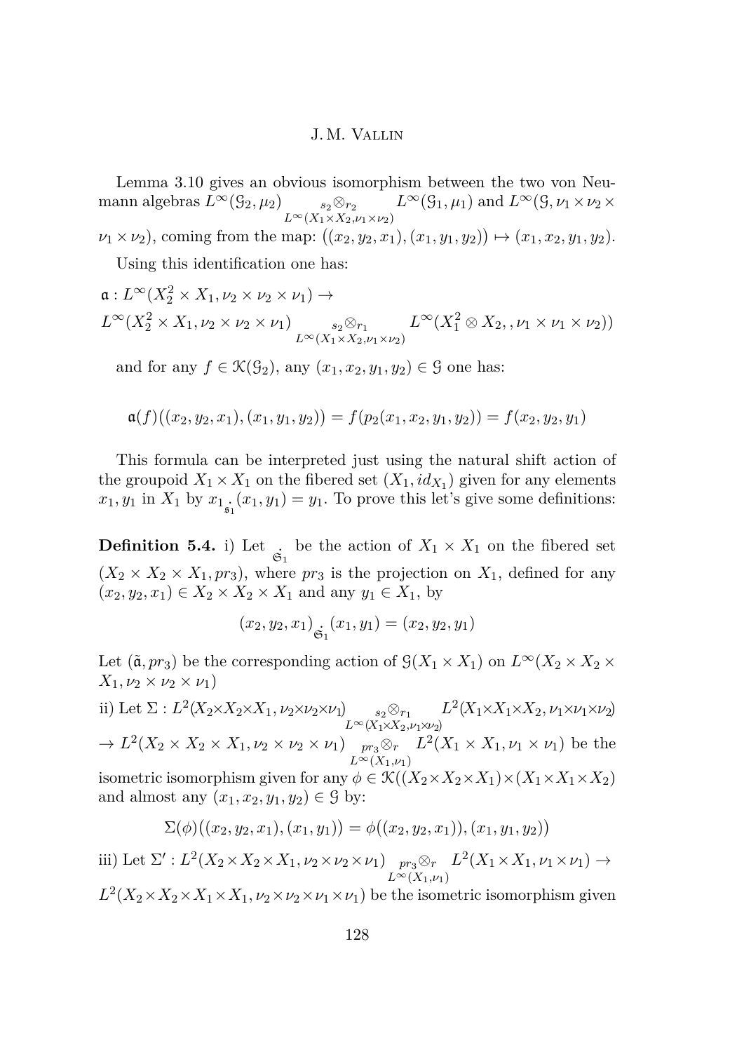Lemma 3.10 gives an obvious isomorphism between the two von Neumann algebras $L^\infty(\mathcal{G}_2,\mu_2) \underset{L^\infty(X_1\times X_2,\nu_1\times\nu_2)}{{}_{s_2}\otimes_{r_2}} L^\infty(\mathcal{G}_1,\mu_1)$ and $L^\infty(\mathcal{G},\nu_1\times\nu_2\times\nu_1\times\nu_2)$, coming from the map: $((x_2,y_2,x_1),(x_1,y_1,y_2)) \mapsto (x_1,x_2,y_1,y_2)$.

Using this identification one has:

$\mathfrak{a} : L^\infty(X_2^2\times X_1,\nu_2\times\nu_2\times\nu_1) \rightarrow$
$L^\infty(X_2^2\times X_1,\nu_2\times\nu_2\times\nu_1) \underset{L^\infty(X_1\times X_2,\nu_1\times\nu_2)}{{}_{s_2}\otimes_{r_1}} L^\infty(X_1^2\otimes X_2,,\nu_1\times\nu_1\times\nu_2))$

and for any $f\in\mathcal{K}(\mathcal{G}_2)$, any $(x_1,x_2,y_1,y_2)\in\mathcal{G}$ one has:

$$\mathfrak{a}(f)((x_2,y_2,x_1),(x_1,y_1,y_2)) = f(p_2(x_1,x_2,y_1,y_2)) = f(x_2,y_2,y_1)$$

This formula can be interpreted just using the natural shift action of the groupoid $X_1\times X_1$ on the fibered set $(X_1, id_{X_1})$ given for any elements $x_1, y_1$ in $X_1$ by $x_1\underset{\mathfrak{s}_1}{.}(x_1,y_1) = y_1$. To prove this let's give some definitions:

**Definition 5.4.** i) Let $\underset{\mathfrak{S}_1}{.}$ be the action of $X_1\times X_1$ on the fibered set $(X_2\times X_2\times X_1, pr_3)$, where $pr_3$ is the projection on $X_1$, defined for any $(x_2,y_2,x_1)\in X_2\times X_2\times X_1$ and any $y_1\in X_1$, by

$$(x_2,y_2,x_1)\underset{\mathfrak{S}_1}{.}(x_1,y_1) = (x_2,y_2,y_1)$$

Let $(\tilde{\mathfrak{a}}, pr_3)$ be the corresponding action of $\mathcal{G}(X_1\times X_1)$ on $L^\infty(X_2\times X_2\times X_1,\nu_2\times\nu_2\times\nu_1)$

ii) Let $\Sigma : L^2(X_2\times X_2\times X_1,\nu_2\times\nu_2\times\nu_1) \underset{L^\infty(X_1\times X_2,\nu_1\times\nu_2)}{{}_{s_2}\otimes_{r_1}} L^2(X_1\times X_1\times X_2,\nu_1\times\nu_1\times\nu_2)$
$\rightarrow L^2(X_2\times X_2\times X_1,\nu_2\times\nu_2\times\nu_1) \underset{L^\infty(X_1,\nu_1)}{{}_{pr_3}\otimes_{r}} L^2(X_1\times X_1,\nu_1\times\nu_1)$ be the isometric isomorphism given for any $\phi\in\mathcal{K}((X_2\times X_2\times X_1)\times(X_1\times X_1\times X_2)$ and almost any $(x_1,x_2,y_1,y_2)\in\mathcal{G}$ by:

$$\Sigma(\phi)((x_2,y_2,x_1),(x_1,y_1)) = \phi((x_2,y_2,x_1)),(x_1,y_1,y_2))$$

iii) Let $\Sigma' : L^2(X_2\times X_2\times X_1,\nu_2\times\nu_2\times\nu_1) \underset{L^\infty(X_1,\nu_1)}{{}_{pr_3}\otimes_{r}} L^2(X_1\times X_1,\nu_1\times\nu_1) \rightarrow$
$L^2(X_2\times X_2\times X_1\times X_1,\nu_2\times\nu_2\times\nu_1\times\nu_1)$ be the isometric isomorphism given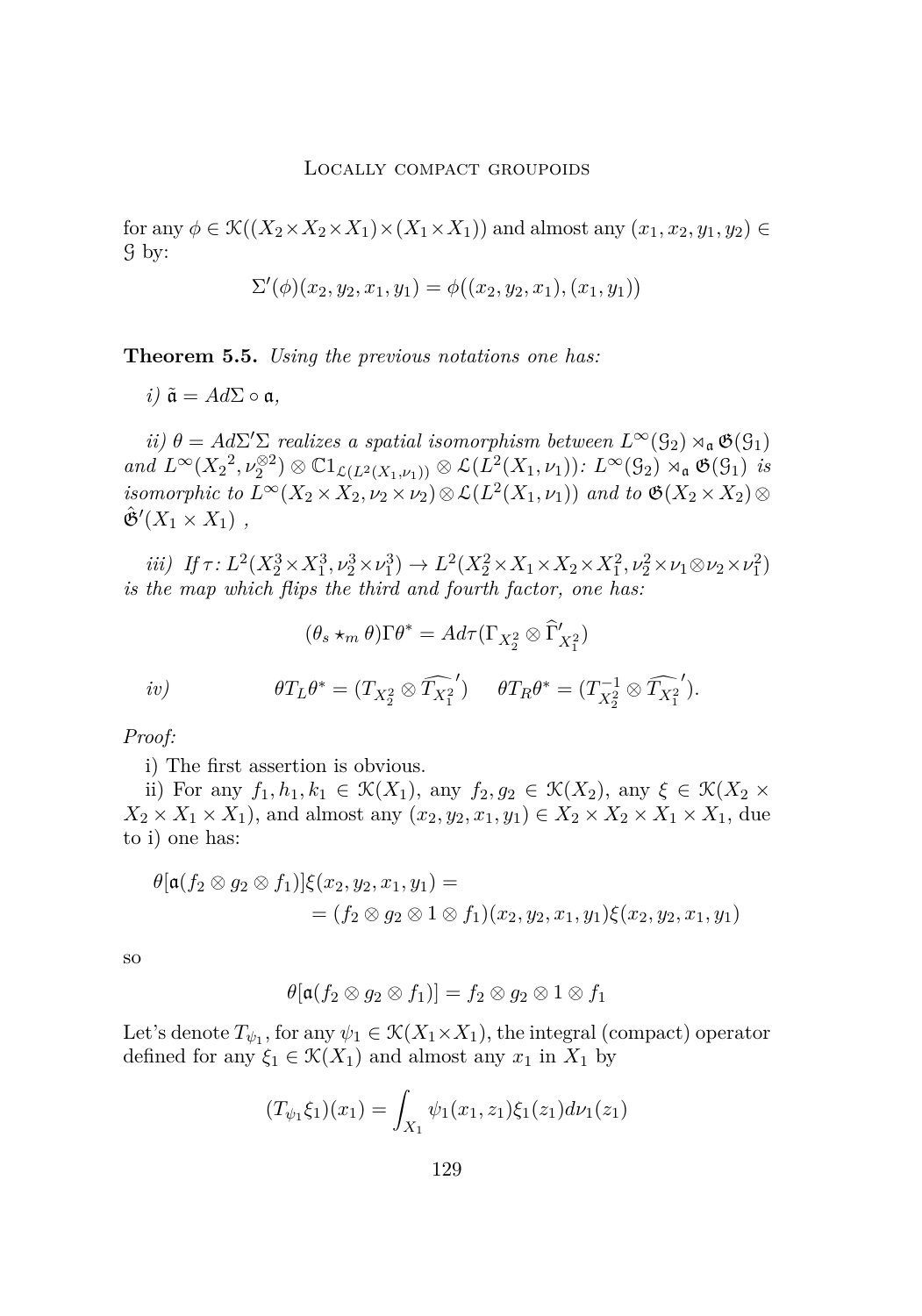for any $\phi \in \mathcal{K}((X_2 \times X_2 \times X_1) \times (X_1 \times X_1))$ and almost any $(x_1, x_2, y_1, y_2) \in \mathcal{G}$ by:

$$\Sigma'(\phi)(x_2, y_2, x_1, y_1) = \phi((x_2, y_2, x_1), (x_1, y_1))$$

**Theorem 5.5.** *Using the previous notations one has:*

*i)* $\tilde{\mathfrak{a}} = Ad\Sigma \circ \mathfrak{a}$,

*ii)* $\theta = Ad\Sigma'\Sigma$ *realizes a spatial isomorphism between* $L^\infty(\mathcal{G}_2) \rtimes_{\mathfrak{a}} \mathfrak{G}(\mathcal{G}_1)$ *and* $L^\infty({X_2}^2, \nu_2^{\otimes 2}) \otimes \mathbb{C}1_{\mathcal{L}(L^2(X_1,\nu_1))} \otimes \mathcal{L}(L^2(X_1, \nu_1))$*:* $L^\infty(\mathcal{G}_2) \rtimes_{\mathfrak{a}} \mathfrak{G}(\mathcal{G}_1)$ *is isomorphic to* $L^\infty(X_2 \times X_2, \nu_2 \times \nu_2) \otimes \mathcal{L}(L^2(X_1, \nu_1))$ *and to* $\mathfrak{G}(X_2 \times X_2) \otimes \hat{\mathfrak{G}}'(X_1 \times X_1)$ *,*

*iii) If* $\tau \colon L^2(X_2^3 \times X_1^3, \nu_2^3 \times \nu_1^3) \to L^2(X_2^2 \times X_1 \times X_2 \times X_1^2, \nu_2^2 \times \nu_1 \otimes \nu_2 \times \nu_1^2)$ *is the map which flips the third and fourth factor, one has:*

$$(\theta_s \star_m \theta)\Gamma\theta^* = Ad\tau(\Gamma_{X_2^2} \otimes \widehat{\Gamma}'_{X_1^2})$$

*iv)*
$$\theta T_L \theta^* = (T_{X_2^2} \otimes \widehat{T_{X_1^2}}') \qquad \theta T_R \theta^* = (T^{-1}_{X_2^2} \otimes \widehat{T_{X_1^2}}').$$

*Proof:*

i) The first assertion is obvious.

ii) For any $f_1, h_1, k_1 \in \mathcal{K}(X_1)$, any $f_2, g_2 \in \mathcal{K}(X_2)$, any $\xi \in \mathcal{K}(X_2 \times X_2 \times X_1 \times X_1)$, and almost any $(x_2, y_2, x_1, y_1) \in X_2 \times X_2 \times X_1 \times X_1$, due to i) one has:

$$\begin{aligned}\theta[\mathfrak{a}(f_2 \otimes g_2 \otimes f_1)]\xi(x_2, y_2, x_1, y_1) &= \\ &= (f_2 \otimes g_2 \otimes 1 \otimes f_1)(x_2, y_2, x_1, y_1)\xi(x_2, y_2, x_1, y_1)\end{aligned}$$

so

$$\theta[\mathfrak{a}(f_2 \otimes g_2 \otimes f_1)] = f_2 \otimes g_2 \otimes 1 \otimes f_1$$

Let's denote $T_{\psi_1}$, for any $\psi_1 \in \mathcal{K}(X_1 \times X_1)$, the integral (compact) operator defined for any $\xi_1 \in \mathcal{K}(X_1)$ and almost any $x_1$ in $X_1$ by

$$(T_{\psi_1}\xi_1)(x_1) = \int_{X_1} \psi_1(x_1, z_1)\xi_1(z_1)d\nu_1(z_1)$$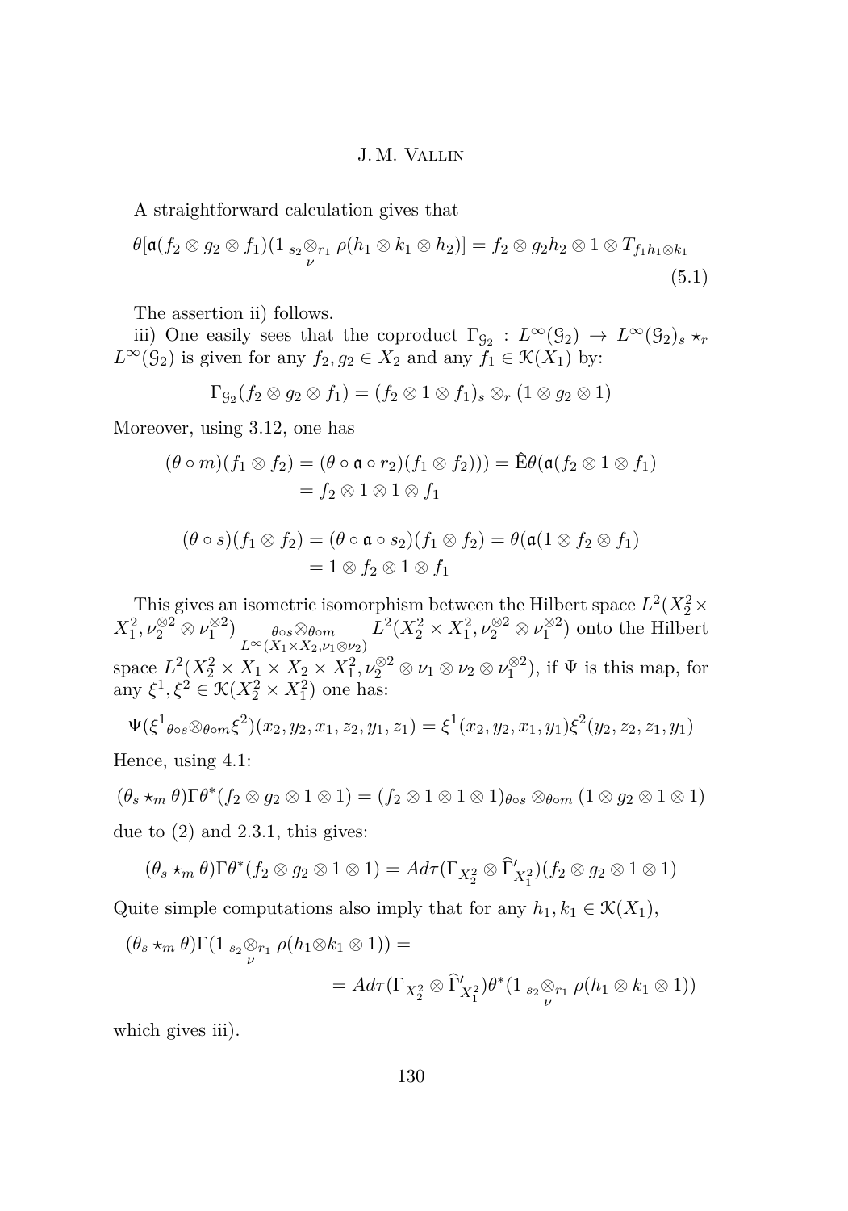A straightforward calculation gives that

$$\theta[\mathfrak{a}(f_2 \otimes g_2 \otimes f_1)(1 \, {}_{s_2}\underset{\nu}{\otimes}_{r_1} \rho(h_1 \otimes k_1 \otimes h_2)] = f_2 \otimes g_2 h_2 \otimes 1 \otimes T_{f_1 h_1 \otimes k_1} \tag{5.1}$$

The assertion ii) follows.

iii) One easily sees that the coproduct $\Gamma_{\mathcal{G}_2} : L^\infty(\mathcal{G}_2) \to L^\infty(\mathcal{G}_2)_s \star_r L^\infty(\mathcal{G}_2)$ is given for any $f_2, g_2 \in X_2$ and any $f_1 \in \mathcal{K}(X_1)$ by:

$$\Gamma_{\mathcal{G}_2}(f_2 \otimes g_2 \otimes f_1) = (f_2 \otimes 1 \otimes f_1)_s \otimes_r (1 \otimes g_2 \otimes 1)$$

Moreover, using 3.12, one has

$$\begin{aligned}(\theta \circ m)(f_1 \otimes f_2) &= (\theta \circ \mathfrak{a} \circ r_2)(f_1 \otimes f_2))) = \hat{\mathrm{E}}\theta(\mathfrak{a}(f_2 \otimes 1 \otimes f_1) \\ &= f_2 \otimes 1 \otimes 1 \otimes f_1\end{aligned}$$

$$\begin{aligned}(\theta \circ s)(f_1 \otimes f_2) &= (\theta \circ \mathfrak{a} \circ s_2)(f_1 \otimes f_2) = \theta(\mathfrak{a}(1 \otimes f_2 \otimes f_1) \\ &= 1 \otimes f_2 \otimes 1 \otimes f_1\end{aligned}$$

This gives an isometric isomorphism between the Hilbert space $L^2(X_2^2 \times X_1^2, \nu_2^{\otimes 2} \otimes \nu_1^{\otimes 2}) \underset{L^\infty(X_1 \times X_2, \nu_1 \otimes \nu_2)}{{}_{\theta\circ s}\otimes_{\theta \circ m}} L^2(X_2^2 \times X_1^2, \nu_2^{\otimes 2} \otimes \nu_1^{\otimes 2})$ onto the Hilbert space $L^2(X_2^2 \times X_1 \times X_2 \times X_1^2, \nu_2^{\otimes 2} \otimes \nu_1 \otimes \nu_2 \otimes \nu_1^{\otimes 2})$, if $\Psi$ is this map, for any $\xi^1, \xi^2 \in \mathcal{K}(X_2^2 \times X_1^2)$ one has:

$$\Psi(\xi^1 {}_{\theta\circ s}\otimes_{\theta\circ m} \xi^2)(x_2, y_2, x_1, z_2, y_1, z_1) = \xi^1(x_2, y_2, x_1, y_1)\xi^2(y_2, z_2, z_1, y_1)$$

Hence, using 4.1:

$$(\theta_s \star_m \theta)\Gamma\theta^*(f_2 \otimes g_2 \otimes 1 \otimes 1) = (f_2 \otimes 1 \otimes 1 \otimes 1)_{\theta\circ s} \otimes_{\theta\circ m} (1 \otimes g_2 \otimes 1 \otimes 1)$$

due to (2) and 2.3.1, this gives:

$$(\theta_s \star_m \theta)\Gamma\theta^*(f_2 \otimes g_2 \otimes 1 \otimes 1) = Ad\tau(\Gamma_{X_2^2} \otimes \widehat{\Gamma}'_{X_1^2})(f_2 \otimes g_2 \otimes 1 \otimes 1)$$

Quite simple computations also imply that for any $h_1, k_1 \in \mathcal{K}(X_1)$,

$$\begin{aligned}&(\theta_s \star_m \theta)\Gamma(1 \, {}_{s_2}\underset{\nu}{\otimes}_{r_1} \rho(h_1 \otimes k_1 \otimes 1)) = \\ &\qquad = Ad\tau(\Gamma_{X_2^2} \otimes \widehat{\Gamma}'_{X_1^2})\theta^*(1 \, {}_{s_2}\underset{\nu}{\otimes}_{r_1} \rho(h_1 \otimes k_1 \otimes 1))\end{aligned}$$

which gives iii).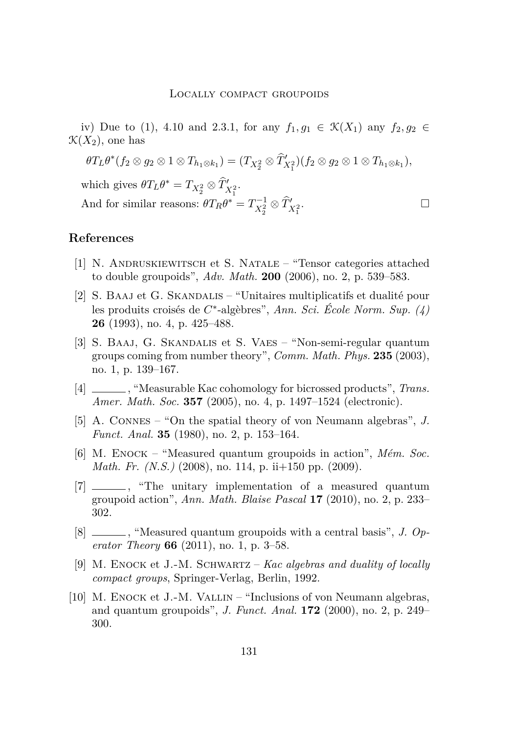iv) Due to (1), 4.10 and 2.3.1, for any $f_1, g_1 \in \mathcal{K}(X_1)$ any $f_2, g_2 \in \mathcal{K}(X_2)$, one has

$$\theta T_L \theta^*(f_2 \otimes g_2 \otimes 1 \otimes T_{h_1 \otimes k_1}) = (T_{X_2^2} \otimes \widehat{T}'_{X_1^2})(f_2 \otimes g_2 \otimes 1 \otimes T_{h_1 \otimes k_1}),$$

which gives $\theta T_L \theta^* = T_{X_2^2} \otimes \widehat{T}'_{X_1^2}$.

And for similar reasons: $\theta T_R \theta^* = T^{-1}_{X_2^2} \otimes \widehat{T}'_{X_1^2}$. □

## References

[1] N. Andruskiewitsch et S. Natale – "Tensor categories attached to double groupoids", *Adv. Math.* **200** (2006), no. 2, p. 539–583.

[2] S. Baaj et G. Skandalis – "Unitaires multiplicatifs et dualité pour les produits croisés de $C^*$-algèbres", *Ann. Sci. École Norm. Sup. (4)* **26** (1993), no. 4, p. 425–488.

[3] S. Baaj, G. Skandalis et S. Vaes – "Non-semi-regular quantum groups coming from number theory", *Comm. Math. Phys.* **235** (2003), no. 1, p. 139–167.

[4] ———, "Measurable Kac cohomology for bicrossed products", *Trans. Amer. Math. Soc.* **357** (2005), no. 4, p. 1497–1524 (electronic).

[5] A. Connes – "On the spatial theory of von Neumann algebras", *J. Funct. Anal.* **35** (1980), no. 2, p. 153–164.

[6] M. Enock – "Measured quantum groupoids in action", *Mém. Soc. Math. Fr. (N.S.)* (2008), no. 114, p. ii+150 pp. (2009).

[7] ———, "The unitary implementation of a measured quantum groupoid action", *Ann. Math. Blaise Pascal* **17** (2010), no. 2, p. 233–302.

[8] ———, "Measured quantum groupoids with a central basis", *J. Operator Theory* **66** (2011), no. 1, p. 3–58.

[9] M. Enock et J.-M. Schwartz – *Kac algebras and duality of locally compact groups*, Springer-Verlag, Berlin, 1992.

[10] M. Enock et J.-M. Vallin – "Inclusions of von Neumann algebras, and quantum groupoids", *J. Funct. Anal.* **172** (2000), no. 2, p. 249–300.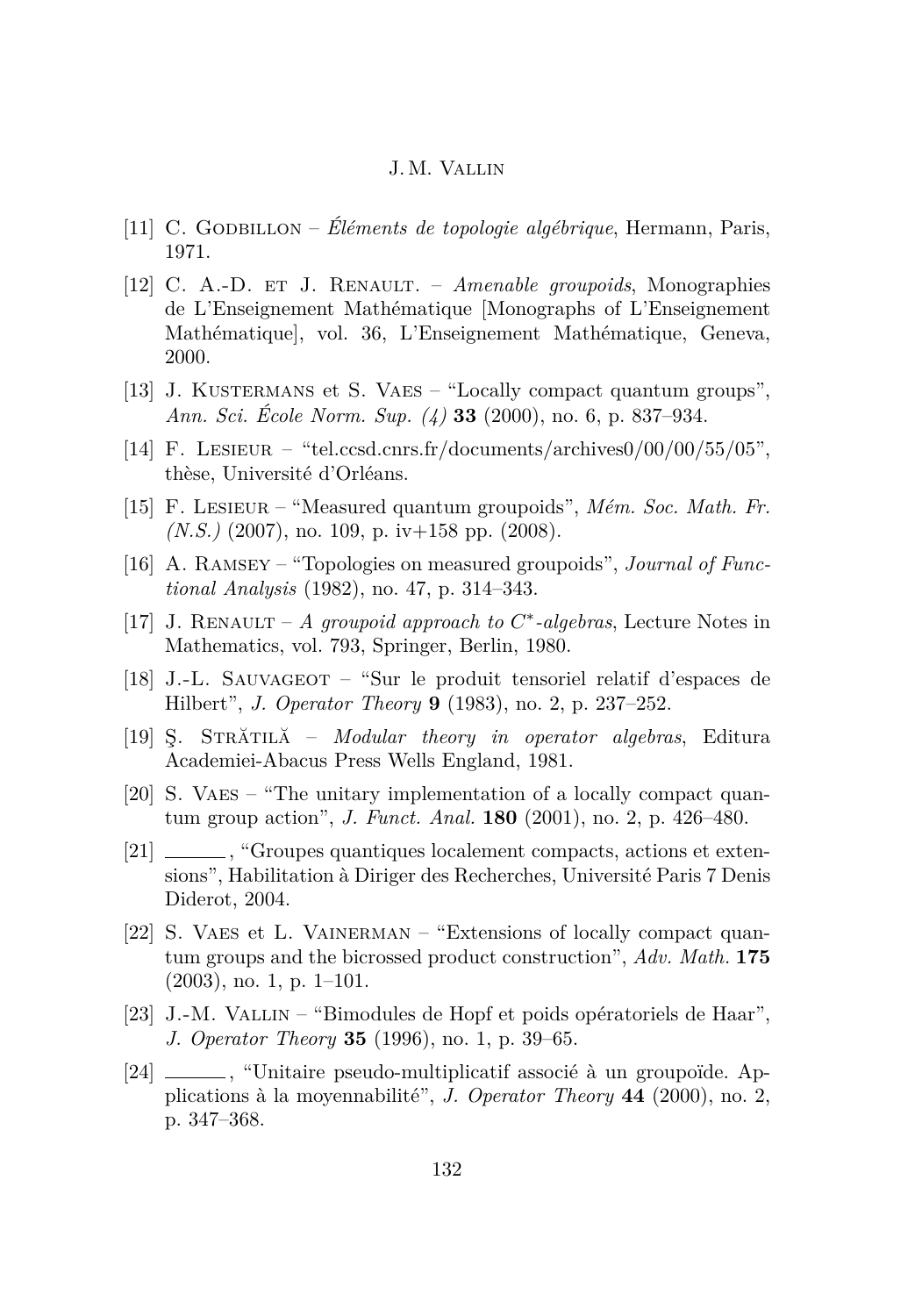[11] C. Godbillon – *Éléments de topologie algébrique*, Hermann, Paris, 1971.

[12] C. A.-D. et J. Renault. – *Amenable groupoids*, Monographies de L'Enseignement Mathématique [Monographs of L'Enseignement Mathématique], vol. 36, L'Enseignement Mathématique, Geneva, 2000.

[13] J. Kustermans et S. Vaes – "Locally compact quantum groups", *Ann. Sci. École Norm. Sup. (4)* **33** (2000), no. 6, p. 837–934.

[14] F. Lesieur – "tel.ccsd.cnrs.fr/documents/archives0/00/00/55/05", thèse, Université d'Orléans.

[15] F. Lesieur – "Measured quantum groupoids", *Mém. Soc. Math. Fr. (N.S.)* (2007), no. 109, p. iv+158 pp. (2008).

[16] A. Ramsey – "Topologies on measured groupoids", *Journal of Functional Analysis* (1982), no. 47, p. 314–343.

[17] J. Renault – *A groupoid approach to $C^*$-algebras*, Lecture Notes in Mathematics, vol. 793, Springer, Berlin, 1980.

[18] J.-L. Sauvageot – "Sur le produit tensoriel relatif d'espaces de Hilbert", *J. Operator Theory* **9** (1983), no. 2, p. 237–252.

[19] Ş. Strătilă – *Modular theory in operator algebras*, Editura Academiei-Abacus Press Wells England, 1981.

[20] S. Vaes – "The unitary implementation of a locally compact quantum group action", *J. Funct. Anal.* **180** (2001), no. 2, p. 426–480.

[21] ______, "Groupes quantiques localement compacts, actions et extensions", Habilitation à Diriger des Recherches, Université Paris 7 Denis Diderot, 2004.

[22] S. Vaes et L. Vainerman – "Extensions of locally compact quantum groups and the bicrossed product construction", *Adv. Math.* **175** (2003), no. 1, p. 1–101.

[23] J.-M. Vallin – "Bimodules de Hopf et poids opératoriels de Haar", *J. Operator Theory* **35** (1996), no. 1, p. 39–65.

[24] ______, "Unitaire pseudo-multiplicatif associé à un groupoïde. Applications à la moyennabilité", *J. Operator Theory* **44** (2000), no. 2, p. 347–368.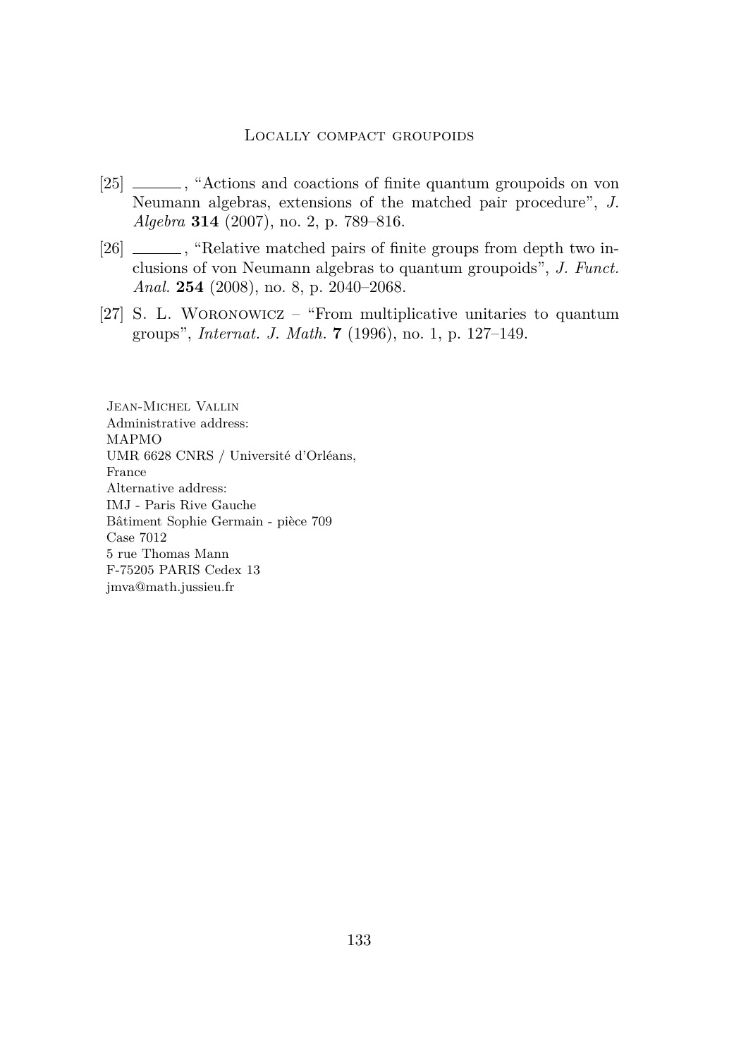[25] ______, "Actions and coactions of finite quantum groupoids on von Neumann algebras, extensions of the matched pair procedure", *J. Algebra* **314** (2007), no. 2, p. 789–816.

[26] ______, "Relative matched pairs of finite groups from depth two inclusions of von Neumann algebras to quantum groupoids", *J. Funct. Anal.* **254** (2008), no. 8, p. 2040–2068.

[27] S. L. Woronowicz – "From multiplicative unitaries to quantum groups", *Internat. J. Math.* **7** (1996), no. 1, p. 127–149.

Jean-Michel Vallin
Administrative address:
MAPMO
UMR 6628 CNRS / Université d'Orléans,
France
Alternative address:
IMJ - Paris Rive Gauche
Bâtiment Sophie Germain - pièce 709
Case 7012
5 rue Thomas Mann
F-75205 PARIS Cedex 13
jmva@math.jussieu.fr